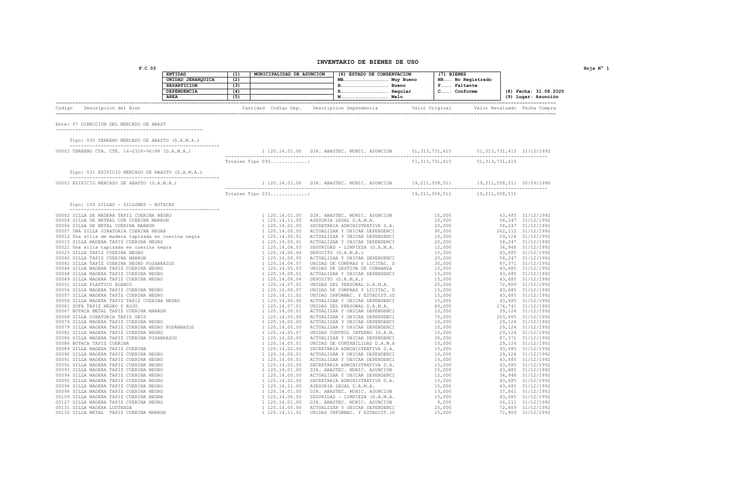# INVENTARIO DE BIENES DE USO

**F.C.03**

| | | | | | |
|---|---|---|---|---|---|
| **ENTIDAD** | (1) | MUNICIPALIDAD DE ASUNCION | **(6) ESTADO DE CONSERVACION** | **(7) BIENES** | |
| **UNIDAD JERARQUICA** | (2) | | **MB**......... Muy Bueno | **NR**........ No Registrado | |
| **REPARTICION** | (3) | | **B**......... Bueno | **F**......... Faltante | |
| **DEPENDENCIA** | (4) | | **R**......... Regular | **C**......... Conforme | **(8) Fecha: 31.08.2020** |
| **AREA** | (5) | | **M**......... Malo | | **(9) Lugar: Asunción** |

Ente: 07 DIRECCION DEL MERCADO DE ABAST

| Codigo | Descripcion del Bien | Cantidad | Codigo Dep. | Descripcion Dependencia | Valor Original | Valor Revaluado | Fecha Compra |
|---|---|---|---|---|---|---|---|
| | **Tipo: 030 TERRENO MERCADO DE ABASTO (D.A.M.A.)** | | | | | | |
| 00001 | TERRENO CTA. CTE. 14-0328-96/98 (D.A.M.A.) | 1 | 120.14.01.00 | DIR. ABASTEC. MUNIC. ASUNCION | 51,313,731,415 | 51,313,731,415 | 31/12/1992 |
| | Totales Tipo 030............: | | | | 51,313,731,415 | 51,313,731,415 | |
| | **Tipo: 031 EDIFICIO MERCADO DE ABASTO (D.A.M.A.)** | | | | | | |
| 00001 | EDIFICIO MERCADO DE ABASTO (D.A.M.A.) | 1 | 120.14.01.00 | DIR. ABASTEC. MUNIC. ASUNCION | 19,211,058,511 | 19,211,058,511 | 30/09/1996 |
| | Totales Tipo 031............: | | | | 19,211,058,511 | 19,211,058,511 | |
| | **Tipo: 100 SILLAS - SILLONES - BUTACAS** | | | | | | |
| 00002 | SILLA DE MADERA TAPIZ CUERINA NEGRO | 1 | 120.14.01.00 | DIR. ABASTEC. MUNIC. ASUNCION | 15,000 | 43,685 | 31/12/1992 |
| 00004 | SILLA DE METEAL CON CUERINA MARRON | 1 | 120.14.11.00 | ASESORIA LEGAL D.A.M.A. | 20,000 | 58,247 | 31/12/1992 |
| 00006 | SILLA DE METAL CUERINA MARRON | 1 | 120.14.02.00 | SECRETARIA ADMINISTRATIVA D.A. | 20,000 | 58,247 | 31/12/1992 |
| 00007 | UNA SILLA GIRATORIA CUERINA NEGRA | 1 | 120.14.00.00 | ACTUALIZAR Y UBICAR DEPENDENCI | 90,000 | 262,112 | 31/12/1992 |
| 00012 | Una silla de madera tapizada en cuerina negra | 1 | 120.14.00.01 | ACTUALIZAR Y UBICAR DEPENDENCI | 10,000 | 29,124 | 31/12/1992 |
| 00015 | SILLA MADERA TAPIZ CUERINA NEGRO | 1 | 120.14.00.01 | ACTUALIZAR Y UBICAR DEPENDENCI | 20,000 | 58,247 | 31/12/1992 |
| 00021 | Una silla tapizada en cuerina negra | 1 | 120.14.06.03 | SEGURIDAD - LIMPIEZA (D.A.M.A. | 12,000 | 34,948 | 31/12/1992 |
| 00023 | SILLA TAPIZ CUERINA NEGRO | 1 | 120.14.06.04 | DEPOSITO (D.A.M.A.) | 15,000 | 43,685 | 31/12/1992 |
| 00040 | SILLA TAPIZ CUERINA MARRON | 1 | 120.14.00.00 | ACTUALIZAR Y UBICAR DEPENDENCI | 20,000 | 58,247 | 31/12/1992 |
| 00042 | SILLA TAPIZ CUERINA NEGRO POSABRAZOS | 1 | 120.14.06.07 | UNIDAD DE COMPRAS Y LICITAC. D | 30,000 | 87,371 | 31/12/1992 |
| 00046 | SILLA MADERA TAPIZ CUERINA NEGRO | 1 | 120.14.05.03 | UNIDAD DE GESTION DE COBRANZA | 15,000 | 43,685 | 31/12/1992 |
| 00048 | SILLA MADERA TAPIZ CUERINA NEGRO | 1 | 120.14.00.01 | ACTUALIZAR Y UBICAR DEPENDENCI | 15,000 | 43,685 | 31/12/1992 |
| 00049 | SILLA MADERA TAPIZ CUERINA NEGRO | 1 | 120.14.06.04 | DEPOSITO (D.A.M.A.) | 15,000 | 43,685 | 31/12/1992 |
| 00051 | SILLA PLASTICO BLANCO | 1 | 120.14.07.01 | UNIDAD DEL PERSONAL D.A.M.A. | 25,000 | 72,809 | 31/12/1992 |
| 00056 | SILLA MADERA TAPIZ CUERINA NEGRO | 1 | 120.14.06.07 | UNIDAD DE COMPRAS Y LICITAC. D | 15,000 | 43,685 | 31/12/1992 |
| 00057 | SILLA MADERA TAPIZ CUERINA NEGRO | 1 | 120.14.11.02 | UNIDAD INFORMAC. Y ESTADIST.(D | 15,000 | 43,685 | 31/12/1992 |
| 00058 | SILLA MADERA TAPIZ TAPIZ CUERINA NEGRO | 1 | 120.14.00.00 | ACTUALIZAR Y UBICAR DEPENDENCI | 15,000 | 43,685 | 31/12/1992 |
| 00061 | SOFA TAPIZ NEGRO Y ROJO | 1 | 120.14.07.01 | UNIDAD DEL PERSONAL D.A.M.A. | 60,000 | 174,741 | 31/12/1992 |
| 00067 | BUTACA METAL TAPIZ CUERINA MARRON | 1 | 120.14.00.01 | ACTUALIZAR Y UBICAR DEPENDENCI | 10,000 | 29,124 | 31/12/1992 |
| 00068 | SILLA GIRATORIA TAPIZ GRIS | 1 | 120.14.00.00 | ACTUALIZAR Y UBICAR DEPENDENCI | 70,000 | 203,865 | 31/12/1992 |
| 00074 | SILLA MADERA TAPIZ CUERINA NEGRO | 1 | 120.14.00.00 | ACTUALIZAR Y UBICAR DEPENDENCI | 10,000 | 29,124 | 31/12/1992 |
| 00079 | SILLA MADERA TAPIZ CUERINA NEGRO POSABRAZOS | 1 | 120.14.00.00 | ACTUALIZAR Y UBICAR DEPENDENCI | 10,000 | 29,124 | 31/12/1992 |
| 00082 | SILLA MADERA TAPIZ CUERINA NEGRO | 1 | 120.14.05.07 | UNIDAD CONTROL INTERNO (D.A.M. | 10,000 | 29,124 | 31/12/1992 |
| 00084 | SILLA MADERA TAPIZ CUERINA POSABRAZOS | 1 | 120.14.00.00 | ACTUALIZAR Y UBICAR DEPENDENCI | 30,000 | 87,371 | 31/12/1992 |
| 00086 | BUTACA TAPIZ CUERINA | 1 | 120.14.05.01 | UNIDAD DE CONTABILIDAD D.A.M.A | 10,000 | 29,124 | 31/12/1992 |
| 00089 | SILLA MADERA TAPIZ CUERINA | 1 | 120.14.02.00 | SECRETARIA ADMINISTRATIVA D.A. | 15,000 | 43,685 | 31/12/1992 |
| 00090 | SILLA MADERA TAPIZ CUERINA NEGRO | 1 | 120.14.00.01 | ACTUALIZAR Y UBICAR DEPENDENCI | 10,000 | 29,124 | 31/12/1992 |
| 00091 | SILLA MADERA TAPIZ CUERINA NEGRO | 1 | 120.14.00.01 | ACTUALIZAR Y UBICAR DEPENDENCI | 15,000 | 43,685 | 31/12/1992 |
| 00092 | SILLA MADERA TAPIZ CUERINA NEGRO | 1 | 120.14.02.00 | SECRETARIA ADMINISTRATIVA D.A. | 15,000 | 43,685 | 31/12/1992 |
| 00093 | SILLA MADERA TAPIZ CUERINA NEGRO | 1 | 120.14.01.00 | DIR. ABASTEC. MUNIC. ASUNCION | 15,000 | 43,685 | 31/12/1992 |
| 00094 | SILLA MADERA TAPIZ CUERINA NEGRO | 1 | 120.14.00.00 | ACTUALIZAR Y UBICAR DEPENDENCI | 12,000 | 34,948 | 31/12/1992 |
| 00095 | SILLA MADERA TAPIZ CUERINA NEGRO | 1 | 120.14.02.00 | SECRETARIA ADMINISTRATIVA D.A. | 15,000 | 43,685 | 31/12/1992 |
| 00096 | SILLA MADERA TAPIZ CUERINA NEGRO | 1 | 120.14.11.00 | ASESORIA LEGAL D.A.M.A. | 15,000 | 43,685 | 31/12/1992 |
| 00098 | SILLA MADERA TAPIZ CUERINA NEGRO | 1 | 120.14.01.00 | DIR. ABASTEC. MUNIC. ASUNCION | 13,000 | 37,861 | 31/12/1992 |
| 00109 | SILLA MADERA TAPIZ CUERINA NEGRA | 1 | 120.14.06.03 | SEGURIDAD - LIMPIEZA (D.A.M.A. | 15,000 | 43,685 | 31/12/1992 |
| 00127 | SILLA MADERA TAPIZ CUERINA NEGRO | 1 | 120.14.01.00 | DIR. ABASTEC. MUNIC. ASUNCION | 9,000 | 26,211 | 31/12/1992 |
| 00131 | SILLA MADERA LUSTRADA | 1 | 120.14.00.00 | ACTUALIZAR Y UBICAR DEPENDENCI | 25,000 | 72,809 | 31/12/1992 |
| 00132 | SILLA METAL TAPIZ CUERINA MARRON | 1 | 120.14.11.02 | UNIDAD INFORMAC. Y ESTADIST.(D | 25,000 | 72,809 | 31/12/1992 |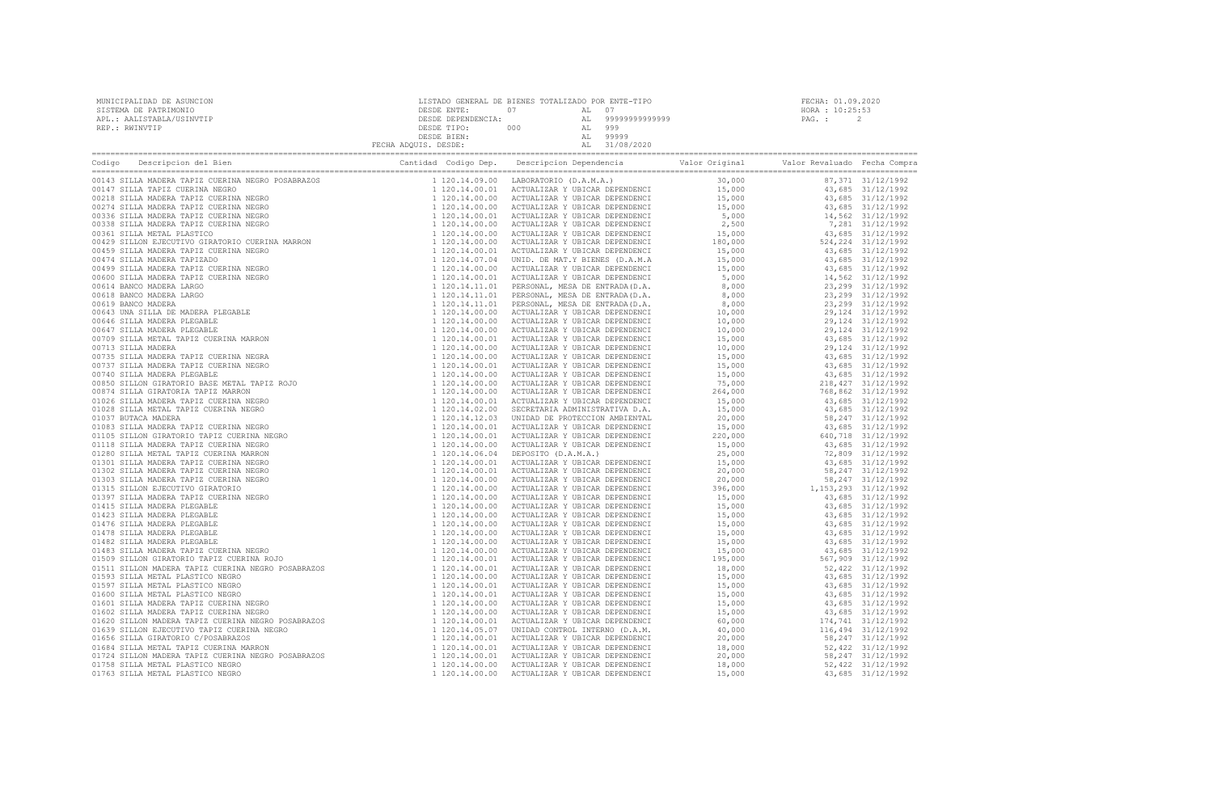MUNICIPALIDAD DE ASUNCION
SISTEMA DE PATRIMONIO
APL.: AALISTABLA/USINVTIP
REP.: RWINVTIP

LISTADO GENERAL DE BIENES TOTALIZADO POR ENTE-TIPO
DESDE ENTE: 07 AL 07
DESDE DEPENDENCIA: AL 99999999999999
DESDE TIPO: 000 AL 999
DESDE BIEN: AL 99999
FECHA ADQUIS. DESDE: AL 31/08/2020

FECHA: 01.09.2020
HORA : 10:25:53

| Codigo | Descripcion del Bien | Cantidad | Codigo Dep. | Descripcion Dependencia | Valor Original | Valor Revaluado | Fecha Compra |
|---|---|---|---|---|---|---|---|
| 00143 | SILLA MADERA TAPIZ CUERINA NEGRO POSABRAZOS | 1 | 120.14.09.00 | LABORATORIO (D.A.M.A.) | 30,000 | 87,371 | 31/12/1992 |
| 00147 | SILLA TAPIZ CUERINA NEGRO | 1 | 120.14.00.01 | ACTUALIZAR Y UBICAR DEPENDENCI | 15,000 | 43,685 | 31/12/1992 |
| 00218 | SILLA MADERA TAPIZ CUERINA NEGRO | 1 | 120.14.00.00 | ACTUALIZAR Y UBICAR DEPENDENCI | 15,000 | 43,685 | 31/12/1992 |
| 00274 | SILLA MADERA TAPIZ CUERINA NEGRO | 1 | 120.14.00.00 | ACTUALIZAR Y UBICAR DEPENDENCI | 15,000 | 43,685 | 31/12/1992 |
| 00336 | SILLA MADERA TAPIZ CUERINA NEGRO | 1 | 120.14.00.01 | ACTUALIZAR Y UBICAR DEPENDENCI | 5,000 | 14,562 | 31/12/1992 |
| 00338 | SILLA MADERA TAPIZ CUERINA NEGRO | 1 | 120.14.00.00 | ACTUALIZAR Y UBICAR DEPENDENCI | 2,500 | 7,281 | 31/12/1992 |
| 00361 | SILLA METAL PLASTICO | 1 | 120.14.00.00 | ACTUALIZAR Y UBICAR DEPENDENCI | 15,000 | 43,685 | 31/12/1992 |
| 00429 | SILLON EJECUTIVO GIRATORIO CUERINA MARRON | 1 | 120.14.00.00 | ACTUALIZAR Y UBICAR DEPENDENCI | 180,000 | 524,224 | 31/12/1992 |
| 00459 | SILLA MADERA TAPIZ CUERINA NEGRO | 1 | 120.14.00.01 | ACTUALIZAR Y UBICAR DEPENDENCI | 15,000 | 43,685 | 31/12/1992 |
| 00474 | SILLA MADERA TAPIZADO | 1 | 120.14.07.04 | UNID. DE MAT.Y BIENES (D.A.M.A | 15,000 | 43,685 | 31/12/1992 |
| 00499 | SILLA MADERA TAPIZ CUERINA NEGRO | 1 | 120.14.00.00 | ACTUALIZAR Y UBICAR DEPENDENCI | 15,000 | 43,685 | 31/12/1992 |
| 00600 | SILLA MADERA TAPIZ CUERINA NEGRO | 1 | 120.14.00.01 | ACTUALIZAR Y UBICAR DEPENDENCI | 5,000 | 14,562 | 31/12/1992 |
| 00614 | BANCO MADERA LARGO | 1 | 120.14.11.01 | PERSONAL, MESA DE ENTRADA(D.A. | 8,000 | 23,299 | 31/12/1992 |
| 00618 | BANCO MADERA LARGO | 1 | 120.14.11.01 | PERSONAL, MESA DE ENTRADA(D.A. | 8,000 | 23,299 | 31/12/1992 |
| 00619 | BANCO MADERA | 1 | 120.14.11.01 | PERSONAL, MESA DE ENTRADA(D.A. | 8,000 | 23,299 | 31/12/1992 |
| 00643 | UNA SILLA DE MADERA PLEGABLE | 1 | 120.14.00.00 | ACTUALIZAR Y UBICAR DEPENDENCI | 10,000 | 29,124 | 31/12/1992 |
| 00646 | SILLA MADERA PLEGABLE | 1 | 120.14.00.00 | ACTUALIZAR Y UBICAR DEPENDENCI | 10,000 | 29,124 | 31/12/1992 |
| 00647 | SILLA MADERA PLEGABLE | 1 | 120.14.00.00 | ACTUALIZAR Y UBICAR DEPENDENCI | 10,000 | 29,124 | 31/12/1992 |
| 00709 | SILLA METAL TAPIZ CUERINA MARRON | 1 | 120.14.00.01 | ACTUALIZAR Y UBICAR DEPENDENCI | 15,000 | 43,685 | 31/12/1992 |
| 00713 | SILLA MADERA | 1 | 120.14.00.00 | ACTUALIZAR Y UBICAR DEPENDENCI | 10,000 | 29,124 | 31/12/1992 |
| 00735 | SILLA MADERA TAPIZ CUERINA NEGRA | 1 | 120.14.00.00 | ACTUALIZAR Y UBICAR DEPENDENCI | 15,000 | 43,685 | 31/12/1992 |
| 00737 | SILLA MADERA TAPIZ CUERINA NEGRO | 1 | 120.14.00.01 | ACTUALIZAR Y UBICAR DEPENDENCI | 15,000 | 43,685 | 31/12/1992 |
| 00740 | SILLA MADERA PLEGABLE | 1 | 120.14.00.00 | ACTUALIZAR Y UBICAR DEPENDENCI | 15,000 | 43,685 | 31/12/1992 |
| 00850 | SILLON GIRATORIO BASE METAL TAPIZ ROJO | 1 | 120.14.00.00 | ACTUALIZAR Y UBICAR DEPENDENCI | 75,000 | 218,427 | 31/12/1992 |
| 00874 | SILLA GIRATORIA TAPIZ MARRON | 1 | 120.14.00.00 | ACTUALIZAR Y UBICAR DEPENDENCI | 264,000 | 768,862 | 31/12/1992 |
| 01026 | SILLA MADERA TAPIZ CUERINA NEGRO | 1 | 120.14.00.01 | ACTUALIZAR Y UBICAR DEPENDENCI | 15,000 | 43,685 | 31/12/1992 |
| 01028 | SILLA METAL TAPIZ CUERINA NEGRO | 1 | 120.14.02.00 | SECRETARIA ADMINISTRATIVA D.A. | 15,000 | 43,685 | 31/12/1992 |
| 01037 | BUTACA MADERA | 1 | 120.14.12.03 | UNIDAD DE PROTECCION AMBIENTAL | 20,000 | 58,247 | 31/12/1992 |
| 01083 | SILLA MADERA TAPIZ CUERINA NEGRO | 1 | 120.14.00.01 | ACTUALIZAR Y UBICAR DEPENDENCI | 15,000 | 43,685 | 31/12/1992 |
| 01105 | SILLON GIRATORIO TAPIZ CUERINA NEGRO | 1 | 120.14.00.01 | ACTUALIZAR Y UBICAR DEPENDENCI | 220,000 | 640,718 | 31/12/1992 |
| 01118 | SILLA MADERA TAPIZ CUERINA NEGRO | 1 | 120.14.00.00 | ACTUALIZAR Y UBICAR DEPENDENCI | 15,000 | 43,685 | 31/12/1992 |
| 01280 | SILLA METAL TAPIZ CUERINA MARRON | 1 | 120.14.06.04 | DEPOSITO (D.A.M.A.) | 25,000 | 72,809 | 31/12/1992 |
| 01301 | SILLA MADERA TAPIZ CUERINA NEGRO | 1 | 120.14.00.01 | ACTUALIZAR Y UBICAR DEPENDENCI | 15,000 | 43,685 | 31/12/1992 |
| 01302 | SILLA MADERA TAPIZ CUERINA NEGRO | 1 | 120.14.00.01 | ACTUALIZAR Y UBICAR DEPENDENCI | 20,000 | 58,247 | 31/12/1992 |
| 01303 | SILLA MADERA TAPIZ CUERINA NEGRO | 1 | 120.14.00.00 | ACTUALIZAR Y UBICAR DEPENDENCI | 20,000 | 58,247 | 31/12/1992 |
| 01315 | SILLON EJECUTIVO GIRATORIO | 1 | 120.14.00.00 | ACTUALIZAR Y UBICAR DEPENDENCI | 396,000 | 1,153,293 | 31/12/1992 |
| 01397 | SILLA MADERA TAPIZ CUERINA NEGRO | 1 | 120.14.00.00 | ACTUALIZAR Y UBICAR DEPENDENCI | 15,000 | 43,685 | 31/12/1992 |
| 01415 | SILLA MADERA PLEGABLE | 1 | 120.14.00.00 | ACTUALIZAR Y UBICAR DEPENDENCI | 15,000 | 43,685 | 31/12/1992 |
| 01423 | SILLA MADERA PLEGABLE | 1 | 120.14.00.00 | ACTUALIZAR Y UBICAR DEPENDENCI | 15,000 | 43,685 | 31/12/1992 |
| 01476 | SILLA MADERA PLEGABLE | 1 | 120.14.00.00 | ACTUALIZAR Y UBICAR DEPENDENCI | 15,000 | 43,685 | 31/12/1992 |
| 01478 | SILLA MADERA PLEGABLE | 1 | 120.14.00.00 | ACTUALIZAR Y UBICAR DEPENDENCI | 15,000 | 43,685 | 31/12/1992 |
| 01482 | SILLA MADERA PLEGABLE | 1 | 120.14.00.00 | ACTUALIZAR Y UBICAR DEPENDENCI | 15,000 | 43,685 | 31/12/1992 |
| 01483 | SILLA MADERA TAPIZ CUERINA NEGRO | 1 | 120.14.00.00 | ACTUALIZAR Y UBICAR DEPENDENCI | 15,000 | 43,685 | 31/12/1992 |
| 01509 | SILLON GIRATORIO TAPIZ CUERINA ROJO | 1 | 120.14.00.01 | ACTUALIZAR Y UBICAR DEPENDENCI | 195,000 | 567,909 | 31/12/1992 |
| 01511 | SILLON MADERA TAPIZ CUERINA NEGRO POSABRAZOS | 1 | 120.14.00.01 | ACTUALIZAR Y UBICAR DEPENDENCI | 18,000 | 52,422 | 31/12/1992 |
| 01593 | SILLA METAL PLASTICO NEGRO | 1 | 120.14.00.00 | ACTUALIZAR Y UBICAR DEPENDENCI | 15,000 | 43,685 | 31/12/1992 |
| 01597 | SILLA METAL PLASTICO NEGRO | 1 | 120.14.00.01 | ACTUALIZAR Y UBICAR DEPENDENCI | 15,000 | 43,685 | 31/12/1992 |
| 01600 | SILLA METAL PLASTICO NEGRO | 1 | 120.14.00.01 | ACTUALIZAR Y UBICAR DEPENDENCI | 15,000 | 43,685 | 31/12/1992 |
| 01601 | SILLA MADERA TAPIZ CUERINA NEGRO | 1 | 120.14.00.00 | ACTUALIZAR Y UBICAR DEPENDENCI | 15,000 | 43,685 | 31/12/1992 |
| 01602 | SILLA MADERA TAPIZ CUERINA NEGRO | 1 | 120.14.00.00 | ACTUALIZAR Y UBICAR DEPENDENCI | 15,000 | 43,685 | 31/12/1992 |
| 01620 | SILLON MADERA TAPIZ CUERINA NEGRO POSABRAZOS | 1 | 120.14.00.01 | ACTUALIZAR Y UBICAR DEPENDENCI | 60,000 | 174,741 | 31/12/1992 |
| 01639 | SILLON EJECUTIVO TAPIZ CUERINA NEGRO | 1 | 120.14.05.07 | UNIDAD CONTROL INTERNO (D.A.M. | 40,000 | 116,494 | 31/12/1992 |
| 01656 | SILLA GIRATORIO C/POSABRAZOS | 1 | 120.14.00.01 | ACTUALIZAR Y UBICAR DEPENDENCI | 20,000 | 58,247 | 31/12/1992 |
| 01684 | SILLA METAL TAPIZ CUERINA MARRON | 1 | 120.14.00.01 | ACTUALIZAR Y UBICAR DEPENDENCI | 18,000 | 52,422 | 31/12/1992 |
| 01724 | SILLON MADERA TAPIZ CUERINA NEGRO POSABRAZOS | 1 | 120.14.00.01 | ACTUALIZAR Y UBICAR DEPENDENCI | 20,000 | 58,247 | 31/12/1992 |
| 01758 | SILLA METAL PLASTICO NEGRO | 1 | 120.14.00.00 | ACTUALIZAR Y UBICAR DEPENDENCI | 18,000 | 52,422 | 31/12/1992 |
| 01763 | SILLA METAL PLASTICO NEGRO | 1 | 120.14.00.00 | ACTUALIZAR Y UBICAR DEPENDENCI | 15,000 | 43,685 | 31/12/1992 |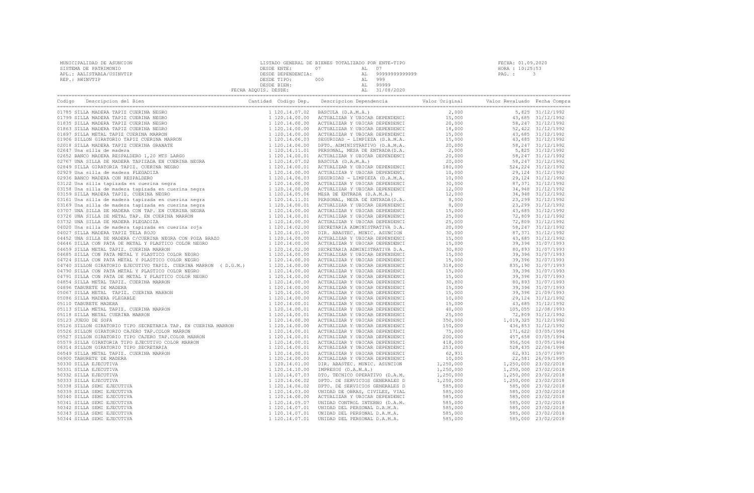MUNICIPALIDAD DE ASUNCION
SISTEMA DE PATRIMONIO
APL.: AALISTABLA/USINVTIP
REP.: RWINVTIP

LISTADO GENERAL DE BIENES TOTALIZADO POR ENTE-TIPO
DESDE ENTE: 07 AL 07
DESDE DEPENDENCIA: AL 99999999999999
DESDE TIPO: 000 AL 999
DESDE BIEN: AL 99999
FECHA ADQUIS. DESDE: AL 31/08/2020

FECHA: 01.09.2020
HORA : 10:25:53

| Codigo | Descripcion del Bien | Cantidad | Codigo Dep. | Descripcion Dependencia | Valor Original | Valor Revaluado | Fecha Compra |
|---|---|---|---|---|---|---|---|
| 01785 | SILLA MADERA TAPIZ CUERINA NEGRO | 1 | 120.14.07.02 | BASCULA (D.A.M.A.) | 2,000 | 5,825 | 31/12/1992 |
| 01799 | SILLA MADERA TAPIZ CUERINA NEGRO | 1 | 120.14.00.00 | ACTUALIZAR Y UBICAR DEPENDENCI | 15,000 | 43,685 | 31/12/1992 |
| 01835 | SILLA MADERA TAPIZ CUERINA NEGRO | 1 | 120.14.00.00 | ACTUALIZAR Y UBICAR DEPENDENCI | 20,000 | 58,247 | 31/12/1992 |
| 01863 | SILLA MADERA TAPIZ CUERINA NEGRO | 1 | 120.14.00.00 | ACTUALIZAR Y UBICAR DEPENDENCI | 18,000 | 52,422 | 31/12/1992 |
| 01897 | SILLA METAL TAPIZ CUERINA MARRON | 1 | 120.14.00.00 | ACTUALIZAR Y UBICAR DEPENDENCI | 15,000 | 43,685 | 31/12/1992 |
| 01906 | SILLON GIRATORIO TAPIZ CUERINA MARRON | 1 | 120.14.06.03 | SEGURIDAD - LIMPIEZA (D.A.M.A. | 15,000 | 43,685 | 31/12/1992 |
| 02018 | SILLA MADERA TAPIZ CUERINA GRANATE | 1 | 120.14.06.00 | DPTO. ADMINISTRATIVO (D.A.M.A. | 20,000 | 58,247 | 31/12/1992 |
| 02647 | Una silla de madera | 1 | 120.14.11.01 | PERSONAL, MESA DE ENTRADA(D.A. | 2,000 | 5,825 | 31/12/1992 |
| 02652 | BANCO MADERA RESPALDERO 1,20 MTS LARGO | 1 | 120.14.00.01 | ACTUALIZAR Y UBICAR DEPENDENCI | 20,000 | 58,247 | 31/12/1992 |
| 02767 | UNA SILLA DE MADERA TAPIZADA EN CUERINA NEGRA | 1 | 120.14.07.02 | BASCULA (D.A.M.A.) | 20,000 | 58,247 | 31/12/1992 |
| 02849 | SILLA GIRATORIA TAPIZ. CUERINA NEGRO | 1 | 120.14.00.01 | ACTUALIZAR Y UBICAR DEPENDENCI | 180,000 | 524,224 | 31/12/1992 |
| 02929 | Una silla de madera PLEGADIZA | 1 | 120.14.00.00 | ACTUALIZAR Y UBICAR DEPENDENCI | 10,000 | 29,124 | 31/12/1992 |
| 02936 | BANCO MADERA CON RESPALDERO | 1 | 120.14.06.03 | SEGURIDAD - LIMPIEZA (D.A.M.A. | 10,000 | 29,124 | 31/12/1992 |
| 03122 | Una silla tapizada en cuerina negra | 1 | 120.14.00.00 | ACTUALIZAR Y UBICAR DEPENDENCI | 30,000 | 87,371 | 31/12/1992 |
| 03158 | Una silla de madera tapizada en cuerina negra | 1 | 120.14.00.00 | ACTUALIZAR Y UBICAR DEPENDENCI | 12,000 | 34,948 | 31/12/1992 |
| 03159 | SILLA MADERA TAPIZ. CUERINA NEGRO | 1 | 120.14.05.06 | MESA DE ENTRADA (D.A.M.A.) | 12,000 | 34,948 | 31/12/1992 |
| 03161 | Una silla de madera tapizada en cuerina negra | 1 | 120.14.11.01 | PERSONAL, MESA DE ENTRADA(D.A. | 8,000 | 23,299 | 31/12/1992 |
| 03169 | Una silla de madera tapizada en cuerina negra | 1 | 120.14.00.01 | ACTUALIZAR Y UBICAR DEPENDENCI | 8,000 | 23,299 | 31/12/1992 |
| 03707 | UNA SILLA DE MADERA CON TAP. EN CUERINA NEGRA | 1 | 120.14.00.00 | ACTUALIZAR Y UBICAR DEPENDENCI | 15,000 | 43,685 | 31/12/1992 |
| 03726 | UNA SILLA DE METAL TAP. EN CUERINA MARRON | 1 | 120.14.00.01 | ACTUALIZAR Y UBICAR DEPENDENCI | 25,000 | 72,809 | 31/12/1992 |
| 03732 | UNA SILLA DE MADERA PLEGADIZA | 1 | 120.14.00.00 | ACTUALIZAR Y UBICAR DEPENDENCI | 25,000 | 72,809 | 31/12/1992 |
| 04020 | Una silla de madera tapizada en cuerina roja | 1 | 120.14.02.00 | SECRETARIA ADMINISTRATIVA D.A. | 20,000 | 58,247 | 31/12/1992 |
| 04027 | SILLA MADERA TAPIZ TELA ROJO | 1 | 120.14.01.00 | DIR. ABASTEC. MUNIC. ASUNCION | 30,000 | 87,371 | 31/12/1992 |
| 04452 | UNA SILLA DE MADERA C/CUERINA NEGRA CON POZA BRAZO | 1 | 120.14.00.00 | ACTUALIZAR Y UBICAR DEPENDENCI | 15,000 | 43,685 | 31/12/1992 |
| 04646 | SILLA CON PATA DE METAL Y PLASTICO COLOR NEGRO | 1 | 120.14.00.00 | ACTUALIZAR Y UBICAR DEPENDENCI | 15,000 | 39,396 | 31/07/1993 |
| 04659 | SILLA METAL TAPIZ. CUERINA MARRON | 1 | 120.14.02.00 | SECRETARIA ADMINISTRATIVA D.A. | 30,800 | 80,893 | 31/07/1993 |
| 04685 | SILLA CON PATA METAL Y PLASTICO COLOR NEGRO | 1 | 120.14.00.00 | ACTUALIZAR Y UBICAR DEPENDENCI | 15,000 | 39,396 | 31/07/1993 |
| 04724 | SILLA CON PATA METAL Y PLASTICO COLOR NEGRO | 1 | 120.14.00.00 | ACTUALIZAR Y UBICAR DEPENDENCI | 15,000 | 39,396 | 31/07/1993 |
| 04740 | SILLON GIRATORIO EJECUTIVO TAPIZ. CUERINA MARRON ( D.G.M.) | 1 | 120.14.00.00 | ACTUALIZAR Y UBICAR DEPENDENCI | 318,000 | 835,190 | 31/07/1993 |
| 04790 | SILLA CON PATA METAL Y PLASTICO COLOR NEGRO | 1 | 120.14.00.00 | ACTUALIZAR Y UBICAR DEPENDENCI | 15,000 | 39,396 | 31/07/1993 |
| 04791 | SILLA CON PATA DE METAL Y PLASTICO COLOR NEGRO | 1 | 120.14.00.00 | ACTUALIZAR Y UBICAR DEPENDENCI | 15,000 | 39,396 | 31/07/1993 |
| 04854 | SILLA METAL TAPIZ. CUERINA MARRON | 1 | 120.14.00.00 | ACTUALIZAR Y UBICAR DEPENDENCI | 30,800 | 80,893 | 31/07/1993 |
| 04896 | TABURETE DE MADERA | 1 | 120.14.00.00 | ACTUALIZAR Y UBICAR DEPENDENCI | 15,000 | 39,396 | 31/07/1993 |
| 05067 | SILLA METAL TAPIZ. CUERINA MARRON | 1 | 120.14.00.00 | ACTUALIZAR Y UBICAR DEPENDENCI | 15,000 | 39,396 | 21/09/1993 |
| 05086 | SILLA MADERA PLEGABLE | 1 | 120.14.00.00 | ACTUALIZAR Y UBICAR DEPENDENCI | 10,000 | 29,124 | 31/12/1992 |
| 05110 | TABURETE MADERA | 1 | 120.14.00.01 | ACTUALIZAR Y UBICAR DEPENDENCI | 15,000 | 43,685 | 31/12/1992 |
| 05113 | SILLA METAL TAPIZ. CUERINA MARRON | 1 | 120.14.00.01 | ACTUALIZAR Y UBICAR DEPENDENCI | 40,000 | 105,055 | 12/08/1993 |
| 05118 | SILLA METAL CUERINA MARRON | 1 | 120.14.00.01 | ACTUALIZAR Y UBICAR DEPENDENCI | 25,000 | 72,809 | 31/12/1992 |
| 05123 | JUEGO DE SOFA | 1 | 120.14.00.00 | ACTUALIZAR Y UBICAR DEPENDENCI | 350,000 | 1,019,325 | 31/12/1992 |
| 05126 | SILLON GIRATORIO TIPO SECRETARIA TAP. EN CUERINA MARRON | 1 | 120.14.00.00 | ACTUALIZAR Y UBICAR DEPENDENCI | 150,000 | 436,853 | 31/12/1992 |
| 05526 | SILLON GIRATORIO CAJERO TAP.COLOR MARRON | 1 | 120.14.00.01 | ACTUALIZAR Y UBICAR DEPENDENCI | 75,000 | 171,622 | 03/05/1994 |
| 05527 | SILLON GIRATORIO TIPO CAJERO TAP.COLOR MARRON | 1 | 120.14.00.01 | ACTUALIZAR Y UBICAR DEPENDENCI | 200,000 | 457,658 | 03/05/1994 |
| 05579 | SILLA GIRATORIA TIPO EJECUTIVO COLOR MARRON | 1 | 120.14.00.01 | ACTUALIZAR Y UBICAR DEPENDENCI | 418,000 | 956,506 | 03/05/1994 |
| 06314 | SILLON GIRATORIO TIPO SECRETARIA | 1 | 120.14.00.01 | ACTUALIZAR Y UBICAR DEPENDENCI | 253,000 | 528,435 | 22/04/1996 |
| 06549 | SILLA METAL TAPIZ. CUERINA MARRON | 1 | 120.14.00.01 | ACTUALIZAR Y UBICAR DEPENDENCI | 62,931 | 62,931 | 15/07/1997 |
| 06900 | TABURETE DE MADERA | 1 | 120.14.00.00 | ACTUALIZAR Y UBICAR DEPENDENCI | 10,000 | 22,581 | 26/09/1995 |
| 50330 | SILLA EJECUTIVA | 1 | 120.14.01.00 | DIR. ABASTEC. MUNIC. ASUNCION | 1,250,000 | 1,250,000 | 23/02/2018 |
| 50331 | SILLA EJECUTIVA | 1 | 120.14.10.00 | IMPRESOS (D.A.M.A.) | 1,250,000 | 1,250,000 | 23/02/2018 |
| 50332 | SILLA EJECUTIVA | 1 | 120.14.07.03 | DTO. TECNICO OPERATIVO (D.A.M. | 1,250,000 | 1,250,000 | 23/02/2018 |
| 50333 | SILLA EJECUTIVA | 1 | 120.14.06.02 | DPTO. DE SERVICIOS GENERALES D | 1,250,000 | 1,250,000 | 23/02/2018 |
| 50338 | SILLA SEMI EJECUTIVA | 1 | 120.14.06.02 | DPTO. DE SERVICIOS GENERALES D | 585,000 | 585,000 | 23/02/2018 |
| 50339 | SILLA SEMI EJECUTIVA | 1 | 120.14.03.00 | UNIDAD DE OBRAS, CIVILES, VIAL | 585,000 | 585,000 | 23/02/2018 |
| 50340 | SILLA SEMI EJECUTIVA | 1 | 120.14.00.00 | ACTUALIZAR Y UBICAR DEPENDENCI | 585,000 | 585,000 | 23/02/2018 |
| 50341 | SILLA SEMI EJECUTIVA | 1 | 120.14.05.07 | UNIDAD CONTROL INTERNO (D.A.M. | 585,000 | 585,000 | 23/02/2018 |
| 50342 | SILLA SEMI EJECUTIVA | 1 | 120.14.07.01 | UNIDAD DEL PERSONAL D.A.M.A. | 585,000 | 585,000 | 23/02/2018 |
| 50343 | SILLA SEMI EJECUTIVA | 1 | 120.14.07.01 | UNIDAD DEL PERSONAL D.A.M.A. | 585,000 | 585,000 | 23/02/2018 |
| 50344 | SILLA SEMI EJECUTIVA | 1 | 120.14.07.01 | UNIDAD DEL PERSONAL D.A.M.A. | 585,000 | 585,000 | 23/02/2018 |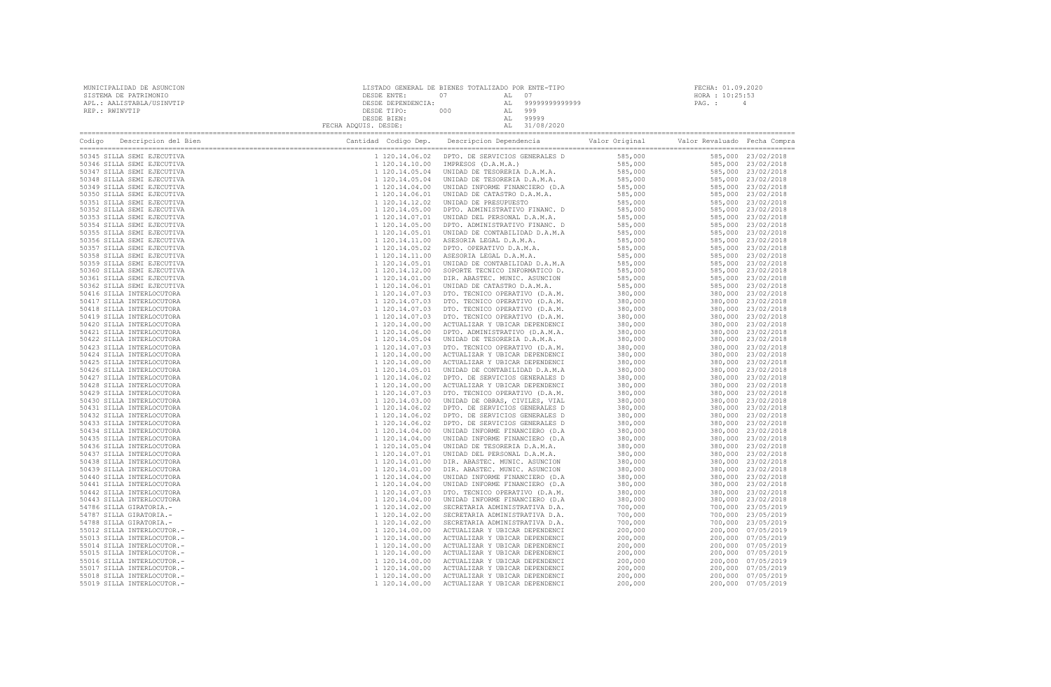MUNICIPALIDAD DE ASUNCION
SISTEMA DE PATRIMONIO
APL.: AALISTABLA/USINVTIP
REP.: RWINVTIP

LISTADO GENERAL DE BIENES TOTALIZADO POR ENTE-TIPO
DESDE ENTE: 07 AL 07
DESDE DEPENDENCIA: AL 99999999999999
DESDE TIPO: 000 AL 999
DESDE BIEN: AL 99999
FECHA ADQUIS. DESDE: AL 31/08/2020

FECHA: 01.09.2020
HORA : 10:25:53
PAG. : 4

| Codigo | Descripcion del Bien | Cantidad | Codigo Dep. | Descripcion Dependencia | Valor Original | Valor Revaluado | Fecha Compra |
|---|---|---|---|---|---|---|---|
| 50345 | SILLA SEMI EJECUTIVA | 1 | 120.14.06.02 | DPTO. DE SERVICIOS GENERALES D | 585,000 | 585,000 | 23/02/2018 |
| 50346 | SILLA SEMI EJECUTIVA | 1 | 120.14.10.00 | IMPRESOS (D.A.M.A.) | 585,000 | 585,000 | 23/02/2018 |
| 50347 | SILLA SEMI EJECUTIVA | 1 | 120.14.05.04 | UNIDAD DE TESORERIA D.A.M.A. | 585,000 | 585,000 | 23/02/2018 |
| 50348 | SILLA SEMI EJECUTIVA | 1 | 120.14.05.04 | UNIDAD DE TESORERIA D.A.M.A. | 585,000 | 585,000 | 23/02/2018 |
| 50349 | SILLA SEMI EJECUTIVA | 1 | 120.14.04.00 | UNIDAD INFORME FINANCIERO (D.A | 585,000 | 585,000 | 23/02/2018 |
| 50350 | SILLA SEMI EJECUTIVA | 1 | 120.14.06.01 | UNIDAD DE CATASTRO D.A.M.A. | 585,000 | 585,000 | 23/02/2018 |
| 50351 | SILLA SEMI EJECUTIVA | 1 | 120.14.12.02 | UNIDAD DE PRESUPUESTO | 585,000 | 585,000 | 23/02/2018 |
| 50352 | SILLA SEMI EJECUTIVA | 1 | 120.14.05.00 | DPTO. ADMINISTRATIVO FINANC. D | 585,000 | 585,000 | 23/02/2018 |
| 50353 | SILLA SEMI EJECUTIVA | 1 | 120.14.07.01 | UNIDAD DEL PERSONAL D.A.M.A. | 585,000 | 585,000 | 23/02/2018 |
| 50354 | SILLA SEMI EJECUTIVA | 1 | 120.14.05.00 | DPTO. ADMINISTRATIVO FINANC. D | 585,000 | 585,000 | 23/02/2018 |
| 50355 | SILLA SEMI EJECUTIVA | 1 | 120.14.05.01 | UNIDAD DE CONTABILIDAD D.A.M.A | 585,000 | 585,000 | 23/02/2018 |
| 50356 | SILLA SEMI EJECUTIVA | 1 | 120.14.11.00 | ASESORIA LEGAL D.A.M.A. | 585,000 | 585,000 | 23/02/2018 |
| 50357 | SILLA SEMI EJECUTIVA | 1 | 120.14.05.02 | DPTO. OPERATIVO D.A.M.A. | 585,000 | 585,000 | 23/02/2018 |
| 50358 | SILLA SEMI EJECUTIVA | 1 | 120.14.11.00 | ASESORIA LEGAL D.A.M.A. | 585,000 | 585,000 | 23/02/2018 |
| 50359 | SILLA SEMI EJECUTIVA | 1 | 120.14.05.01 | UNIDAD DE CONTABILIDAD D.A.M.A | 585,000 | 585,000 | 23/02/2018 |
| 50360 | SILLA SEMI EJECUTIVA | 1 | 120.14.12.00 | SOPORTE TECNICO INFORMATICO D. | 585,000 | 585,000 | 23/02/2018 |
| 50361 | SILLA SEMI EJECUTIVA | 1 | 120.14.01.00 | DIR. ABASTEC. MUNIC. ASUNCION | 585,000 | 585,000 | 23/02/2018 |
| 50362 | SILLA SEMI EJECUTIVA | 1 | 120.14.06.01 | UNIDAD DE CATASTRO D.A.M.A. | 585,000 | 585,000 | 23/02/2018 |
| 50416 | SILLA INTERLOCUTORA | 1 | 120.14.07.03 | DTO. TECNICO OPERATIVO (D.A.M. | 380,000 | 380,000 | 23/02/2018 |
| 50417 | SILLA INTERLOCUTORA | 1 | 120.14.07.03 | DTO. TECNICO OPERATIVO (D.A.M. | 380,000 | 380,000 | 23/02/2018 |
| 50418 | SILLA INTERLOCUTORA | 1 | 120.14.07.03 | DTO. TECNICO OPERATIVO (D.A.M. | 380,000 | 380,000 | 23/02/2018 |
| 50419 | SILLA INTERLOCUTORA | 1 | 120.14.07.03 | DTO. TECNICO OPERATIVO (D.A.M. | 380,000 | 380,000 | 23/02/2018 |
| 50420 | SILLA INTERLOCUTORA | 1 | 120.14.00.00 | ACTUALIZAR Y UBICAR DEPENDENCI | 380,000 | 380,000 | 23/02/2018 |
| 50421 | SILLA INTERLOCUTORA | 1 | 120.14.06.00 | DPTO. ADMINISTRATIVO (D.A.M.A. | 380,000 | 380,000 | 23/02/2018 |
| 50422 | SILLA INTERLOCUTORA | 1 | 120.14.05.04 | UNIDAD DE TESORERIA D.A.M.A. | 380,000 | 380,000 | 23/02/2018 |
| 50423 | SILLA INTERLOCUTORA | 1 | 120.14.07.03 | DTO. TECNICO OPERATIVO (D.A.M. | 380,000 | 380,000 | 23/02/2018 |
| 50424 | SILLA INTERLOCUTORA | 1 | 120.14.00.00 | ACTUALIZAR Y UBICAR DEPENDENCI | 380,000 | 380,000 | 23/02/2018 |
| 50425 | SILLA INTERLOCUTORA | 1 | 120.14.00.00 | ACTUALIZAR Y UBICAR DEPENDENCI | 380,000 | 380,000 | 23/02/2018 |
| 50426 | SILLA INTERLOCUTORA | 1 | 120.14.05.01 | UNIDAD DE CONTABILIDAD D.A.M.A | 380,000 | 380,000 | 23/02/2018 |
| 50427 | SILLA INTERLOCUTORA | 1 | 120.14.06.02 | DPTO. DE SERVICIOS GENERALES D | 380,000 | 380,000 | 23/02/2018 |
| 50428 | SILLA INTERLOCUTORA | 1 | 120.14.00.00 | ACTUALIZAR Y UBICAR DEPENDENCI | 380,000 | 380,000 | 23/02/2018 |
| 50429 | SILLA INTERLOCUTORA | 1 | 120.14.07.03 | DTO. TECNICO OPERATIVO (D.A.M. | 380,000 | 380,000 | 23/02/2018 |
| 50430 | SILLA INTERLOCUTORA | 1 | 120.14.03.00 | UNIDAD DE OBRAS, CIVILES, VIAL | 380,000 | 380,000 | 23/02/2018 |
| 50431 | SILLA INTERLOCUTORA | 1 | 120.14.06.02 | DPTO. DE SERVICIOS GENERALES D | 380,000 | 380,000 | 23/02/2018 |
| 50432 | SILLA INTERLOCUTORA | 1 | 120.14.06.02 | DPTO. DE SERVICIOS GENERALES D | 380,000 | 380,000 | 23/02/2018 |
| 50433 | SILLA INTERLOCUTORA | 1 | 120.14.06.02 | DPTO. DE SERVICIOS GENERALES D | 380,000 | 380,000 | 23/02/2018 |
| 50434 | SILLA INTERLOCUTORA | 1 | 120.14.04.00 | UNIDAD INFORME FINANCIERO (D.A | 380,000 | 380,000 | 23/02/2018 |
| 50435 | SILLA INTERLOCUTORA | 1 | 120.14.04.00 | UNIDAD INFORME FINANCIERO (D.A | 380,000 | 380,000 | 23/02/2018 |
| 50436 | SILLA INTERLOCUTORA | 1 | 120.14.05.04 | UNIDAD DE TESORERIA D.A.M.A. | 380,000 | 380,000 | 23/02/2018 |
| 50437 | SILLA INTERLOCUTORA | 1 | 120.14.07.01 | UNIDAD DEL PERSONAL D.A.M.A. | 380,000 | 380,000 | 23/02/2018 |
| 50438 | SILLA INTERLOCUTORA | 1 | 120.14.01.00 | DIR. ABASTEC. MUNIC. ASUNCION | 380,000 | 380,000 | 23/02/2018 |
| 50439 | SILLA INTERLOCUTORA | 1 | 120.14.01.00 | DIR. ABASTEC. MUNIC. ASUNCION | 380,000 | 380,000 | 23/02/2018 |
| 50440 | SILLA INTERLOCUTORA | 1 | 120.14.04.00 | UNIDAD INFORME FINANCIERO (D.A | 380,000 | 380,000 | 23/02/2018 |
| 50441 | SILLA INTERLOCUTORA | 1 | 120.14.04.00 | UNIDAD INFORME FINANCIERO (D.A | 380,000 | 380,000 | 23/02/2018 |
| 50442 | SILLA INTERLOCUTORA | 1 | 120.14.07.03 | DTO. TECNICO OPERATIVO (D.A.M. | 380,000 | 380,000 | 23/02/2018 |
| 50443 | SILLA INTERLOCUTORA | 1 | 120.14.04.00 | UNIDAD INFORME FINANCIERO (D.A | 380,000 | 380,000 | 23/02/2018 |
| 54786 | SILLA GIRATORIA.- | 1 | 120.14.02.00 | SECRETARIA ADMINISTRATIVA D.A. | 700,000 | 700,000 | 23/05/2019 |
| 54787 | SILLA GIRATORIA.- | 1 | 120.14.02.00 | SECRETARIA ADMINISTRATIVA D.A. | 700,000 | 700,000 | 23/05/2019 |
| 54788 | SILLA GIRATORIA.- | 1 | 120.14.02.00 | SECRETARIA ADMINISTRATIVA D.A. | 700,000 | 700,000 | 23/05/2019 |
| 55012 | SILLA INTERLOCUTOR.- | 1 | 120.14.00.00 | ACTUALIZAR Y UBICAR DEPENDENCI | 200,000 | 200,000 | 07/05/2019 |
| 55013 | SILLA INTERLOCUTOR.- | 1 | 120.14.00.00 | ACTUALIZAR Y UBICAR DEPENDENCI | 200,000 | 200,000 | 07/05/2019 |
| 55014 | SILLA INTERLOCUTOR.- | 1 | 120.14.00.00 | ACTUALIZAR Y UBICAR DEPENDENCI | 200,000 | 200,000 | 07/05/2019 |
| 55015 | SILLA INTERLOCUTOR.- | 1 | 120.14.00.00 | ACTUALIZAR Y UBICAR DEPENDENCI | 200,000 | 200,000 | 07/05/2019 |
| 55016 | SILLA INTERLOCUTOR.- | 1 | 120.14.00.00 | ACTUALIZAR Y UBICAR DEPENDENCI | 200,000 | 200,000 | 07/05/2019 |
| 55017 | SILLA INTERLOCUTOR.- | 1 | 120.14.00.00 | ACTUALIZAR Y UBICAR DEPENDENCI | 200,000 | 200,000 | 07/05/2019 |
| 55018 | SILLA INTERLOCUTOR.- | 1 | 120.14.00.00 | ACTUALIZAR Y UBICAR DEPENDENCI | 200,000 | 200,000 | 07/05/2019 |
| 55019 | SILLA INTERLOCUTOR.- | 1 | 120.14.00.00 | ACTUALIZAR Y UBICAR DEPENDENCI | 200,000 | 200,000 | 07/05/2019 |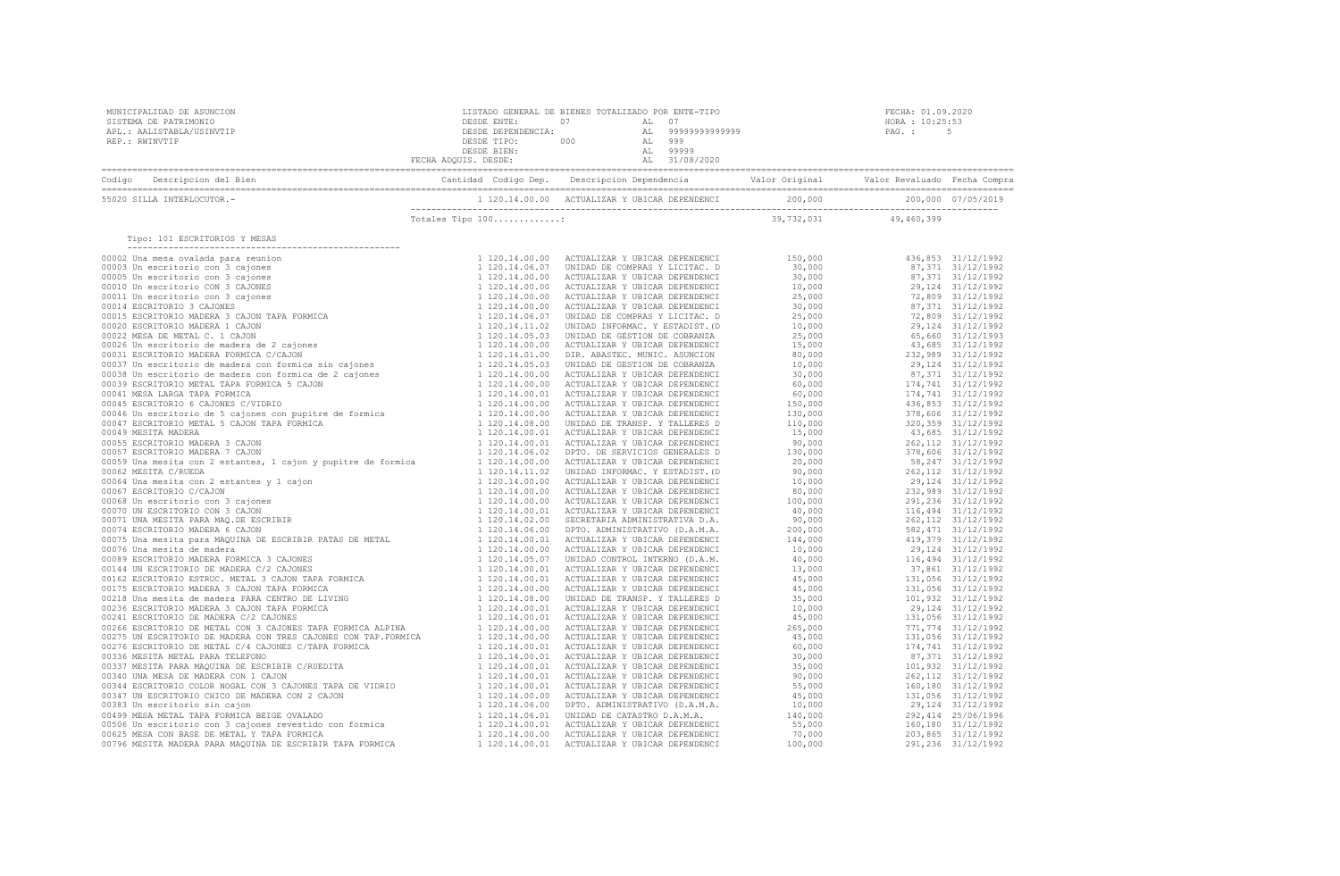MUNICIPALIDAD DE ASUNCION
SISTEMA DE PATRIMONIO
APL.: AALISTABLA/USINVTIP
REP.: RWINVTIP

LISTADO GENERAL DE BIENES TOTALIZADO POR ENTE-TIPO
DESDE ENTE: 07 AL 07
DESDE DEPENDENCIA: AL 99999999999999
DESDE TIPO: 000 AL 999
DESDE BIEN: AL 99999
FECHA ADQUIS. DESDE: AL 31/08/2020

FECHA: 01.09.2020
HORA : 10:25:53

| Codigo Descripcion del Bien | Cantidad | Codigo Dep. | Descripcion Dependencia | Valor Original | Valor Revaluado | Fecha Compra |
|---|---|---|---|---|---|---|
| 55020 SILLA INTERLOCUTOR.- | 1 | 120.14.00.00 | ACTUALIZAR Y UBICAR DEPENDENCI | 200,000 | 200,000 | 07/05/2019 |
| Totales Tipo 100............: | | | | 39,732,031 | 49,460,399 | |

Tipo: 101 ESCRITORIOS Y MESAS

| Codigo Descripcion del Bien | Cantidad | Codigo Dep. | Descripcion Dependencia | Valor Original | Valor Revaluado | Fecha Compra |
|---|---|---|---|---|---|---|
| 00002 Una mesa ovalada para reunion | 1 | 120.14.00.00 | ACTUALIZAR Y UBICAR DEPENDENCI | 150,000 | 436,853 | 31/12/1992 |
| 00003 Un escritorio con 3 cajones | 1 | 120.14.06.07 | UNIDAD DE COMPRAS Y LICITAC. D | 30,000 | 87,371 | 31/12/1992 |
| 00005 Un escritorio con 3 cajones | 1 | 120.14.00.00 | ACTUALIZAR Y UBICAR DEPENDENCI | 30,000 | 87,371 | 31/12/1992 |
| 00010 Un escritorio CON 3 CAJONES | 1 | 120.14.00.00 | ACTUALIZAR Y UBICAR DEPENDENCI | 10,000 | 29,124 | 31/12/1992 |
| 00011 Un escritorio con 3 cajones | 1 | 120.14.00.00 | ACTUALIZAR Y UBICAR DEPENDENCI | 25,000 | 72,809 | 31/12/1992 |
| 00014 ESCRITORIO 3 CAJONES | 1 | 120.14.00.00 | ACTUALIZAR Y UBICAR DEPENDENCI | 30,000 | 87,371 | 31/12/1992 |
| 00015 ESCRITORIO MADERA 3 CAJON TAPA FORMICA | 1 | 120.14.06.07 | UNIDAD DE COMPRAS Y LICITAC. D | 25,000 | 72,809 | 31/12/1992 |
| 00020 ESCRITORIO MADERA 1 CAJON | 1 | 120.14.11.02 | UNIDAD INFORMAC. Y ESTADIST.(D | 10,000 | 29,124 | 31/12/1992 |
| 00022 MESA DE METAL C. 1 CAJON | 1 | 120.14.05.03 | UNIDAD DE GESTION DE COBRANZA | 25,000 | 65,660 | 31/12/1993 |
| 00026 Un escritorio de madera de 2 cajones | 1 | 120.14.00.00 | ACTUALIZAR Y UBICAR DEPENDENCI | 15,000 | 43,685 | 31/12/1992 |
| 00031 ESCRITORIO MADERA FORMICA C/CAJON | 1 | 120.14.01.00 | DIR. ABASTEC. MUNIC. ASUNCION | 80,000 | 232,989 | 31/12/1992 |
| 00037 Un escritorio de madera con formica sin cajones | 1 | 120.14.05.03 | UNIDAD DE GESTION DE COBRANZA | 10,000 | 29,124 | 31/12/1992 |
| 00038 Un escritorio de madera con formica de 2 cajones | 1 | 120.14.00.00 | ACTUALIZAR Y UBICAR DEPENDENCI | 30,000 | 87,371 | 31/12/1992 |
| 00039 ESCRITORIO METAL TAPA FORMICA 5 CAJON | 1 | 120.14.00.00 | ACTUALIZAR Y UBICAR DEPENDENCI | 60,000 | 174,741 | 31/12/1992 |
| 00041 MESA LARGA TAPA FORMICA | 1 | 120.14.00.01 | ACTUALIZAR Y UBICAR DEPENDENCI | 60,000 | 174,741 | 31/12/1992 |
| 00045 ESCRITORIO 6 CAJONES C/VIDRIO | 1 | 120.14.00.00 | ACTUALIZAR Y UBICAR DEPENDENCI | 150,000 | 436,853 | 31/12/1992 |
| 00046 Un escritorio de 5 cajones con pupitre de formica | 1 | 120.14.00.00 | ACTUALIZAR Y UBICAR DEPENDENCI | 130,000 | 378,606 | 31/12/1992 |
| 00047 ESCRITORIO METAL 5 CAJON TAPA FORMICA | 1 | 120.14.08.00 | UNIDAD DE TRANSP. Y TALLERES D | 110,000 | 320,359 | 31/12/1992 |
| 00049 MESITA MADERA | 1 | 120.14.00.01 | ACTUALIZAR Y UBICAR DEPENDENCI | 15,000 | 43,685 | 31/12/1992 |
| 00055 ESCRITORIO MADERA 3 CAJON | 1 | 120.14.00.01 | ACTUALIZAR Y UBICAR DEPENDENCI | 90,000 | 262,112 | 31/12/1992 |
| 00057 ESCRITORIO MADERA 7 CAJON | 1 | 120.14.06.02 | DPTO. DE SERVICIOS GENERALES D | 130,000 | 378,606 | 31/12/1992 |
| 00059 Una mesita con 2 estantes, 1 cajon y pupitre de formica | 1 | 120.14.00.00 | ACTUALIZAR Y UBICAR DEPENDENCI | 20,000 | 58,247 | 31/12/1992 |
| 00062 MESITA C/RUEDA | 1 | 120.14.11.02 | UNIDAD INFORMAC. Y ESTADIST.(D | 90,000 | 262,112 | 31/12/1992 |
| 00064 Una mesita con 2 estantes y 1 cajon | 1 | 120.14.00.00 | ACTUALIZAR Y UBICAR DEPENDENCI | 10,000 | 29,124 | 31/12/1992 |
| 00067 ESCRITORIO C/CAJON | 1 | 120.14.00.00 | ACTUALIZAR Y UBICAR DEPENDENCI | 80,000 | 232,989 | 31/12/1992 |
| 00068 Un escritorio con 3 cajones | 1 | 120.14.00.00 | ACTUALIZAR Y UBICAR DEPENDENCI | 100,000 | 291,236 | 31/12/1992 |
| 00070 UN ESCRITORIO CON 3 CAJON | 1 | 120.14.00.01 | ACTUALIZAR Y UBICAR DEPENDENCI | 40,000 | 116,494 | 31/12/1992 |
| 00071 UNA MESITA PARA MAQ.DE ESCRIBIR | 1 | 120.14.02.00 | SECRETARIA ADMINISTRATIVA D.A. | 90,000 | 262,112 | 31/12/1992 |
| 00074 ESCRITORIO MADERA 6 CAJON | 1 | 120.14.06.00 | DPTO. ADMINISTRATIVO (D.A.M.A. | 200,000 | 582,471 | 31/12/1992 |
| 00075 Una mesita para MAQUINA DE ESCRIBIR PATAS DE METAL | 1 | 120.14.00.01 | ACTUALIZAR Y UBICAR DEPENDENCI | 144,000 | 419,379 | 31/12/1992 |
| 00076 Una mesita de madera | 1 | 120.14.00.00 | ACTUALIZAR Y UBICAR DEPENDENCI | 10,000 | 29,124 | 31/12/1992 |
| 00089 ESCRITORIO MADERA FORMICA 3 CAJONES | 1 | 120.14.05.07 | UNIDAD CONTROL INTERNO (D.A.M. | 40,000 | 116,494 | 31/12/1992 |
| 00144 UN ESCRITORIO DE MADERA C/2 CAJONES | 1 | 120.14.00.01 | ACTUALIZAR Y UBICAR DEPENDENCI | 13,000 | 37,861 | 31/12/1992 |
| 00162 ESCRITORIO ESTRUC. METAL 3 CAJON TAPA FORMICA | 1 | 120.14.00.01 | ACTUALIZAR Y UBICAR DEPENDENCI | 45,000 | 131,056 | 31/12/1992 |
| 00175 ESCRITORIO MADERA 3 CAJON TAPA FORMICA | 1 | 120.14.00.00 | ACTUALIZAR Y UBICAR DEPENDENCI | 45,000 | 131,056 | 31/12/1992 |
| 00218 Una mesita de madera PARA CENTRO DE LIVING | 1 | 120.14.08.00 | UNIDAD DE TRANSP. Y TALLERES D | 35,000 | 101,932 | 31/12/1992 |
| 00236 ESCRITORIO MADERA 3 CAJON TAPA FORMICA | 1 | 120.14.00.01 | ACTUALIZAR Y UBICAR DEPENDENCI | 10,000 | 29,124 | 31/12/1992 |
| 00241 ESCRITORIO DE MADERA C/2 CAJONES | 1 | 120.14.00.01 | ACTUALIZAR Y UBICAR DEPENDENCI | 45,000 | 131,056 | 31/12/1992 |
| 00266 ESCRITORIO DE METAL CON 3 CAJONES TAPA FORMICA ALPINA | 1 | 120.14.00.00 | ACTUALIZAR Y UBICAR DEPENDENCI | 265,000 | 771,774 | 31/12/1992 |
| 00275 UN ESCRITORIO DE MADERA CON TRES CAJONES CON TAP.FORMICA | 1 | 120.14.00.00 | ACTUALIZAR Y UBICAR DEPENDENCI | 45,000 | 131,056 | 31/12/1992 |
| 00276 ESCRITORIO DE METAL C/4 CAJONES C/TAPA FORMICA | 1 | 120.14.00.01 | ACTUALIZAR Y UBICAR DEPENDENCI | 60,000 | 174,741 | 31/12/1992 |
| 00336 MESITA METAL PARA TELEFONO | 1 | 120.14.00.01 | ACTUALIZAR Y UBICAR DEPENDENCI | 30,000 | 87,371 | 31/12/1992 |
| 00337 MESITA PARA MAQUINA DE ESCRIBIR C/RUEDITA | 1 | 120.14.00.01 | ACTUALIZAR Y UBICAR DEPENDENCI | 35,000 | 101,932 | 31/12/1992 |
| 00340 UNA MESA DE MADERA CON 1 CAJON | 1 | 120.14.00.01 | ACTUALIZAR Y UBICAR DEPENDENCI | 90,000 | 262,112 | 31/12/1992 |
| 00344 ESCRITORIO COLOR NOGAL CON 3 CAJONES TAPA DE VIDRIO | 1 | 120.14.00.01 | ACTUALIZAR Y UBICAR DEPENDENCI | 55,000 | 160,180 | 31/12/1992 |
| 00347 UN ESCRITORIO CHICO DE MADERA CON 2 CAJON | 1 | 120.14.00.00 | ACTUALIZAR Y UBICAR DEPENDENCI | 45,000 | 131,056 | 31/12/1992 |
| 00383 Un escritorio sin cajon | 1 | 120.14.06.00 | DPTO. ADMINISTRATIVO (D.A.M.A. | 10,000 | 29,124 | 31/12/1992 |
| 00499 MESA METAL TAPA FORMICA BEIGE OVALADO | 1 | 120.14.06.01 | UNIDAD DE CATASTRO D.A.M.A. | 140,000 | 292,414 | 25/06/1996 |
| 00506 Un escritorio con 3 cajones revestido con formica | 1 | 120.14.00.01 | ACTUALIZAR Y UBICAR DEPENDENCI | 55,000 | 160,180 | 31/12/1992 |
| 00625 MESA CON BASE DE METAL Y TAPA FORMICA | 1 | 120.14.00.00 | ACTUALIZAR Y UBICAR DEPENDENCI | 70,000 | 203,865 | 31/12/1992 |
| 00796 MESITA MADERA PARA MAQUINA DE ESCRIBIR TAPA FORMICA | 1 | 120.14.00.01 | ACTUALIZAR Y UBICAR DEPENDENCI | 100,000 | 291,236 | 31/12/1992 |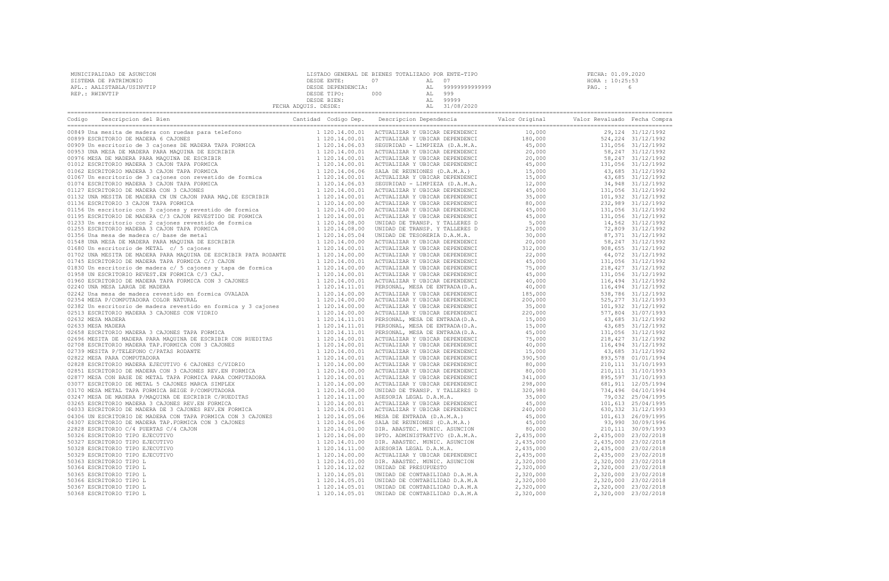MUNICIPALIDAD DE ASUNCION
SISTEMA DE PATRIMONIO
APL.: AALISTABLA/USINVTIP
REP.: RWINVTIP

LISTADO GENERAL DE BIENES TOTALIZADO POR ENTE-TIPO
DESDE ENTE: 07 AL 07
DESDE DEPENDENCIA: AL 99999999999999
DESDE TIPO: 000 AL 999
DESDE BIEN: AL 99999
FECHA ADQUIS. DESDE: AL 31/08/2020

FECHA: 01.09.2020
HORA : 10:25:53

| Codigo | Descripcion del Bien | Cantidad | Codigo Dep. | Descripcion Dependencia | Valor Original | Valor Revaluado | Fecha Compra |
|---|---|---|---|---|---|---|---|
| 00849 | Una mesita de madera con ruedas para telefono | 1 | 120.14.00.01 | ACTUALIZAR Y UBICAR DEPENDENCI | 10,000 | 29,124 | 31/12/1992 |
| 00899 | ESCRITORIO DE MADERA 6 CAJONES | 1 | 120.14.00.01 | ACTUALIZAR Y UBICAR DEPENDENCI | 180,000 | 524,224 | 31/12/1992 |
| 00909 | Un escritorio de 3 cajones DE MADERA TAPA FORMICA | 1 | 120.14.06.03 | SEGURIDAD - LIMPIEZA (D.A.M.A. | 45,000 | 131,056 | 31/12/1992 |
| 00953 | UNA MESA DE MADERA PARA MAQUINA DE ESCRIBIR | 1 | 120.14.00.01 | ACTUALIZAR Y UBICAR DEPENDENCI | 20,000 | 58,247 | 31/12/1992 |
| 00976 | MESA DE MADERA PARA MAQUINA DE ESCRIBIR | 1 | 120.14.00.01 | ACTUALIZAR Y UBICAR DEPENDENCI | 20,000 | 58,247 | 31/12/1992 |
| 01012 | ESCRITORIO MADERA 3 CAJON TAPA FORMICA | 1 | 120.14.00.01 | ACTUALIZAR Y UBICAR DEPENDENCI | 45,000 | 131,056 | 31/12/1992 |
| 01062 | ESCRITORIO MADERA 3 CAJON TAPA FORMICA | 1 | 120.14.06.06 | SALA DE REUNIONES (D.A.M.A.) | 15,000 | 43,685 | 31/12/1992 |
| 01067 | Un escritorio de 3 cajones con revestido de formica | 1 | 120.14.00.01 | ACTUALIZAR Y UBICAR DEPENDENCI | 15,000 | 43,685 | 31/12/1992 |
| 01074 | ESCRITORIO MADERA 3 CAJON TAPA FORMICA | 1 | 120.14.06.03 | SEGURIDAD - LIMPIEZA (D.A.M.A. | 12,000 | 34,948 | 31/12/1992 |
| 01127 | ESCRITORIO DE MADERA CON 3 CAJONES | 1 | 120.14.00.01 | ACTUALIZAR Y UBICAR DEPENDENCI | 45,000 | 131,056 | 31/12/1992 |
| 01132 | UNA MESITA DE MADERA CN UN CAJON PARA MAQ.DE ESCRIBIR | 1 | 120.14.00.01 | ACTUALIZAR Y UBICAR DEPENDENCI | 35,000 | 101,932 | 31/12/1992 |
| 01136 | ESCRITORIO 3 CAJON TAPA FORMICA | 1 | 120.14.00.00 | ACTUALIZAR Y UBICAR DEPENDENCI | 80,000 | 232,989 | 31/12/1992 |
| 01156 | Un escritorio con 3 cajones y revestido de formica | 1 | 120.14.00.00 | ACTUALIZAR Y UBICAR DEPENDENCI | 45,000 | 131,056 | 31/12/1992 |
| 01195 | ESCRITORIO DE MADERA C/3 CAJON REVESTIDO DE FORMICA | 1 | 120.14.00.01 | ACTUALIZAR Y UBICAR DEPENDENCI | 45,000 | 131,056 | 31/12/1992 |
| 01233 | Un escritorio con 2 cajones revestido de formica | 1 | 120.14.08.00 | UNIDAD DE TRANSP. Y TALLERES D | 5,000 | 14,562 | 31/12/1992 |
| 01255 | ESCRITORIO MADERA 3 CAJON TAPA FORMICA | 1 | 120.14.08.00 | UNIDAD DE TRANSP. Y TALLERES D | 25,000 | 72,809 | 31/12/1992 |
| 01356 | Una mesa de madera c/ base de metal | 1 | 120.14.05.04 | UNIDAD DE TESORERIA D.A.M.A. | 30,000 | 87,371 | 31/12/1992 |
| 01548 | UNA MESA DE MADERA PARA MAQUINA DE ESCRIBIR | 1 | 120.14.00.00 | ACTUALIZAR Y UBICAR DEPENDENCI | 20,000 | 58,247 | 31/12/1992 |
| 01680 | Un escritorio de METAL c/ 5 cajones | 1 | 120.14.00.01 | ACTUALIZAR Y UBICAR DEPENDENCI | 312,000 | 908,655 | 31/12/1992 |
| 01702 | UNA MESITA DE MADERA PARA MAQUINA DE ESCRIBIR PATA RODANTE | 1 | 120.14.00.00 | ACTUALIZAR Y UBICAR DEPENDENCI | 22,000 | 64,072 | 31/12/1992 |
| 01745 | ESCRITORIO DE MADERA TAPA FORMICA C/3 CAJON | 1 | 120.14.00.01 | ACTUALIZAR Y UBICAR DEPENDENCI | 45,000 | 131,056 | 31/12/1992 |
| 01830 | Un escritorio de madera c/ 5 cajones y tapa de formica | 1 | 120.14.00.00 | ACTUALIZAR Y UBICAR DEPENDENCI | 75,000 | 218,427 | 31/12/1992 |
| 01958 | UN ESCRITORIO REVEST.EN FORMICA C/3 CAJ. | 1 | 120.14.00.01 | ACTUALIZAR Y UBICAR DEPENDENCI | 45,000 | 131,056 | 31/12/1992 |
| 01960 | ESCRITORIO DE MADERA TAPA FORMICA CON 3 CAJONES | 1 | 120.14.00.01 | ACTUALIZAR Y UBICAR DEPENDENCI | 40,000 | 116,494 | 31/12/1992 |
| 02240 | UNA MESA LARGA DE MADERA | 1 | 120.14.11.01 | PERSONAL, MESA DE ENTRADA(D.A. | 40,000 | 116,494 | 31/12/1992 |
| 02242 | Una mesa de madera revestido en formica OVALADA | 1 | 120.14.00.00 | ACTUALIZAR Y UBICAR DEPENDENCI | 185,000 | 538,786 | 31/12/1992 |
| 02354 | MESA P/COMPUTADORA COLOR NATURAL | 1 | 120.14.00.00 | ACTUALIZAR Y UBICAR DEPENDENCI | 200,000 | 525,277 | 31/12/1993 |
| 02382 | Un escritorio de madera revestido en formica y 3 cajones | 1 | 120.14.00.00 | ACTUALIZAR Y UBICAR DEPENDENCI | 35,000 | 101,932 | 31/12/1992 |
| 02513 | ESCRITORIO MADERA 3 CAJONES CON VIDRIO | 1 | 120.14.00.00 | ACTUALIZAR Y UBICAR DEPENDENCI | 220,000 | 577,804 | 31/07/1993 |
| 02632 | MESA MADERA | 1 | 120.14.11.01 | PERSONAL, MESA DE ENTRADA(D.A. | 15,000 | 43,685 | 31/12/1992 |
| 02633 | MESA MADERA | 1 | 120.14.11.01 | PERSONAL, MESA DE ENTRADA(D.A. | 15,000 | 43,685 | 31/12/1992 |
| 02658 | ESCRITORIO MADERA 3 CAJONES TAPA FORMICA | 1 | 120.14.11.01 | PERSONAL, MESA DE ENTRADA(D.A. | 45,000 | 131,056 | 31/12/1992 |
| 02696 | MESITA DE MADERA PARA MAQUINA DE ESCRIBIR CON RUEDITAS | 1 | 120.14.00.01 | ACTUALIZAR Y UBICAR DEPENDENCI | 75,000 | 218,427 | 31/12/1992 |
| 02708 | ESCRITORIO MADERA TAP.FORMICA CON 3 CAJONES | 1 | 120.14.00.01 | ACTUALIZAR Y UBICAR DEPENDENCI | 40,000 | 116,494 | 31/12/1992 |
| 02739 | MESITA P/TELEFONO C/PATAS RODANTE | 1 | 120.14.00.01 | ACTUALIZAR Y UBICAR DEPENDENCI | 15,000 | 43,685 | 31/12/1992 |
| 02822 | MESA PARA COMPUTADORA | 1 | 120.14.00.01 | ACTUALIZAR Y UBICAR DEPENDENCI | 390,500 | 893,578 | 01/01/1994 |
| 02828 | ESCRITORIO MADERA EJECUTIVO 6 CAJONES C/VIDRIO | 1 | 120.14.00.00 | ACTUALIZAR Y UBICAR DEPENDENCI | 80,000 | 210,111 | 31/10/1993 |
| 02851 | ESCRITORIO DE MADERA CON 3 CAJONES REV.EN FORMICA | 1 | 120.14.00.00 | ACTUALIZAR Y UBICAR DEPENDENCI | 80,000 | 210,111 | 31/10/1993 |
| 02877 | MESA CON BASE DE METAL TAPA FORMICA PARA COMPUTADORA | 1 | 120.14.00.01 | ACTUALIZAR Y UBICAR DEPENDENCI | 341,000 | 895,597 | 31/10/1993 |
| 03077 | ESCRITORIO DE METAL 5 CAJONES MARCA SIMPLEX | 1 | 120.14.00.00 | ACTUALIZAR Y UBICAR DEPENDENCI | 298,000 | 681,911 | 12/05/1994 |
| 03170 | MESA METAL TAPA FORMICA BEIGE P/COMPUTADORA | 1 | 120.14.08.00 | UNIDAD DE TRANSP. Y TALLERES D | 320,980 | 734,496 | 04/10/1994 |
| 03247 | MESA DE MADERA P/MAQUINA DE ESCRIBIR C/RUEDITAS | 1 | 120.14.11.00 | ASESORIA LEGAL D.A.M.A. | 35,000 | 79,032 | 25/04/1995 |
| 03265 | ESCRITORIO MADERA 3 CAJONES REV.EN FORMICA | 1 | 120.14.00.01 | ACTUALIZAR Y UBICAR DEPENDENCI | 45,000 | 101,613 | 25/04/1995 |
| 04033 | ESCRITORIO DE MADERA DE 3 CAJONES REV.EN FORMICA | 1 | 120.14.00.01 | ACTUALIZAR Y UBICAR DEPENDENCI | 240,000 | 630,332 | 31/12/1993 |
| 04306 | UN ESCRITORIO DE MADERA CON TAPA FORMICA CON 3 CAJONES | 1 | 120.14.05.06 | MESA DE ENTRADA (D.A.M.A.) | 45,000 | 101,613 | 26/09/1995 |
| 04307 | ESCRITORIO DE MADERA TAP.FORMICA CON 3 CAJONES | 1 | 120.14.06.06 | SALA DE REUNIONES (D.A.M.A.) | 45,000 | 93,990 | 30/09/1996 |
| 22828 | ESCRITORIO C/4 PUERTAS C/4 CAJON | 1 | 120.14.01.00 | DIR. ABASTEC. MUNIC. ASUNCION | 80,000 | 210,111 | 30/09/1993 |
| 50326 | ESCRITORIO TIPO EJECUTIVO | 1 | 120.14.06.00 | DPTO. ADMINISTRATIVO (D.A.M.A. | 2,435,000 | 2,435,000 | 23/02/2018 |
| 50327 | ESCRITORIO TIPO EJECUTIVO | 1 | 120.14.01.00 | DIR. ABASTEC. MUNIC. ASUNCION | 2,435,000 | 2,435,000 | 23/02/2018 |
| 50328 | ESCRITORIO TIPO EJECUTIVO | 1 | 120.14.11.00 | ASESORIA LEGAL D.A.M.A. | 2,435,000 | 2,435,000 | 23/02/2018 |
| 50329 | ESCRITORIO TIPO EJECUTIVO | 1 | 120.14.00.00 | ACTUALIZAR Y UBICAR DEPENDENCI | 2,435,000 | 2,435,000 | 23/02/2018 |
| 50363 | ESCRITORIO TIPO L | 1 | 120.14.01.00 | DIR. ABASTEC. MUNIC. ASUNCION | 2,320,000 | 2,320,000 | 23/02/2018 |
| 50364 | ESCRITORIO TIPO L | 1 | 120.14.12.02 | UNIDAD DE PRESUPUESTO | 2,320,000 | 2,320,000 | 23/02/2018 |
| 50365 | ESCRITORIO TIPO L | 1 | 120.14.05.01 | UNIDAD DE CONTABILIDAD D.A.M.A | 2,320,000 | 2,320,000 | 23/02/2018 |
| 50366 | ESCRITORIO TIPO L | 1 | 120.14.05.01 | UNIDAD DE CONTABILIDAD D.A.M.A | 2,320,000 | 2,320,000 | 23/02/2018 |
| 50367 | ESCRITORIO TIPO L | 1 | 120.14.05.01 | UNIDAD DE CONTABILIDAD D.A.M.A | 2,320,000 | 2,320,000 | 23/02/2018 |
| 50368 | ESCRITORIO TIPO L | 1 | 120.14.05.01 | UNIDAD DE CONTABILIDAD D.A.M.A | 2,320,000 | 2,320,000 | 23/02/2018 |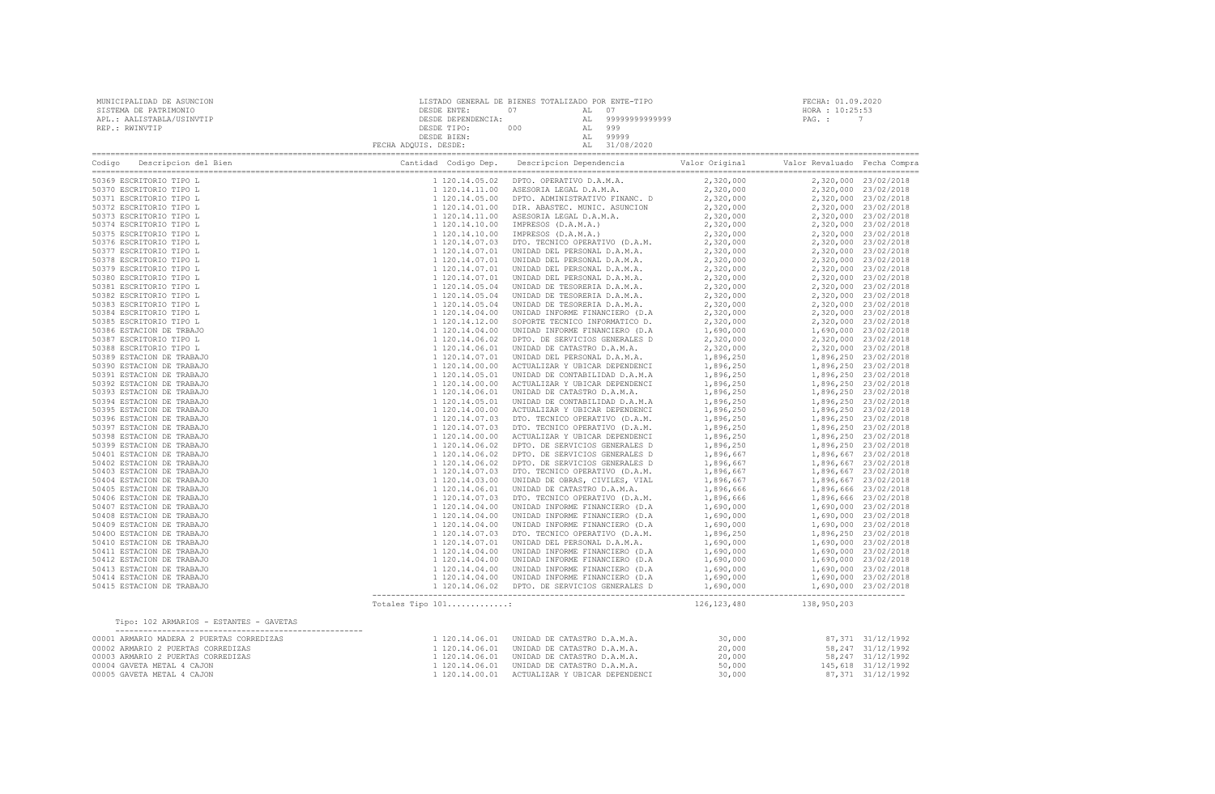MUNICIPALIDAD DE ASUNCION
SISTEMA DE PATRIMONIO
APL.: AALISTABLA/USINVTIP
REP.: RWINVTIP

LISTADO GENERAL DE BIENES TOTALIZADO POR ENTE-TIPO
DESDE ENTE: 07 AL 07
DESDE DEPENDENCIA: AL 99999999999999
DESDE TIPO: 000 AL 999
DESDE BIEN: AL 99999
FECHA ADQUIS. DESDE: AL 31/08/2020

FECHA: 01.09.2020
HORA : 10:25:53
PAG. : 7

| Codigo | Descripcion del Bien | Cantidad | Codigo Dep. | Descripcion Dependencia | Valor Original | Valor Revaluado | Fecha Compra |
|---|---|---|---|---|---|---|---|
| 50369 | ESCRITORIO TIPO L | 1 | 120.14.05.02 | DPTO. OPERATIVO D.A.M.A. | 2,320,000 | 2,320,000 | 23/02/2018 |
| 50370 | ESCRITORIO TIPO L | 1 | 120.14.11.00 | ASESORIA LEGAL D.A.M.A. | 2,320,000 | 2,320,000 | 23/02/2018 |
| 50371 | ESCRITORIO TIPO L | 1 | 120.14.05.00 | DPTO. ADMINISTRATIVO FINANC. D | 2,320,000 | 2,320,000 | 23/02/2018 |
| 50372 | ESCRITORIO TIPO L | 1 | 120.14.01.00 | DIR. ABASTEC. MUNIC. ASUNCION | 2,320,000 | 2,320,000 | 23/02/2018 |
| 50373 | ESCRITORIO TIPO L | 1 | 120.14.11.00 | ASESORIA LEGAL D.A.M.A. | 2,320,000 | 2,320,000 | 23/02/2018 |
| 50374 | ESCRITORIO TIPO L | 1 | 120.14.10.00 | IMPRESOS (D.A.M.A.) | 2,320,000 | 2,320,000 | 23/02/2018 |
| 50375 | ESCRITORIO TIPO L | 1 | 120.14.10.00 | IMPRESOS (D.A.M.A.) | 2,320,000 | 2,320,000 | 23/02/2018 |
| 50376 | ESCRITORIO TIPO L | 1 | 120.14.07.03 | DTO. TECNICO OPERATIVO (D.A.M. | 2,320,000 | 2,320,000 | 23/02/2018 |
| 50377 | ESCRITORIO TIPO L | 1 | 120.14.07.01 | UNIDAD DEL PERSONAL D.A.M.A. | 2,320,000 | 2,320,000 | 23/02/2018 |
| 50378 | ESCRITORIO TIPO L | 1 | 120.14.07.01 | UNIDAD DEL PERSONAL D.A.M.A. | 2,320,000 | 2,320,000 | 23/02/2018 |
| 50379 | ESCRITORIO TIPO L | 1 | 120.14.07.01 | UNIDAD DEL PERSONAL D.A.M.A. | 2,320,000 | 2,320,000 | 23/02/2018 |
| 50380 | ESCRITORIO TIPO L | 1 | 120.14.07.01 | UNIDAD DEL PERSONAL D.A.M.A. | 2,320,000 | 2,320,000 | 23/02/2018 |
| 50381 | ESCRITORIO TIPO L | 1 | 120.14.05.04 | UNIDAD DE TESORERIA D.A.M.A. | 2,320,000 | 2,320,000 | 23/02/2018 |
| 50382 | ESCRITORIO TIPO L | 1 | 120.14.05.04 | UNIDAD DE TESORERIA D.A.M.A. | 2,320,000 | 2,320,000 | 23/02/2018 |
| 50383 | ESCRITORIO TIPO L | 1 | 120.14.05.04 | UNIDAD DE TESORERIA D.A.M.A. | 2,320,000 | 2,320,000 | 23/02/2018 |
| 50384 | ESCRITORIO TIPO L | 1 | 120.14.04.00 | UNIDAD INFORME FINANCIERO (D.A | 2,320,000 | 2,320,000 | 23/02/2018 |
| 50385 | ESCRITORIO TIPO L | 1 | 120.14.12.00 | SOPORTE TECNICO INFORMATICO D. | 2,320,000 | 2,320,000 | 23/02/2018 |
| 50386 | ESTACION DE TRBAJO | 1 | 120.14.04.00 | UNIDAD INFORME FINANCIERO (D.A | 1,690,000 | 1,690,000 | 23/02/2018 |
| 50387 | ESCRITORIO TIPO L | 1 | 120.14.06.02 | DPTO. DE SERVICIOS GENERALES D | 2,320,000 | 2,320,000 | 23/02/2018 |
| 50388 | ESCRITORIO TIPO L | 1 | 120.14.06.01 | UNIDAD DE CATASTRO D.A.M.A. | 2,320,000 | 2,320,000 | 23/02/2018 |
| 50389 | ESTACION DE TRABAJO | 1 | 120.14.07.01 | UNIDAD DEL PERSONAL D.A.M.A. | 1,896,250 | 1,896,250 | 23/02/2018 |
| 50390 | ESTACION DE TRABAJO | 1 | 120.14.00.00 | ACTUALIZAR Y UBICAR DEPENDENCI | 1,896,250 | 1,896,250 | 23/02/2018 |
| 50391 | ESTACION DE TRABAJO | 1 | 120.14.05.01 | UNIDAD DE CONTABILIDAD D.A.M.A | 1,896,250 | 1,896,250 | 23/02/2018 |
| 50392 | ESTACION DE TRABAJO | 1 | 120.14.00.00 | ACTUALIZAR Y UBICAR DEPENDENCI | 1,896,250 | 1,896,250 | 23/02/2018 |
| 50393 | ESTACION DE TRABAJO | 1 | 120.14.06.01 | UNIDAD DE CATASTRO D.A.M.A. | 1,896,250 | 1,896,250 | 23/02/2018 |
| 50394 | ESTACION DE TRABAJO | 1 | 120.14.05.01 | UNIDAD DE CONTABILIDAD D.A.M.A | 1,896,250 | 1,896,250 | 23/02/2018 |
| 50395 | ESTACION DE TRABAJO | 1 | 120.14.00.00 | ACTUALIZAR Y UBICAR DEPENDENCI | 1,896,250 | 1,896,250 | 23/02/2018 |
| 50396 | ESTACION DE TRABAJO | 1 | 120.14.07.03 | DTO. TECNICO OPERATIVO (D.A.M. | 1,896,250 | 1,896,250 | 23/02/2018 |
| 50397 | ESTACION DE TRABAJO | 1 | 120.14.07.03 | DTO. TECNICO OPERATIVO (D.A.M. | 1,896,250 | 1,896,250 | 23/02/2018 |
| 50398 | ESTACION DE TRABAJO | 1 | 120.14.00.00 | ACTUALIZAR Y UBICAR DEPENDENCI | 1,896,250 | 1,896,250 | 23/02/2018 |
| 50399 | ESTACION DE TRABAJO | 1 | 120.14.06.02 | DPTO. DE SERVICIOS GENERALES D | 1,896,250 | 1,896,250 | 23/02/2018 |
| 50401 | ESTACION DE TRABAJO | 1 | 120.14.06.02 | DPTO. DE SERVICIOS GENERALES D | 1,896,667 | 1,896,667 | 23/02/2018 |
| 50402 | ESTACION DE TRABAJO | 1 | 120.14.06.02 | DPTO. DE SERVICIOS GENERALES D | 1,896,667 | 1,896,667 | 23/02/2018 |
| 50403 | ESTACION DE TRABAJO | 1 | 120.14.07.03 | DTO. TECNICO OPERATIVO (D.A.M. | 1,896,667 | 1,896,667 | 23/02/2018 |
| 50404 | ESTACION DE TRABAJO | 1 | 120.14.03.00 | UNIDAD DE OBRAS, CIVILES, VIAL | 1,896,667 | 1,896,667 | 23/02/2018 |
| 50405 | ESTACION DE TRABAJO | 1 | 120.14.06.01 | UNIDAD DE CATASTRO D.A.M.A. | 1,896,666 | 1,896,666 | 23/02/2018 |
| 50406 | ESTACION DE TRABAJO | 1 | 120.14.07.03 | DTO. TECNICO OPERATIVO (D.A.M. | 1,896,666 | 1,896,666 | 23/02/2018 |
| 50407 | ESTACION DE TRABAJO | 1 | 120.14.04.00 | UNIDAD INFORME FINANCIERO (D.A | 1,690,000 | 1,690,000 | 23/02/2018 |
| 50408 | ESTACION DE TRABAJO | 1 | 120.14.04.00 | UNIDAD INFORME FINANCIERO (D.A | 1,690,000 | 1,690,000 | 23/02/2018 |
| 50409 | ESTACION DE TRABAJO | 1 | 120.14.04.00 | UNIDAD INFORME FINANCIERO (D.A | 1,690,000 | 1,690,000 | 23/02/2018 |
| 50400 | ESTACION DE TRABAJO | 1 | 120.14.07.03 | DTO. TECNICO OPERATIVO (D.A.M. | 1,896,250 | 1,896,250 | 23/02/2018 |
| 50410 | ESTACION DE TRABAJO | 1 | 120.14.07.01 | UNIDAD DEL PERSONAL D.A.M.A. | 1,690,000 | 1,690,000 | 23/02/2018 |
| 50411 | ESTACION DE TRABAJO | 1 | 120.14.04.00 | UNIDAD INFORME FINANCIERO (D.A | 1,690,000 | 1,690,000 | 23/02/2018 |
| 50412 | ESTACION DE TRABAJO | 1 | 120.14.04.00 | UNIDAD INFORME FINANCIERO (D.A | 1,690,000 | 1,690,000 | 23/02/2018 |
| 50413 | ESTACION DE TRABAJO | 1 | 120.14.04.00 | UNIDAD INFORME FINANCIERO (D.A | 1,690,000 | 1,690,000 | 23/02/2018 |
| 50414 | ESTACION DE TRABAJO | 1 | 120.14.04.00 | UNIDAD INFORME FINANCIERO (D.A | 1,690,000 | 1,690,000 | 23/02/2018 |
| 50415 | ESTACION DE TRABAJO | 1 | 120.14.06.02 | DPTO. DE SERVICIOS GENERALES D | 1,690,000 | 1,690,000 | 23/02/2018 |
| | Totales Tipo 101............: | | | | 126,123,480 | 138,950,203 | |

Tipo: 102 ARMARIOS - ESTANTES - GAVETAS

| Codigo | Descripcion del Bien | Cantidad | Codigo Dep. | Descripcion Dependencia | Valor Original | Valor Revaluado | Fecha Compra |
|---|---|---|---|---|---|---|---|
| 00001 | ARMARIO MADERA 2 PUERTAS CORREDIZAS | 1 | 120.14.06.01 | UNIDAD DE CATASTRO D.A.M.A. | 30,000 | 87,371 | 31/12/1992 |
| 00002 | ARMARIO 2 PUERTAS CORREDIZAS | 1 | 120.14.06.01 | UNIDAD DE CATASTRO D.A.M.A. | 20,000 | 58,247 | 31/12/1992 |
| 00003 | ARMARIO 2 PUERTAS CORREDIZAS | 1 | 120.14.06.01 | UNIDAD DE CATASTRO D.A.M.A. | 20,000 | 58,247 | 31/12/1992 |
| 00004 | GAVETA METAL 4 CAJON | 1 | 120.14.06.01 | UNIDAD DE CATASTRO D.A.M.A. | 50,000 | 145,618 | 31/12/1992 |
| 00005 | GAVETA METAL 4 CAJON | 1 | 120.14.00.01 | ACTUALIZAR Y UBICAR DEPENDENCI | 30,000 | 87,371 | 31/12/1992 |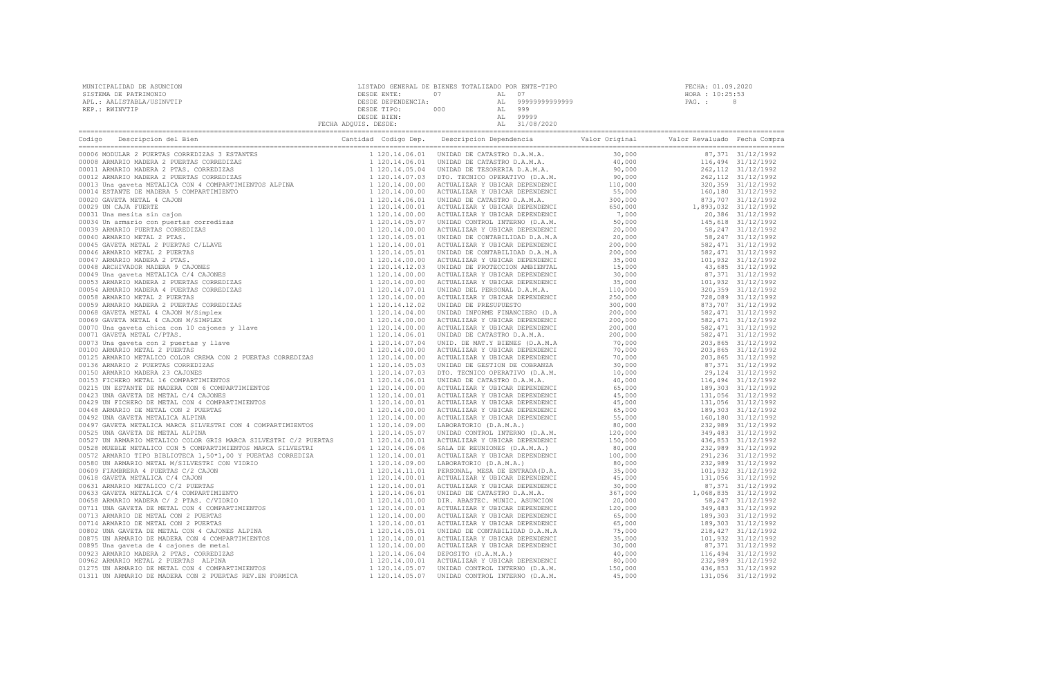MUNICIPALIDAD DE ASUNCION
SISTEMA DE PATRIMONIO
APL.: AALISTABLA/USINVTIP
REP.: RWINVTIP

LISTADO GENERAL DE BIENES TOTALIZADO POR ENTE-TIPO
DESDE ENTE: 07 AL 07
DESDE DEPENDENCIA: AL 99999999999999
DESDE TIPO: 000 AL 999
DESDE BIEN: AL 99999
FECHA ADQUIS. DESDE: AL 31/08/2020

FECHA: 01.09.2020
HORA : 10:25:53
PAG. : 8

| Codigo | Descripcion del Bien | Cantidad | Codigo Dep. | Descripcion Dependencia | Valor Original | Valor Revaluado | Fecha Compra |
|---|---|---|---|---|---|---|---|
| 00006 | MODULAR 2 PUERTAS CORREDIZAS 3 ESTANTES | 1 | 120.14.06.01 | UNIDAD DE CATASTRO D.A.M.A. | 30,000 | 87,371 | 31/12/1992 |
| 00008 | ARMARIO MADERA 2 PUERTAS CORREDIZAS | 1 | 120.14.06.01 | UNIDAD DE CATASTRO D.A.M.A. | 40,000 | 116,494 | 31/12/1992 |
| 00011 | ARMARIO MADERA 2 PTAS. CORREDIZAS | 1 | 120.14.05.04 | UNIDAD DE TESORERIA D.A.M.A. | 90,000 | 262,112 | 31/12/1992 |
| 00012 | ARMARIO MADERA 2 PUERTAS CORREDIZAS | 1 | 120.14.07.03 | DTO. TECNICO OPERATIVO (D.A.M. | 90,000 | 262,112 | 31/12/1992 |
| 00013 | Una gaveta METALICA CON 4 COMPARTIMIENTOS ALPINA | 1 | 120.14.00.00 | ACTUALIZAR Y UBICAR DEPENDENCI | 110,000 | 320,359 | 31/12/1992 |
| 00014 | ESTANTE DE MADERA 5 COMPARTIMIENTO | 1 | 120.14.00.00 | ACTUALIZAR Y UBICAR DEPENDENCI | 55,000 | 160,180 | 31/12/1992 |
| 00020 | GAVETA METAL 4 CAJON | 1 | 120.14.06.01 | UNIDAD DE CATASTRO D.A.M.A. | 300,000 | 873,707 | 31/12/1992 |
| 00029 | UN CAJA FUERTE | 1 | 120.14.00.01 | ACTUALIZAR Y UBICAR DEPENDENCI | 650,000 | 1,893,032 | 31/12/1992 |
| 00031 | Una mesita sin cajon | 1 | 120.14.00.00 | ACTUALIZAR Y UBICAR DEPENDENCI | 7,000 | 20,386 | 31/12/1992 |
| 00034 | Un armario con puertas corredizas | 1 | 120.14.05.07 | UNIDAD CONTROL INTERNO (D.A.M. | 50,000 | 145,618 | 31/12/1992 |
| 00039 | ARMARIO PUERTAS CORREDIZAS | 1 | 120.14.00.00 | ACTUALIZAR Y UBICAR DEPENDENCI | 20,000 | 58,247 | 31/12/1992 |
| 00040 | ARMARIO METAL 2 PTAS. | 1 | 120.14.05.01 | UNIDAD DE CONTABILIDAD D.A.M.A | 20,000 | 58,247 | 31/12/1992 |
| 00045 | GAVETA METAL 2 PUERTAS C/LLAVE | 1 | 120.14.00.01 | ACTUALIZAR Y UBICAR DEPENDENCI | 200,000 | 582,471 | 31/12/1992 |
| 00046 | ARMARIO METAL 2 PUERTAS | 1 | 120.14.05.01 | UNIDAD DE CONTABILIDAD D.A.M.A | 200,000 | 582,471 | 31/12/1992 |
| 00047 | ARMARIO MADERA 2 PTAS. | 1 | 120.14.00.00 | ACTUALIZAR Y UBICAR DEPENDENCI | 35,000 | 101,932 | 31/12/1992 |
| 00048 | ARCHIVADOR MADERA 9 CAJONES | 1 | 120.14.12.03 | UNIDAD DE PROTECCION AMBIENTAL | 15,000 | 43,685 | 31/12/1992 |
| 00049 | Una gaveta METALICA C/4 CAJONES | 1 | 120.14.00.00 | ACTUALIZAR Y UBICAR DEPENDENCI | 30,000 | 87,371 | 31/12/1992 |
| 00053 | ARMARIO MADERA 2 PUERTAS CORREDIZAS | 1 | 120.14.00.00 | ACTUALIZAR Y UBICAR DEPENDENCI | 35,000 | 101,932 | 31/12/1992 |
| 00054 | ARMARIO MADERA 4 PUERTAS CORREDIZAS | 1 | 120.14.07.01 | UNIDAD DEL PERSONAL D.A.M.A. | 110,000 | 320,359 | 31/12/1992 |
| 00058 | ARMARIO METAL 2 PUERTAS | 1 | 120.14.00.00 | ACTUALIZAR Y UBICAR DEPENDENCI | 250,000 | 728,089 | 31/12/1992 |
| 00059 | ARMARIO MADERA 2 PUERTAS CORREDIZAS | 1 | 120.14.12.02 | UNIDAD DE PRESUPUESTO | 300,000 | 873,707 | 31/12/1992 |
| 00068 | GAVETA METAL 4 CAJON M/Simplex | 1 | 120.14.04.00 | UNIDAD INFORME FINANCIERO (D.A | 200,000 | 582,471 | 31/12/1992 |
| 00069 | GAVETA METAL 4 CAJON M/SIMPLEX | 1 | 120.14.00.00 | ACTUALIZAR Y UBICAR DEPENDENCI | 200,000 | 582,471 | 31/12/1992 |
| 00070 | Una gaveta chica con 10 cajones y llave | 1 | 120.14.00.00 | ACTUALIZAR Y UBICAR DEPENDENCI | 200,000 | 582,471 | 31/12/1992 |
| 00071 | GAVETA METAL C/PTAS. | 1 | 120.14.06.01 | UNIDAD DE CATASTRO D.A.M.A. | 200,000 | 582,471 | 31/12/1992 |
| 00073 | Una gaveta con 2 puertas y llave | 1 | 120.14.07.04 | UNID. DE MAT.Y BIENES (D.A.M.A | 70,000 | 203,865 | 31/12/1992 |
| 00100 | ARMARIO METAL 2 PUERTAS | 1 | 120.14.00.00 | ACTUALIZAR Y UBICAR DEPENDENCI | 70,000 | 203,865 | 31/12/1992 |
| 00125 | ARMARIO METALICO COLOR CREMA CON 2 PUERTAS CORREDIZAS | 1 | 120.14.00.00 | ACTUALIZAR Y UBICAR DEPENDENCI | 70,000 | 203,865 | 31/12/1992 |
| 00136 | ARMARIO 2 PUERTAS CORREDIZAS | 1 | 120.14.05.03 | UNIDAD DE GESTION DE COBRANZA | 30,000 | 87,371 | 31/12/1992 |
| 00150 | ARMARIO MADERA 23 CAJONES | 1 | 120.14.07.03 | DTO. TECNICO OPERATIVO (D.A.M. | 10,000 | 29,124 | 31/12/1992 |
| 00153 | FICHERO METAL 16 COMPARTIMIENTOS | 1 | 120.14.06.01 | UNIDAD DE CATASTRO D.A.M.A. | 40,000 | 116,494 | 31/12/1992 |
| 00215 | UN ESTANTE DE MADERA CON 6 COMPARTIMIENTOS | 1 | 120.14.00.00 | ACTUALIZAR Y UBICAR DEPENDENCI | 65,000 | 189,303 | 31/12/1992 |
| 00423 | UNA GAVETA DE METAL C/4 CAJONES | 1 | 120.14.00.01 | ACTUALIZAR Y UBICAR DEPENDENCI | 45,000 | 131,056 | 31/12/1992 |
| 00429 | UN FICHERO DE METAL CON 4 COMPARTIMIENTOS | 1 | 120.14.00.01 | ACTUALIZAR Y UBICAR DEPENDENCI | 45,000 | 131,056 | 31/12/1992 |
| 00448 | ARMARIO DE METAL CON 2 PUERTAS | 1 | 120.14.00.00 | ACTUALIZAR Y UBICAR DEPENDENCI | 65,000 | 189,303 | 31/12/1992 |
| 00492 | UNA GAVETA METALICA ALPINA | 1 | 120.14.00.00 | ACTUALIZAR Y UBICAR DEPENDENCI | 55,000 | 160,180 | 31/12/1992 |
| 00497 | GAVETA METALICA MARCA SILVESTRI CON 4 COMPARTIMIENTOS | 1 | 120.14.09.00 | LABORATORIO (D.A.M.A.) | 80,000 | 232,989 | 31/12/1992 |
| 00525 | UNA GAVETA DE METAL ALPINA | 1 | 120.14.05.07 | UNIDAD CONTROL INTERNO (D.A.M. | 120,000 | 349,483 | 31/12/1992 |
| 00527 | UN ARMARIO METALICO COLOR GRIS MARCA SILVESTRI C/2 PUERTAS | 1 | 120.14.00.01 | ACTUALIZAR Y UBICAR DEPENDENCI | 150,000 | 436,853 | 31/12/1992 |
| 00528 | MUEBLE METALICO CON 5 COMPARTIMIENTOS MARCA SILVESTRI | 1 | 120.14.06.06 | SALA DE REUNIONES (D.A.M.A.) | 80,000 | 232,989 | 31/12/1992 |
| 00572 | ARMARIO TIPO BIBLIOTECA 1,50*1,00 Y PUERTAS CORREDIZA | 1 | 120.14.00.01 | ACTUALIZAR Y UBICAR DEPENDENCI | 100,000 | 291,236 | 31/12/1992 |
| 00580 | UN ARMARIO METAL M/SILVESTRI CON VIDRIO | 1 | 120.14.09.00 | LABORATORIO (D.A.M.A.) | 80,000 | 232,989 | 31/12/1992 |
| 00609 | FIAMBRERA 4 PUERTAS C/2 CAJON | 1 | 120.14.11.01 | PERSONAL, MESA DE ENTRADA(D.A. | 35,000 | 101,932 | 31/12/1992 |
| 00618 | GAVETA METALICA C/4 CAJON | 1 | 120.14.00.01 | ACTUALIZAR Y UBICAR DEPENDENCI | 45,000 | 131,056 | 31/12/1992 |
| 00631 | ARMARIO METALICO C/2 PUERTAS | 1 | 120.14.00.01 | ACTUALIZAR Y UBICAR DEPENDENCI | 30,000 | 87,371 | 31/12/1992 |
| 00633 | GAVETA METALICA C/4 COMPARTIMIENTO | 1 | 120.14.06.01 | UNIDAD DE CATASTRO D.A.M.A. | 367,000 | 1,068,835 | 31/12/1992 |
| 00658 | ARMARIO MADERA C/ 2 PTAS. C/VIDRIO | 1 | 120.14.01.00 | DIR. ABASTEC. MUNIC. ASUNCION | 20,000 | 58,247 | 31/12/1992 |
| 00711 | UNA GAVETA DE METAL CON 4 COMPARTIMIENTOS | 1 | 120.14.00.00 | ACTUALIZAR Y UBICAR DEPENDENCI | 120,000 | 349,483 | 31/12/1992 |
| 00713 | ARMARIO DE METAL CON 2 PUERTAS | 1 | 120.14.00.00 | ACTUALIZAR Y UBICAR DEPENDENCI | 65,000 | 189,303 | 31/12/1992 |
| 00714 | ARMARIO DE METAL CON 2 PUERTAS | 1 | 120.14.00.01 | ACTUALIZAR Y UBICAR DEPENDENCI | 65,000 | 189,303 | 31/12/1992 |
| 00802 | UNA GAVETA DE METAL CON 4 CAJONES ALPINA | 1 | 120.14.05.01 | UNIDAD DE CONTABILIDAD D.A.M.A | 75,000 | 218,427 | 31/12/1992 |
| 00875 | UN ARMARIO DE MADERA CON 4 COMPARTIMIENTOS | 1 | 120.14.00.01 | ACTUALIZAR Y UBICAR DEPENDENCI | 35,000 | 101,932 | 31/12/1992 |
| 00895 | Una gaveta de 4 cajones de metal | 1 | 120.14.00.00 | ACTUALIZAR Y UBICAR DEPENDENCI | 30,000 | 87,371 | 31/12/1992 |
| 00923 | ARMARIO MADERA 2 PTAS. CORREDIZAS | 1 | 120.14.06.04 | DEPOSITO (D.A.M.A.) | 40,000 | 116,494 | 31/12/1992 |
| 00962 | ARMARIO METAL 2 PUERTAS ALPINA | 1 | 120.14.00.01 | ACTUALIZAR Y UBICAR DEPENDENCI | 80,000 | 232,989 | 31/12/1992 |
| 01275 | UN ARMARIO DE METAL CON 4 COMPARTIMIENTOS | 1 | 120.14.05.07 | UNIDAD CONTROL INTERNO (D.A.M. | 150,000 | 436,853 | 31/12/1992 |
| 01311 | UN ARMARIO DE MADERA CON 2 PUERTAS REV.EN FORMICA | 1 | 120.14.05.07 | UNIDAD CONTROL INTERNO (D.A.M. | 45,000 | 131,056 | 31/12/1992 |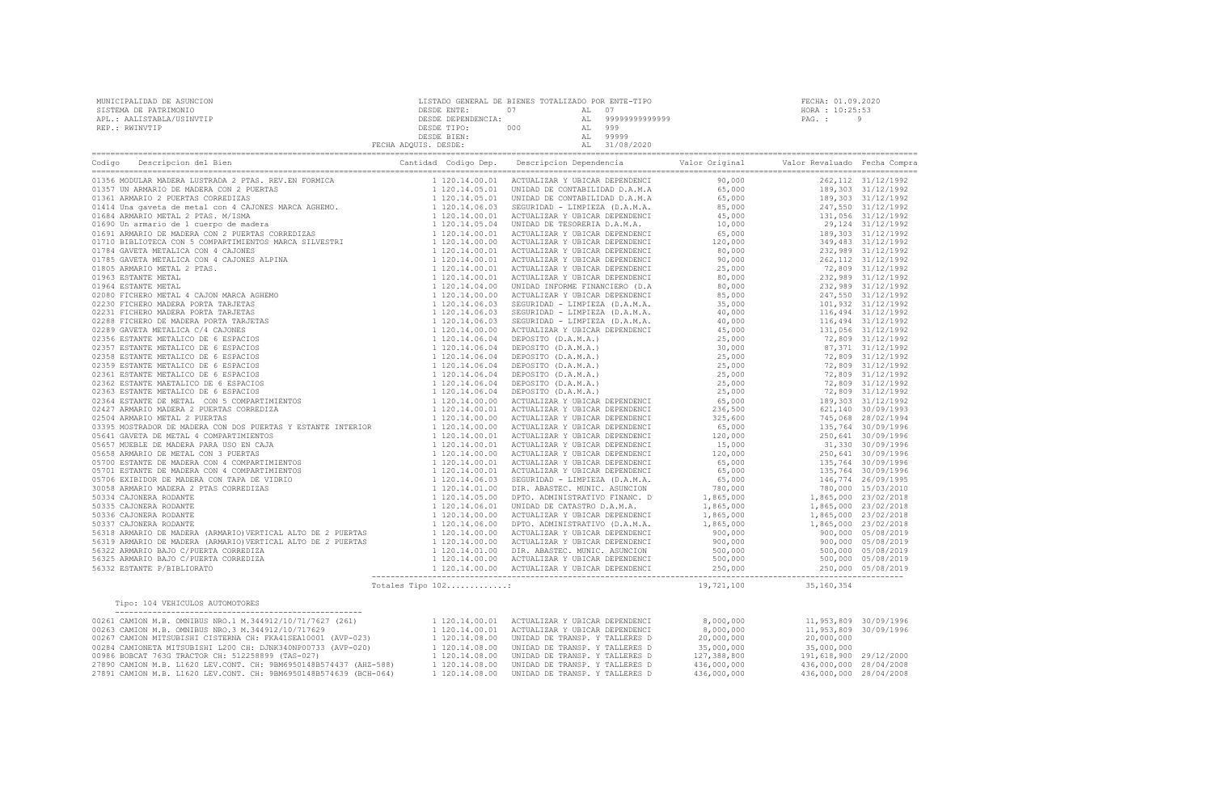MUNICIPALIDAD DE ASUNCION
SISTEMA DE PATRIMONIO
APL.: AALISTABLA/USINVTIP
REP.: RWINVTIP

LISTADO GENERAL DE BIENES TOTALIZADO POR ENTE-TIPO
DESDE ENTE: 07 AL 07
DESDE DEPENDENCIA: AL 99999999999999
DESDE TIPO: 000 AL 999
DESDE BIEN: AL 99999
FECHA ADQUIS. DESDE: AL 31/08/2020

FECHA: 01.09.2020
HORA : 10:25:53

| Codigo | Descripcion del Bien | Cantidad | Codigo Dep. | Descripcion Dependencia | Valor Original | Valor Revaluado | Fecha Compra |
|---|---|---|---|---|---|---|---|
| 01356 | MODULAR MADERA LUSTRADA 2 PTAS. REV.EN FORMICA | 1 | 120.14.00.01 | ACTUALIZAR Y UBICAR DEPENDENCI | 90,000 | 262,112 | 31/12/1992 |
| 01357 | UN ARMARIO DE MADERA CON 2 PUERTAS | 1 | 120.14.05.01 | UNIDAD DE CONTABILIDAD D.A.M.A | 65,000 | 189,303 | 31/12/1992 |
| 01361 | ARMARIO 2 PUERTAS CORREDIZAS | 1 | 120.14.05.01 | UNIDAD DE CONTABILIDAD D.A.M.A | 65,000 | 189,303 | 31/12/1992 |
| 01414 | Una gaveta de metal con 4 CAJONES MARCA AGHEMO. | 1 | 120.14.06.03 | SEGURIDAD - LIMPIEZA (D.A.M.A. | 85,000 | 247,550 | 31/12/1992 |
| 01684 | ARMARIO METAL 2 PTAS. M/ISMA | 1 | 120.14.00.01 | ACTUALIZAR Y UBICAR DEPENDENCI | 45,000 | 131,056 | 31/12/1992 |
| 01690 | Un armario de 1 cuerpo de madera | 1 | 120.14.05.04 | UNIDAD DE TESORERIA D.A.M.A. | 10,000 | 29,124 | 31/12/1992 |
| 01691 | ARMARIO DE MADERA CON 2 PUERTAS CORREDIZAS | 1 | 120.14.00.01 | ACTUALIZAR Y UBICAR DEPENDENCI | 65,000 | 189,303 | 31/12/1992 |
| 01710 | BIBLIOTECA CON 5 COMPARTIMIENTOS MARCA SILVESTRI | 1 | 120.14.00.00 | ACTUALIZAR Y UBICAR DEPENDENCI | 120,000 | 349,483 | 31/12/1992 |
| 01784 | GAVETA METALICA CON 4 CAJONES | 1 | 120.14.00.01 | ACTUALIZAR Y UBICAR DEPENDENCI | 80,000 | 232,989 | 31/12/1992 |
| 01785 | GAVETA METALICA CON 4 CAJONES ALPINA | 1 | 120.14.00.01 | ACTUALIZAR Y UBICAR DEPENDENCI | 90,000 | 262,112 | 31/12/1992 |
| 01805 | ARMARIO METAL 2 PTAS. | 1 | 120.14.00.01 | ACTUALIZAR Y UBICAR DEPENDENCI | 25,000 | 72,809 | 31/12/1992 |
| 01963 | ESTANTE METAL | 1 | 120.14.00.01 | ACTUALIZAR Y UBICAR DEPENDENCI | 80,000 | 232,989 | 31/12/1992 |
| 01964 | ESTANTE METAL | 1 | 120.14.04.00 | UNIDAD INFORME FINANCIERO (D.A | 80,000 | 232,989 | 31/12/1992 |
| 02080 | FICHERO METAL 4 CAJON MARCA AGHEMO | 1 | 120.14.00.00 | ACTUALIZAR Y UBICAR DEPENDENCI | 85,000 | 247,550 | 31/12/1992 |
| 02230 | FICHERO MADERA PORTA TARJETAS | 1 | 120.14.06.03 | SEGURIDAD - LIMPIEZA (D.A.M.A. | 35,000 | 101,932 | 31/12/1992 |
| 02231 | FICHERO MADERA PORTA TARJETAS | 1 | 120.14.06.03 | SEGURIDAD - LIMPIEZA (D.A.M.A. | 40,000 | 116,494 | 31/12/1992 |
| 02288 | FICHERO DE MADERA PORTA TARJETAS | 1 | 120.14.06.03 | SEGURIDAD - LIMPIEZA (D.A.M.A. | 40,000 | 116,494 | 31/12/1992 |
| 02289 | GAVETA METALICA C/4 CAJONES | 1 | 120.14.00.00 | ACTUALIZAR Y UBICAR DEPENDENCI | 45,000 | 131,056 | 31/12/1992 |
| 02356 | ESTANTE METALICO DE 6 ESPACIOS | 1 | 120.14.06.04 | DEPOSITO (D.A.M.A.) | 25,000 | 72,809 | 31/12/1992 |
| 02357 | ESTANTE METALICO DE 6 ESPACIOS | 1 | 120.14.06.04 | DEPOSITO (D.A.M.A.) | 30,000 | 87,371 | 31/12/1992 |
| 02358 | ESTANTE METALICO DE 6 ESPACIOS | 1 | 120.14.06.04 | DEPOSITO (D.A.M.A.) | 25,000 | 72,809 | 31/12/1992 |
| 02359 | ESTANTE METALICO DE 6 ESPACIOS | 1 | 120.14.06.04 | DEPOSITO (D.A.M.A.) | 25,000 | 72,809 | 31/12/1992 |
| 02361 | ESTANTE METALICO DE 6 ESPACIOS | 1 | 120.14.06.04 | DEPOSITO (D.A.M.A.) | 25,000 | 72,809 | 31/12/1992 |
| 02362 | ESTANTE MAETALICO DE 6 ESPACIOS | 1 | 120.14.06.04 | DEPOSITO (D.A.M.A.) | 25,000 | 72,809 | 31/12/1992 |
| 02363 | ESTANTE METALICO DE 6 ESPACIOS | 1 | 120.14.06.04 | DEPOSITO (D.A.M.A.) | 25,000 | 72,809 | 31/12/1992 |
| 02364 | ESTANTE DE METAL CON 5 COMPARTIMIENTOS | 1 | 120.14.00.00 | ACTUALIZAR Y UBICAR DEPENDENCI | 65,000 | 189,303 | 31/12/1992 |
| 02427 | ARMARIO MADERA 2 PUERTAS CORREDIZA | 1 | 120.14.00.01 | ACTUALIZAR Y UBICAR DEPENDENCI | 236,500 | 621,140 | 30/09/1993 |
| 02504 | ARMARIO METAL 2 PUERTAS | 1 | 120.14.00.00 | ACTUALIZAR Y UBICAR DEPENDENCI | 325,600 | 745,068 | 28/02/1994 |
| 03395 | MOSTRADOR DE MADERA CON DOS PUERTAS Y ESTANTE INTERIOR | 1 | 120.14.00.00 | ACTUALIZAR Y UBICAR DEPENDENCI | 65,000 | 135,764 | 30/09/1996 |
| 05641 | GAVETA DE METAL 4 COMPARTIMIENTOS | 1 | 120.14.00.01 | ACTUALIZAR Y UBICAR DEPENDENCI | 120,000 | 250,641 | 30/09/1996 |
| 05657 | MUEBLE DE MADERA PARA USO EN CAJA | 1 | 120.14.00.01 | ACTUALIZAR Y UBICAR DEPENDENCI | 15,000 | 31,330 | 30/09/1996 |
| 05658 | ARMARIO DE METAL CON 3 PUERTAS | 1 | 120.14.00.00 | ACTUALIZAR Y UBICAR DEPENDENCI | 120,000 | 250,641 | 30/09/1996 |
| 05700 | ESTANTE DE MADERA CON 4 COMPARTIMIENTOS | 1 | 120.14.00.01 | ACTUALIZAR Y UBICAR DEPENDENCI | 65,000 | 135,764 | 30/09/1996 |
| 05701 | ESTANTE DE MADERA CON 4 COMPARTIMIENTOS | 1 | 120.14.00.01 | ACTUALIZAR Y UBICAR DEPENDENCI | 65,000 | 135,764 | 30/09/1996 |
| 05706 | EXIBIDOR DE MADERA CON TAPA DE VIDRIO | 1 | 120.14.06.03 | SEGURIDAD - LIMPIEZA (D.A.M.A. | 65,000 | 146,774 | 26/09/1995 |
| 30058 | ARMARIO MADERA 2 PTAS CORREDIZAS | 1 | 120.14.01.00 | DIR. ABASTEC. MUNIC. ASUNCION | 780,000 | 780,000 | 15/03/2010 |
| 50334 | CAJONERA RODANTE | 1 | 120.14.05.00 | DPTO. ADMINISTRATIVO FINANC. D | 1,865,000 | 1,865,000 | 23/02/2018 |
| 50335 | CAJONERA RODANTE | 1 | 120.14.06.01 | UNIDAD DE CATASTRO D.A.M.A. | 1,865,000 | 1,865,000 | 23/02/2018 |
| 50336 | CAJONERA RODANTE | 1 | 120.14.00.00 | ACTUALIZAR Y UBICAR DEPENDENCI | 1,865,000 | 1,865,000 | 23/02/2018 |
| 50337 | CAJONERA RODANTE | 1 | 120.14.06.00 | DPTO. ADMINISTRATIVO (D.A.M.A. | 1,865,000 | 1,865,000 | 23/02/2018 |
| 56318 | ARMARIO DE MADERA (ARMARIO)VERTICAL ALTO DE 2 PUERTAS | 1 | 120.14.00.00 | ACTUALIZAR Y UBICAR DEPENDENCI | 900,000 | 900,000 | 05/08/2019 |
| 56319 | ARMARIO DE MADERA (ARMARIO)VERTICAL ALTO DE 2 PUERTAS | 1 | 120.14.00.00 | ACTUALIZAR Y UBICAR DEPENDENCI | 900,000 | 900,000 | 05/08/2019 |
| 56322 | ARMARIO BAJO C/PUERTA CORREDIZA | 1 | 120.14.01.00 | DIR. ABASTEC. MUNIC. ASUNCION | 500,000 | 500,000 | 05/08/2019 |
| 56325 | ARMARIO BAJO C/PUERTA CORREDIZA | 1 | 120.14.00.00 | ACTUALIZAR Y UBICAR DEPENDENCI | 500,000 | 500,000 | 05/08/2019 |
| 56332 | ESTANTE P/BIBLIORATO | 1 | 120.14.00.00 | ACTUALIZAR Y UBICAR DEPENDENCI | 250,000 | 250,000 | 05/08/2019 |
| | Totales Tipo 102............: | | | | 19,721,100 | 35,160,354 | |

Tipo: 104 VEHICULOS AUTOMOTORES

| Codigo | Descripcion del Bien | Cantidad | Codigo Dep. | Descripcion Dependencia | Valor Original | Valor Revaluado | Fecha Compra |
|---|---|---|---|---|---|---|---|
| 00261 | CAMION M.B. OMNIBUS NRO.1 M.344912/10/71/7627 (261) | 1 | 120.14.00.01 | ACTUALIZAR Y UBICAR DEPENDENCI | 8,000,000 | 11,953,809 | 30/09/1996 |
| 00263 | CAMION M.B. OMNIBUS NRO.3 M.344912/10/717629 | 1 | 120.14.00.01 | ACTUALIZAR Y UBICAR DEPENDENCI | 8,000,000 | 11,953,809 | 30/09/1996 |
| 00267 | CAMION MITSUBISHI CISTERNA CH: FKA41SEA10001 (AVP-023) | 1 | 120.14.08.00 | UNIDAD DE TRANSP. Y TALLERES D | 20,000,000 | 20,000,000 | |
| 00284 | CAMIONETA MITSUBISHI L200 CH: DJNK340NP00733 (AVP-020) | 1 | 120.14.08.00 | UNIDAD DE TRANSP. Y TALLERES D | 35,000,000 | 35,000,000 | |
| 00986 | BOBCAT 763G TRACTOR CH: 512258899 (TAS-027) | 1 | 120.14.08.00 | UNIDAD DE TRANSP. Y TALLERES D | 127,388,800 | 191,618,900 | 29/12/2000 |
| 27890 | CAMION M.B. L1620 LEV.CONT. CH: 9BM6950148B574437 (AHZ-588) | 1 | 120.14.08.00 | UNIDAD DE TRANSP. Y TALLERES D | 436,000,000 | 436,000,000 | 28/04/2008 |
| 27891 | CAMION M.B. L1620 LEV.CONT. CH: 9BM6950148B574639 (BCH-064) | 1 | 120.14.08.00 | UNIDAD DE TRANSP. Y TALLERES D | 436,000,000 | 436,000,000 | 28/04/2008 |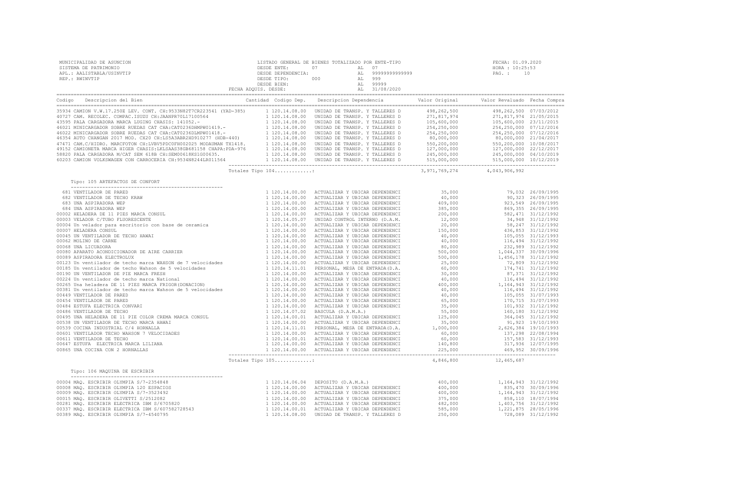MUNICIPALIDAD DE ASUNCION
SISTEMA DE PATRIMONIO
APL.: AALISTABLA/USINVTIP
REP.: RWINVTIP

LISTADO GENERAL DE BIENES TOTALIZADO POR ENTE-TIPO
DESDE ENTE: 07 AL 07
DESDE DEPENDENCIA: AL 99999999999999
DESDE TIPO: 000 AL 999
DESDE BIEN: AL 99999
FECHA ADQUIS. DESDE: AL 31/08/2020

FECHA: 01.09.2020
HORA : 10:25:53

| Codigo | Descripcion del Bien | Cantidad | Codigo Dep. | Descripcion Dependencia | Valor Original | Valor Revaluado | Fecha Compra |
|---|---|---|---|---|---|---|---|
| 35934 | CAMION V.W.17.250E LEV. CONT. CH:9533N82T7CR223541 (YAD-385) | 1 | 120.14.08.00 | UNIDAD DE TRANSP. Y TALLERES D | 498,262,500 | 498,262,500 | 07/03/2012 |
| 40727 | CAM. RECOLEC. COMPAC.ISUZU CH:JAANPR70L17100564 | 1 | 120.14.08.00 | UNIDAD DE TRANSP. Y TALLERES D | 271,817,974 | 271,817,974 | 21/05/2015 |
| 43595 | PALA CARGADORA MARCA LUGING CHASIS: 141052.- | 1 | 120.14.08.00 | UNIDAD DE TRANSP. Y TALLERES D | 105,600,000 | 105,600,000 | 23/11/2015 |
| 46021 | MINICARGADOR SOBRE RUEDAS CAT CHA:CAT0236DHMPW01419.- | 1 | 120.14.08.00 | UNIDAD DE TRANSP. Y TALLERES D | 254,250,000 | 254,250,000 | 07/12/2016 |
| 46022 | MINICARGADOR SOBRE RUEDAS CAT CHA:CAT0236DLMPW01418.- | 1 | 120.14.08.00 | UNIDAD DE TRANSP. Y TALLERES D | 254,250,000 | 254,250,000 | 07/12/2016 |
| 46354 | AUTO CHANGAN 2017 MOD. CX20 CH:LS5A3ABR2HD910277 (HDB-440) | 1 | 120.14.08.00 | UNIDAD DE TRANSP. Y TALLERES D | 80,000,000 | 80,000,000 | 21/04/2017 |
| 47471 | CAM.C/HIDRO. MARCFOTON CH:LVBV5PDC0FH002025 MODAUMAN TX1418. | 1 | 120.14.08.00 | UNIDAD DE TRANSP. Y TALLERES D | 550,200,000 | 550,200,000 | 10/08/2017 |
| 49152 | CAMIONETA MARCA HIGER CHASIS:LKLSAAS38GB681158 CHAPA:PDA-976 | 1 | 120.14.08.00 | UNIDAD DE TRANSP. Y TALLERES D | 127,000,000 | 127,000,000 | 22/12/2017 |
| 58820 | PALA CARGADORA M/CAT SEM 618B CH:SEM00618KS1G00635. | 1 | 120.14.08.00 | UNIDAD DE TRANSP. Y TALLERES D | 245,000,000 | 245,000,000 | 04/10/2019 |
| 60203 | CAMION VOLKSWAGEN CON CARROCERIA CH:9534N8244LR011564 | 1 | 120.14.08.00 | UNIDAD DE TRANSP. Y TALLERES D | 515,000,000 | 515,000,000 | 10/12/2019 |
| | Totales Tipo 104............: | | | | 3,971,769,274 | 4,043,906,992 | |

Tipo: 105 ARTEFACTOS DE CONFORT

| Codigo | Descripcion del Bien | Cantidad | Codigo Dep. | Descripcion Dependencia | Valor Original | Valor Revaluado | Fecha Compra |
|---|---|---|---|---|---|---|---|
| 681 | VENTILADOR DE PARED | 1 | 120.14.00.00 | ACTUALIZAR Y UBICAR DEPENDENCI | 35,000 | 79,032 | 26/09/1995 |
| 682 | VENTILADOR DE TECHO KRAW | 1 | 120.14.00.00 | ACTUALIZAR Y UBICAR DEPENDENCI | 40,000 | 90,323 | 26/09/1995 |
| 683 | UNA ASPIRADORA WEP | 1 | 120.14.00.00 | ACTUALIZAR Y UBICAR DEPENDENCI | 409,000 | 923,549 | 26/09/1995 |
| 684 | UNA ASPIRADORA WEP | 1 | 120.14.00.00 | ACTUALIZAR Y UBICAR DEPENDENCI | 385,000 | 869,355 | 26/09/1995 |
| 00002 | HELADERA DE 11 PIES MARCA CONSUL | 1 | 120.14.00.00 | ACTUALIZAR Y UBICAR DEPENDENCI | 200,000 | 582,471 | 31/12/1992 |
| 00003 | VELADOR C/TUBO FLUORESCENTE | 1 | 120.14.05.07 | UNIDAD CONTROL INTERNO (D.A.M. | 12,000 | 34,948 | 31/12/1992 |
| 00004 | Un velador para escritorio con base de ceramica | 1 | 120.14.00.00 | ACTUALIZAR Y UBICAR DEPENDENCI | 20,000 | 58,247 | 31/12/1992 |
| 00007 | HELADERA CONSUL | 1 | 120.14.00.00 | ACTUALIZAR Y UBICAR DEPENDENCI | 150,000 | 436,853 | 31/12/1992 |
| 00045 | UN VENTILADOR DE TECHO HAWAI | 1 | 120.14.00.00 | ACTUALIZAR Y UBICAR DEPENDENCI | 40,000 | 105,055 | 31/12/1993 |
| 00062 | MOLINO DE CARNE | 1 | 120.14.00.00 | ACTUALIZAR Y UBICAR DEPENDENCI | 40,000 | 116,494 | 31/12/1992 |
| 00068 | UNA LICUADORA | 1 | 120.14.00.00 | ACTUALIZAR Y UBICAR DEPENDENCI | 80,000 | 232,989 | 31/12/1992 |
| 00080 | APARATO ACONDICIONADOR DE AIRE CARRIER | 1 | 120.14.00.00 | ACTUALIZAR Y UBICAR DEPENDENCI | 500,000 | 1,044,337 | 30/09/1996 |
| 00089 | ASPIRADORA ELECTROLUX | 1 | 120.14.00.00 | ACTUALIZAR Y UBICAR DEPENDENCI | 500,000 | 1,456,178 | 31/12/1992 |
| 00123 | Un ventilador de techo marca WAHSON de 7 velocidades | 1 | 120.14.00.00 | ACTUALIZAR Y UBICAR DEPENDENCI | 25,000 | 72,809 | 31/12/1992 |
| 00185 | Un ventilador de techo Wahson de 5 velocidades | 1 | 120.14.11.01 | PERSONAL, MESA DE ENTRADA(D.A. | 60,000 | 174,741 | 31/12/1992 |
| 00190 | UN VENTILADOR DE PIE MARCA FRESH | 1 | 120.14.00.00 | ACTUALIZAR Y UBICAR DEPENDENCI | 30,000 | 87,371 | 31/12/1992 |
| 00224 | Un ventilador de techo marca National | 1 | 120.14.00.00 | ACTUALIZAR Y UBICAR DEPENDENCI | 40,000 | 116,494 | 31/12/1992 |
| 00265 | Una heladera de 11 PIES MARCA FRIGOR(DONACION) | 1 | 120.14.00.00 | ACTUALIZAR Y UBICAR DEPENDENCI | 400,000 | 1,164,943 | 31/12/1992 |
| 00381 | Un ventilador de techo marca Wahson de 5 velocidades | 1 | 120.14.00.00 | ACTUALIZAR Y UBICAR DEPENDENCI | 40,000 | 116,494 | 31/12/1992 |
| 00449 | VENTILADOR DE PARED | 1 | 120.14.00.00 | ACTUALIZAR Y UBICAR DEPENDENCI | 40,000 | 105,055 | 31/07/1993 |
| 00454 | VENTILADOR DE PARED | 1 | 120.14.00.00 | ACTUALIZAR Y UBICAR DEPENDENCI | 65,000 | 170,715 | 31/07/1993 |
| 00484 | ESTUFA ELECTRICA CONVARI | 1 | 120.14.00.00 | ACTUALIZAR Y UBICAR DEPENDENCI | 35,000 | 101,932 | 31/12/1992 |
| 00486 | VENTILADOR DE TECHO | 1 | 120.14.07.02 | BASCULA (D.A.M.A.) | 55,000 | 160,180 | 31/12/1992 |
| 00495 | UNA HELADERA DE 11 PIE COLOR CREMA MARCA CONSUL | 1 | 120.14.00.01 | ACTUALIZAR Y UBICAR DEPENDENCI | 125,000 | 364,045 | 31/12/1992 |
| 00538 | UN VENTILADOR DE TECHO MARCA HAWAI | 1 | 120.14.00.00 | ACTUALIZAR Y UBICAR DEPENDENCI | 35,000 | 91,923 | 19/10/1993 |
| 00539 | COCINA INDUSTRIAL C/4 HORNALLA | 1 | 120.14.11.01 | PERSONAL, MESA DE ENTRADA(D.A. | 1,000,000 | 2,626,384 | 19/10/1993 |
| 00601 | VENTILADOR TECHO WAHSON 7 VELOCIDADES | 1 | 120.14.00.00 | ACTUALIZAR Y UBICAR DEPENDENCI | 60,000 | 137,298 | 22/08/1994 |
| 00611 | VENTILADOR DE TECHO | 1 | 120.14.00.01 | ACTUALIZAR Y UBICAR DEPENDENCI | 60,000 | 157,583 | 31/12/1993 |
| 00647 | ESTUFA ELECTRICA MARCA LILIANA | 1 | 120.14.00.00 | ACTUALIZAR Y UBICAR DEPENDENCI | 140,800 | 317,936 | 12/07/1995 |
| 00865 | UNA COCINA CON 2 HORNALLAS | 1 | 120.14.00.00 | ACTUALIZAR Y UBICAR DEPENDENCI | 225,000 | 469,952 | 30/09/1996 |
| | Totales Tipo 105............: | | | | 4,846,800 | 12,465,687 | |

Tipo: 106 MAQUINA DE ESCRIBIR

| Codigo | Descripcion del Bien | Cantidad | Codigo Dep. | Descripcion Dependencia | Valor Original | Valor Revaluado | Fecha Compra |
|---|---|---|---|---|---|---|---|
| 00004 | MAQ. ESCRIBIR OLYMPIA S/7-2354848 | 1 | 120.14.06.04 | DEPOSITO (D.A.M.A.) | 400,000 | 1,164,943 | 31/12/1992 |
| 00008 | MAQ. ESCRIBIR OLYMPIA 120 ESPACIOS | 1 | 120.14.00.00 | ACTUALIZAR Y UBICAR DEPENDENCI | 400,000 | 835,470 | 30/09/1996 |
| 00009 | MAQ. ESCRIBIR OLYMPIA S/7-3523492 | 1 | 120.14.00.00 | ACTUALIZAR Y UBICAR DEPENDENCI | 400,000 | 1,164,943 | 31/12/1992 |
| 00015 | MAQ. ESCRIBIR OLIVETTI S/2512082 | 1 | 120.14.00.00 | ACTUALIZAR Y UBICAR DEPENDENCI | 375,000 | 858,110 | 18/07/1994 |
| 00281 | MAQ. ESCRIBIR ELECTRICA IBM S/6705820 | 1 | 120.14.00.00 | ACTUALIZAR Y UBICAR DEPENDENCI | 482,000 | 1,403,756 | 31/12/1992 |
| 00337 | MAQ. ESCRIBIR ELECTRICA IBM S/607582728543 | 1 | 120.14.00.01 | ACTUALIZAR Y UBICAR DEPENDENCI | 585,000 | 1,221,875 | 28/05/1996 |
| 00389 | MAQ. ESCRIBIR OLYMPIA S/7-4540795 | 1 | 120.14.08.00 | UNIDAD DE TRANSP. Y TALLERES D | 250,000 | 728,089 | 31/12/1992 |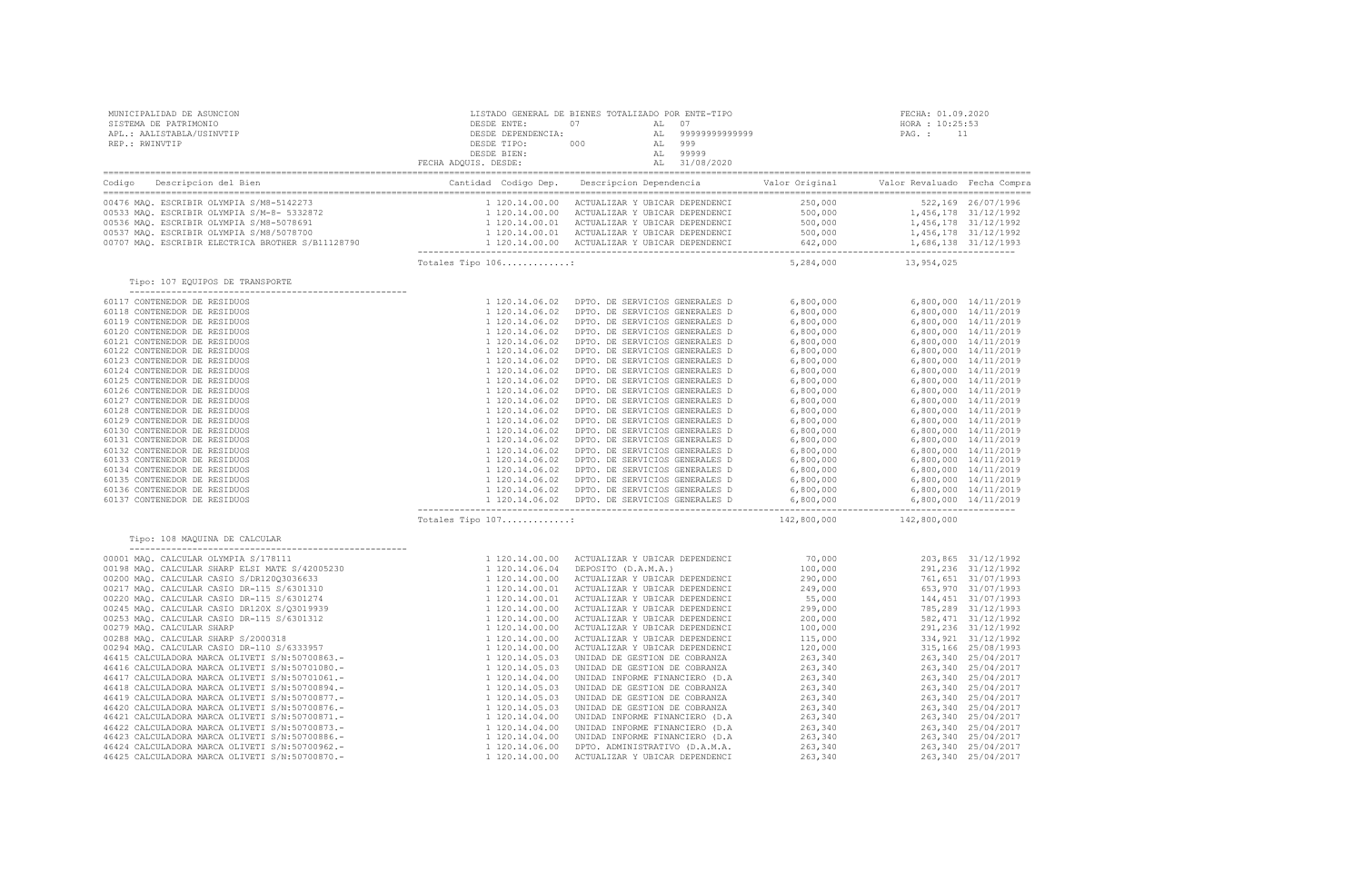MUNICIPALIDAD DE ASUNCION
SISTEMA DE PATRIMONIO
APL.: AALISTABLA/USINVTIP
REP.: RWINVTIP

LISTADO GENERAL DE BIENES TOTALIZADO POR ENTE-TIPO
DESDE ENTE: 07 AL 07
DESDE DEPENDENCIA: AL 99999999999999
DESDE TIPO: 000 AL 999
DESDE BIEN: AL 99999
FECHA ADQUIS. DESDE: AL 31/08/2020

FECHA: 01.09.2020
HORA : 10:25:53
PAG. : 11

| Codigo | Descripcion del Bien | Cantidad | Codigo Dep. | Descripcion Dependencia | Valor Original | Valor Revaluado | Fecha Compra |
|---|---|---|---|---|---|---|---|
| 00476 | MAQ. ESCRIBIR OLYMPIA S/M8-5142273 | 1 | 120.14.00.00 | ACTUALIZAR Y UBICAR DEPENDENCI | 250,000 | 522,169 | 26/07/1996 |
| 00533 | MAQ. ESCRIBIR OLYMPIA S/M-8- 5332872 | 1 | 120.14.00.00 | ACTUALIZAR Y UBICAR DEPENDENCI | 500,000 | 1,456,178 | 31/12/1992 |
| 00536 | MAQ. ESCRIBIR OLYMPIA S/M8-5078691 | 1 | 120.14.00.01 | ACTUALIZAR Y UBICAR DEPENDENCI | 500,000 | 1,456,178 | 31/12/1992 |
| 00537 | MAQ. ESCRIBIR OLYMPIA S/M8/5078700 | 1 | 120.14.00.01 | ACTUALIZAR Y UBICAR DEPENDENCI | 500,000 | 1,456,178 | 31/12/1992 |
| 00707 | MAQ. ESCRIBIR ELECTRICA BROTHER S/B11128790 | 1 | 120.14.00.00 | ACTUALIZAR Y UBICAR DEPENDENCI | 642,000 | 1,686,138 | 31/12/1993 |
| | Totales Tipo 106............: | | | | 5,284,000 | 13,954,025 | |

Tipo: 107 EQUIPOS DE TRANSPORTE

| Codigo | Descripcion del Bien | Cantidad | Codigo Dep. | Descripcion Dependencia | Valor Original | Valor Revaluado | Fecha Compra |
|---|---|---|---|---|---|---|---|
| 60117 | CONTENEDOR DE RESIDUOS | 1 | 120.14.06.02 | DPTO. DE SERVICIOS GENERALES D | 6,800,000 | 6,800,000 | 14/11/2019 |
| 60118 | CONTENEDOR DE RESIDUOS | 1 | 120.14.06.02 | DPTO. DE SERVICIOS GENERALES D | 6,800,000 | 6,800,000 | 14/11/2019 |
| 60119 | CONTENEDOR DE RESIDUOS | 1 | 120.14.06.02 | DPTO. DE SERVICIOS GENERALES D | 6,800,000 | 6,800,000 | 14/11/2019 |
| 60120 | CONTENEDOR DE RESIDUOS | 1 | 120.14.06.02 | DPTO. DE SERVICIOS GENERALES D | 6,800,000 | 6,800,000 | 14/11/2019 |
| 60121 | CONTENEDOR DE RESIDUOS | 1 | 120.14.06.02 | DPTO. DE SERVICIOS GENERALES D | 6,800,000 | 6,800,000 | 14/11/2019 |
| 60122 | CONTENEDOR DE RESIDUOS | 1 | 120.14.06.02 | DPTO. DE SERVICIOS GENERALES D | 6,800,000 | 6,800,000 | 14/11/2019 |
| 60123 | CONTENEDOR DE RESIDUOS | 1 | 120.14.06.02 | DPTO. DE SERVICIOS GENERALES D | 6,800,000 | 6,800,000 | 14/11/2019 |
| 60124 | CONTENEDOR DE RESIDUOS | 1 | 120.14.06.02 | DPTO. DE SERVICIOS GENERALES D | 6,800,000 | 6,800,000 | 14/11/2019 |
| 60125 | CONTENEDOR DE RESIDUOS | 1 | 120.14.06.02 | DPTO. DE SERVICIOS GENERALES D | 6,800,000 | 6,800,000 | 14/11/2019 |
| 60126 | CONTENEDOR DE RESIDUOS | 1 | 120.14.06.02 | DPTO. DE SERVICIOS GENERALES D | 6,800,000 | 6,800,000 | 14/11/2019 |
| 60127 | CONTENEDOR DE RESIDUOS | 1 | 120.14.06.02 | DPTO. DE SERVICIOS GENERALES D | 6,800,000 | 6,800,000 | 14/11/2019 |
| 60128 | CONTENEDOR DE RESIDUOS | 1 | 120.14.06.02 | DPTO. DE SERVICIOS GENERALES D | 6,800,000 | 6,800,000 | 14/11/2019 |
| 60129 | CONTENEDOR DE RESIDUOS | 1 | 120.14.06.02 | DPTO. DE SERVICIOS GENERALES D | 6,800,000 | 6,800,000 | 14/11/2019 |
| 60130 | CONTENEDOR DE RESIDUOS | 1 | 120.14.06.02 | DPTO. DE SERVICIOS GENERALES D | 6,800,000 | 6,800,000 | 14/11/2019 |
| 60131 | CONTENEDOR DE RESIDUOS | 1 | 120.14.06.02 | DPTO. DE SERVICIOS GENERALES D | 6,800,000 | 6,800,000 | 14/11/2019 |
| 60132 | CONTENEDOR DE RESIDUOS | 1 | 120.14.06.02 | DPTO. DE SERVICIOS GENERALES D | 6,800,000 | 6,800,000 | 14/11/2019 |
| 60133 | CONTENEDOR DE RESIDUOS | 1 | 120.14.06.02 | DPTO. DE SERVICIOS GENERALES D | 6,800,000 | 6,800,000 | 14/11/2019 |
| 60134 | CONTENEDOR DE RESIDUOS | 1 | 120.14.06.02 | DPTO. DE SERVICIOS GENERALES D | 6,800,000 | 6,800,000 | 14/11/2019 |
| 60135 | CONTENEDOR DE RESIDUOS | 1 | 120.14.06.02 | DPTO. DE SERVICIOS GENERALES D | 6,800,000 | 6,800,000 | 14/11/2019 |
| 60136 | CONTENEDOR DE RESIDUOS | 1 | 120.14.06.02 | DPTO. DE SERVICIOS GENERALES D | 6,800,000 | 6,800,000 | 14/11/2019 |
| 60137 | CONTENEDOR DE RESIDUOS | 1 | 120.14.06.02 | DPTO. DE SERVICIOS GENERALES D | 6,800,000 | 6,800,000 | 14/11/2019 |
| | Totales Tipo 107............: | | | | 142,800,000 | 142,800,000 | |

Tipo: 108 MAQUINA DE CALCULAR

| Codigo | Descripcion del Bien | Cantidad | Codigo Dep. | Descripcion Dependencia | Valor Original | Valor Revaluado | Fecha Compra |
|---|---|---|---|---|---|---|---|
| 00001 | MAQ. CALCULAR OLYMPIA S/178111 | 1 | 120.14.00.00 | ACTUALIZAR Y UBICAR DEPENDENCI | 70,000 | 203,865 | 31/12/1992 |
| 00198 | MAQ. CALCULAR SHARP ELSI MATE S/42005230 | 1 | 120.14.06.04 | DEPOSITO (D.A.M.A.) | 100,000 | 291,236 | 31/12/1992 |
| 00200 | MAQ. CALCULAR CASIO S/DR120Q3036633 | 1 | 120.14.00.00 | ACTUALIZAR Y UBICAR DEPENDENCI | 290,000 | 761,651 | 31/07/1993 |
| 00217 | MAQ. CALCULAR CASIO DR-115 S/6301310 | 1 | 120.14.00.01 | ACTUALIZAR Y UBICAR DEPENDENCI | 249,000 | 653,970 | 31/07/1993 |
| 00220 | MAQ. CALCULAR CASIO DR-115 S/6301274 | 1 | 120.14.00.01 | ACTUALIZAR Y UBICAR DEPENDENCI | 55,000 | 144,451 | 31/07/1993 |
| 00245 | MAQ. CALCULAR CASIO DR120X S/Q3019939 | 1 | 120.14.00.00 | ACTUALIZAR Y UBICAR DEPENDENCI | 299,000 | 785,289 | 31/12/1993 |
| 00253 | MAQ. CALCULAR CASIO DR-115 S/6301312 | 1 | 120.14.00.00 | ACTUALIZAR Y UBICAR DEPENDENCI | 200,000 | 582,471 | 31/12/1992 |
| 00279 | MAQ. CALCULAR SHARP | 1 | 120.14.00.00 | ACTUALIZAR Y UBICAR DEPENDENCI | 100,000 | 291,236 | 31/12/1992 |
| 00288 | MAQ. CALCULAR SHARP S/2000318 | 1 | 120.14.00.00 | ACTUALIZAR Y UBICAR DEPENDENCI | 115,000 | 334,921 | 31/12/1992 |
| 00294 | MAQ. CALCULAR CASIO DR-110 S/6333957 | 1 | 120.14.00.00 | ACTUALIZAR Y UBICAR DEPENDENCI | 120,000 | 315,166 | 25/08/1993 |
| 46415 | CALCULADORA MARCA OLIVETI S/N:50700863.- | 1 | 120.14.05.03 | UNIDAD DE GESTION DE COBRANZA | 263,340 | 263,340 | 25/04/2017 |
| 46416 | CALCULADORA MARCA OLIVETI S/N:50701080.- | 1 | 120.14.05.03 | UNIDAD DE GESTION DE COBRANZA | 263,340 | 263,340 | 25/04/2017 |
| 46417 | CALCULADORA MARCA OLIVETI S/N:50701061.- | 1 | 120.14.04.00 | UNIDAD INFORME FINANCIERO (D.A | 263,340 | 263,340 | 25/04/2017 |
| 46418 | CALCULADORA MARCA OLIVETI S/N:50700894.- | 1 | 120.14.05.03 | UNIDAD DE GESTION DE COBRANZA | 263,340 | 263,340 | 25/04/2017 |
| 46419 | CALCULADORA MARCA OLIVETI S/N:50700877.- | 1 | 120.14.05.03 | UNIDAD DE GESTION DE COBRANZA | 263,340 | 263,340 | 25/04/2017 |
| 46420 | CALCULADORA MARCA OLIVETI S/N:50700876.- | 1 | 120.14.05.03 | UNIDAD DE GESTION DE COBRANZA | 263,340 | 263,340 | 25/04/2017 |
| 46421 | CALCULADORA MARCA OLIVETI S/N:50700871.- | 1 | 120.14.04.00 | UNIDAD INFORME FINANCIERO (D.A | 263,340 | 263,340 | 25/04/2017 |
| 46422 | CALCULADORA MARCA OLIVETI S/N:50700873.- | 1 | 120.14.04.00 | UNIDAD INFORME FINANCIERO (D.A | 263,340 | 263,340 | 25/04/2017 |
| 46423 | CALCULADORA MARCA OLIVETI S/N:50700886.- | 1 | 120.14.04.00 | UNIDAD INFORME FINANCIERO (D.A | 263,340 | 263,340 | 25/04/2017 |
| 46424 | CALCULADORA MARCA OLIVETI S/N:50700962.- | 1 | 120.14.06.00 | DPTO. ADMINISTRATIVO (D.A.M.A. | 263,340 | 263,340 | 25/04/2017 |
| 46425 | CALCULADORA MARCA OLIVETI S/N:50700870.- | 1 | 120.14.00.00 | ACTUALIZAR Y UBICAR DEPENDENCI | 263,340 | 263,340 | 25/04/2017 |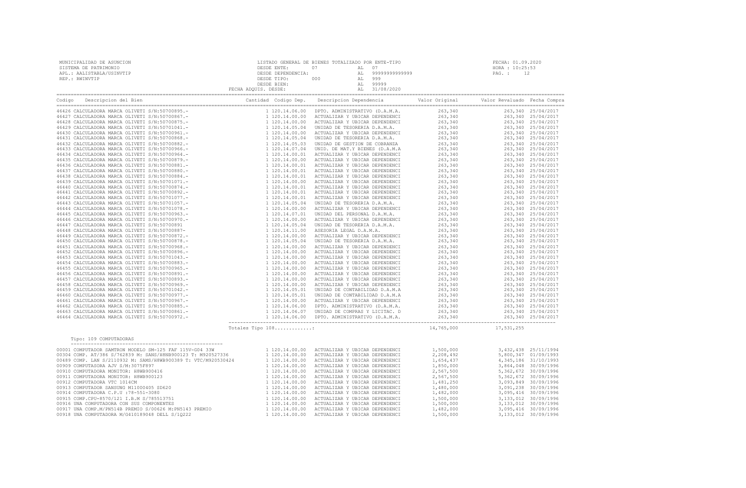MUNICIPALIDAD DE ASUNCION
SISTEMA DE PATRIMONIO
APL.: AALISTABLA/USINVTIP
REP.: RWINVTIP

LISTADO GENERAL DE BIENES TOTALIZADO POR ENTE-TIPO
DESDE ENTE: 07 AL 07
DESDE DEPENDENCIA: AL 99999999999999
DESDE TIPO: 000 AL 999
DESDE BIEN: AL 99999
FECHA ADQUIS. DESDE: AL 31/08/2020

FECHA: 01.09.2020
HORA : 10:25:53
PAG. : 12

| Codigo | Descripcion del Bien | Cantidad | Codigo Dep. | Descripcion Dependencia | Valor Original | Valor Revaluado | Fecha Compra |
|---|---|---|---|---|---|---|---|
| 46426 | CALCULADORA MARCA OLIVETI S/N:50700895.- | 1 | 120.14.06.00 | DPTO. ADMINISTRATIVO (D.A.M.A. | 263,340 | 263,340 | 25/04/2017 |
| 46427 | CALCULADORA MARCA OLIVETI S/N:50700867.- | 1 | 120.14.00.00 | ACTUALIZAR Y UBICAR DEPENDENCI | 263,340 | 263,340 | 25/04/2017 |
| 46428 | CALCULADORA MARCA OLIVETI S/N:50700875.- | 1 | 120.14.00.00 | ACTUALIZAR Y UBICAR DEPENDENCI | 263,340 | 263,340 | 25/04/2017 |
| 46429 | CALCULADORA MARCA OLIVETI S/N:50701041.- | 1 | 120.14.05.04 | UNIDAD DE TESORERIA D.A.M.A. | 263,340 | 263,340 | 25/04/2017 |
| 46430 | CALCULADORA MARCA OLIVETI S/N:50700961.- | 1 | 120.14.00.00 | ACTUALIZAR Y UBICAR DEPENDENCI | 263,340 | 263,340 | 25/04/2017 |
| 46431 | CALCULADORA MARCA OLIVETI S/N:50700868.- | 1 | 120.14.05.04 | UNIDAD DE TESORERIA D.A.M.A. | 263,340 | 263,340 | 25/04/2017 |
| 46432 | CALCULADORA MARCA OLIVETI S/N:50700882.- | 1 | 120.14.05.03 | UNIDAD DE GESTION DE COBRANZA | 263,340 | 263,340 | 25/04/2017 |
| 46433 | CALCULADORA MARCA OLIVETI S/N:50700966.- | 1 | 120.14.07.04 | UNID. DE MAT.Y BIENES (D.A.M.A | 263,340 | 263,340 | 25/04/2017 |
| 46434 | CALCULADORA MARCA OLIVETI S/N:50700964.- | 1 | 120.14.00.01 | ACTUALIZAR Y UBICAR DEPENDENCI | 263,340 | 263,340 | 25/04/2017 |
| 46435 | CALCULADORA MARCA OLIVETI S/N:50700879.- | 1 | 120.14.00.00 | ACTUALIZAR Y UBICAR DEPENDENCI | 263,340 | 263,340 | 25/04/2017 |
| 46436 | CALCULADORA MARCA OLIVETI S/N:50700881.- | 1 | 120.14.00.01 | ACTUALIZAR Y UBICAR DEPENDENCI | 263,340 | 263,340 | 25/04/2017 |
| 46437 | CALCULADORA MARCA OLIVETI S/N:50700880.- | 1 | 120.14.00.01 | ACTUALIZAR Y UBICAR DEPENDENCI | 263,340 | 263,340 | 25/04/2017 |
| 46438 | CALCULADORA MARCA OLIVETI S/N:50700884.- | 1 | 120.14.00.01 | ACTUALIZAR Y UBICAR DEPENDENCI | 263,340 | 263,340 | 25/04/2017 |
| 46439 | CALCULADORA MARCA OLIVETI S/N:50701071.- | 1 | 120.14.00.00 | ACTUALIZAR Y UBICAR DEPENDENCI | 263,340 | 263,340 | 25/04/2017 |
| 46440 | CALCULADORA MARCA OLIVETI S/N:50700874.- | 1 | 120.14.00.01 | ACTUALIZAR Y UBICAR DEPENDENCI | 263,340 | 263,340 | 25/04/2017 |
| 46441 | CALCULADORA MARCA OLIVETI S/N:50700892.- | 1 | 120.14.00.01 | ACTUALIZAR Y UBICAR DEPENDENCI | 263,340 | 263,340 | 25/04/2017 |
| 46442 | CALCULADORA MARCA OLIVETI S/N:50701077.- | 1 | 120.14.00.01 | ACTUALIZAR Y UBICAR DEPENDENCI | 263,340 | 263,340 | 25/04/2017 |
| 46443 | CALCULADORA MARCA OLIVETI S/N:50701057.- | 1 | 120.14.05.04 | UNIDAD DE TESORERIA D.A.M.A. | 263,340 | 263,340 | 25/04/2017 |
| 46444 | CALCULADORA MARCA OLIVETI S/N:50701078.- | 1 | 120.14.00.00 | ACTUALIZAR Y UBICAR DEPENDENCI | 263,340 | 263,340 | 25/04/2017 |
| 46445 | CALCULADORA MARCA OLIVETI S/N:50700963.- | 1 | 120.14.07.01 | UNIDAD DEL PERSONAL D.A.M.A. | 263,340 | 263,340 | 25/04/2017 |
| 46446 | CALCULADORA MARCA OLIVETI S/N:50700970.- | 1 | 120.14.00.00 | ACTUALIZAR Y UBICAR DEPENDENCI | 263,340 | 263,340 | 25/04/2017 |
| 46447 | CALCULADORA MARCA OLIVETI S/N:50700891 | 1 | 120.14.05.04 | UNIDAD DE TESORERIA D.A.M.A. | 263,340 | 263,340 | 25/04/2017 |
| 46448 | CALCULADORA MARCA OLIVETI S/N:50700887- | 1 | 120.14.11.00 | ASESORIA LEGAL D.A.M.A. | 263,340 | 263,340 | 25/04/2017 |
| 46449 | CALCULADORA MARCA OLIVETI S/N:50700872.- | 1 | 120.14.00.00 | ACTUALIZAR Y UBICAR DEPENDENCI | 263,340 | 263,340 | 25/04/2017 |
| 46450 | CALCULADORA MARCA OLIVETI S/N:50700878.- | 1 | 120.14.05.04 | UNIDAD DE TESORERIA D.A.M.A. | 263,340 | 263,340 | 25/04/2017 |
| 46451 | CALCULADORA MARCA OLIVETI S/N:50700968.- | 1 | 120.14.00.00 | ACTUALIZAR Y UBICAR DEPENDENCI | 263,340 | 263,340 | 25/04/2017 |
| 46452 | CALCULADORA MARCA OLIVETI S/N:50700896.- | 1 | 120.14.00.00 | ACTUALIZAR Y UBICAR DEPENDENCI | 263,340 | 263,340 | 25/04/2017 |
| 46453 | CALCULADORA MARCA OLIVETI S/N:50701043.- | 1 | 120.14.00.00 | ACTUALIZAR Y UBICAR DEPENDENCI | 263,340 | 263,340 | 25/04/2017 |
| 46454 | CALCULADORA MARCA OLIVETI S/N:50700883.- | 1 | 120.14.00.00 | ACTUALIZAR Y UBICAR DEPENDENCI | 263,340 | 263,340 | 25/04/2017 |
| 46455 | CALCULADORA MARCA OLIVETI S/N:50700965.- | 1 | 120.14.00.00 | ACTUALIZAR Y UBICAR DEPENDENCI | 263,340 | 263,340 | 25/04/2017 |
| 46456 | CALCULADORA MARCA OLIVETI S/N:50700891.- | 1 | 120.14.00.00 | ACTUALIZAR Y UBICAR DEPENDENCI | 263,340 | 263,340 | 25/04/2017 |
| 46457 | CALCULADORA MARCA OLIVETI S/N:50700893.- | 1 | 120.14.00.00 | ACTUALIZAR Y UBICAR DEPENDENCI | 263,340 | 263,340 | 25/04/2017 |
| 46458 | CALCULADORA MARCA OLIVETI S/N:50700969.- | 1 | 120.14.00.00 | ACTUALIZAR Y UBICAR DEPENDENCI | 263,340 | 263,340 | 25/04/2017 |
| 46459 | CALCULADORA MARCA OLIVETI S/N:50701042.- | 1 | 120.14.05.01 | UNIDAD DE CONTABILIDAD D.A.M.A | 263,340 | 263,340 | 25/04/2017 |
| 46460 | CALCULADORA MARCA OLIVETI S/N:50700977.- | 1 | 120.14.05.01 | UNIDAD DE CONTABILIDAD D.A.M.A | 263,340 | 263,340 | 25/04/2017 |
| 46461 | CALCULADORA MARCA OLIVETI S/N:50700967.- | 1 | 120.14.00.00 | ACTUALIZAR Y UBICAR DEPENDENCI | 263,340 | 263,340 | 25/04/2017 |
| 46462 | CALCULADORA MARCA OLIVETI S/N:50700885.- | 1 | 120.14.06.00 | DPTO. ADMINISTRATIVO (D.A.M.A. | 263,340 | 263,340 | 25/04/2017 |
| 46463 | CALCULADORA MARCA OLIVETI S/N:50700861.- | 1 | 120.14.06.07 | UNIDAD DE COMPRAS Y LICITAC. D | 263,340 | 263,340 | 25/04/2017 |
| 46464 | CALCULADORA MARCA OLIVETI S/N:50700972.- | 1 | 120.14.06.00 | DPTO. ADMINISTRATIVO (D.A.M.A. | 263,340 | 263,340 | 25/04/2017 |
| | Totales Tipo 108............: | | | | 14,765,000 | 17,531,255 | |

Tipo: 109 COMPUTADORAS

| Codigo | Descripcion del Bien | Cantidad | Codigo Dep. | Descripcion Dependencia | Valor Original | Valor Revaluado | Fecha Compra |
|---|---|---|---|---|---|---|---|
| 00001 | COMPUTADOR SAMTRON MODELO SM-125 FAF 115V-G04 33W | 1 | 120.14.00.00 | ACTUALIZAR Y UBICAR DEPENDENCI | 1,500,000 | 3,432,438 | 25/11/1994 |
| 00304 | COMP. AT/386 S/762839 M: SANS/H8NB900123 T: M920527336 | 1 | 120.14.00.00 | ACTUALIZAR Y UBICAR DEPENDENCI | 2,208,492 | 5,800,347 | 01/09/1993 |
| 00489 | COMP. LAN S/2110932 M: SAMS/H8WB900389 T: VTC/M920530424 | 1 | 120.14.00.00 | ACTUALIZAR Y UBICAR DEPENDENCI | 1,654,437 | 4,345,186 | 31/10/1993 |
| 00909 | COMPUTASORA AJV S/M:3075F897 | 1 | 120.14.00.00 | ACTUALIZAR Y UBICAR DEPENDENCI | 1,850,000 | 3,864,048 | 30/09/1996 |
| 00910 | COMPUTADORA MONITOR: H8WB900416 | 1 | 120.14.00.00 | ACTUALIZAR Y UBICAR DEPENDENCI | 2,567,500 | 5,362,672 | 30/09/1996 |
| 00911 | COMPUTADORA MONITOR: H8WB900123 | 1 | 120.14.00.00 | ACTUALIZAR Y UBICAR DEPENDENCI | 2,567,500 | 5,362,672 | 30/09/1996 |
| 00912 | COMPUTADORA VTC 1014CM | 1 | 120.14.00.00 | ACTUALIZAR Y UBICAR DEPENDENCI | 1,481,250 | 3,093,849 | 30/09/1996 |
| 00913 | COMPUTADOR SANSUNG M11000405 SD620 | 1 | 120.14.00.00 | ACTUALIZAR Y UBICAR DEPENDENCI | 1,480,000 | 3,091,238 | 30/09/1996 |
| 00914 | COMPUTADORA C.P.U :78-551-3080 | 1 | 120.14.00.00 | ACTUALIZAR Y UBICAR DEPENDENCI | 1,482,000 | 3,095,416 | 30/09/1996 |
| 00915 | COMP.CPU-8570/121 I.B.M S/785513751 | 1 | 120.14.00.00 | ACTUALIZAR Y UBICAR DEPENDENCI | 1,500,000 | 3,133,012 | 30/09/1996 |
| 00916 | UNA COMPUTADORA CON SUS COMPONENTES | 1 | 120.14.00.00 | ACTUALIZAR Y UBICAR DEPENDENCI | 1,500,000 | 3,133,012 | 30/09/1996 |
| 00917 | UNA COMP.M/PN514B PREMIO S/00626 M:PN5143 PREMIO | 1 | 120.14.00.00 | ACTUALIZAR Y UBICAR DEPENDENCI | 1,482,000 | 3,095,416 | 30/09/1996 |
| 00918 | UNA COMPUTADORA M/G410189048 DELL S/1Q222 | 1 | 120.14.00.00 | ACTUALIZAR Y UBICAR DEPENDENCI | 1,500,000 | 3,133,012 | 30/09/1996 |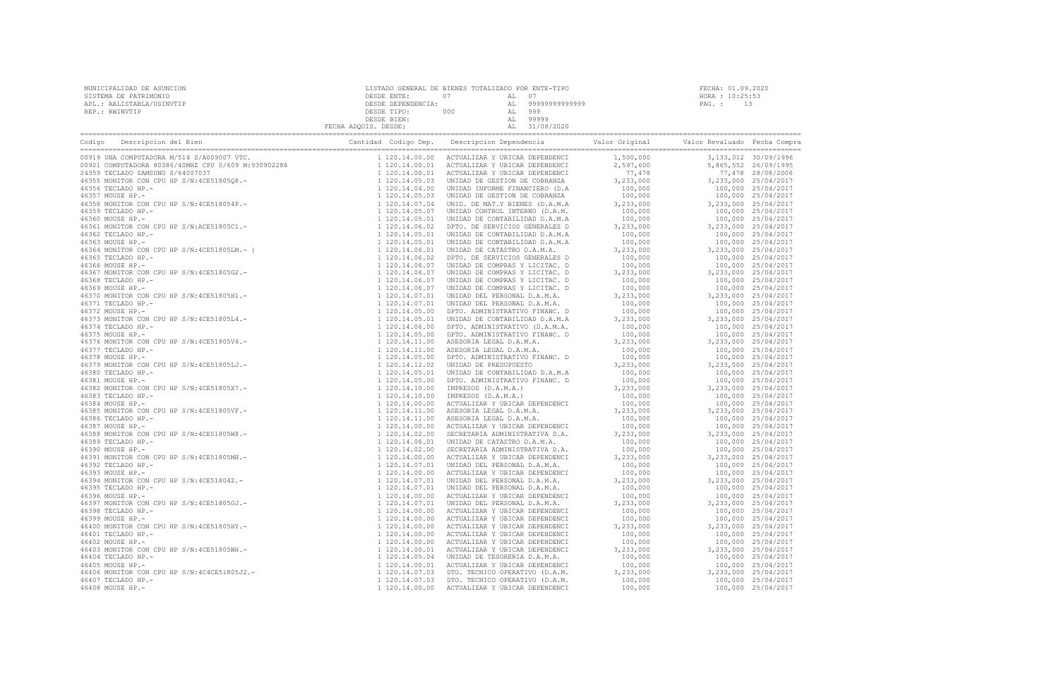MUNICIPALIDAD DE ASUNCION
SISTEMA DE PATRIMONIO
APL.: AALISTABLA/USINVTIP
REP.: RWINVTIP

LISTADO GENERAL DE BIENES TOTALIZADO POR ENTE-TIPO
DESDE ENTE: 07 AL 07
DESDE DEPENDENCIA: AL 99999999999999
DESDE TIPO: 000 AL 999
DESDE BIEN: AL 99999
FECHA ADQUIS. DESDE: AL 31/08/2020

FECHA: 01.09.2020
HORA : 10:25:53
PAG. : 13

| Codigo | Descripcion del Bien | Cantidad | Codigo Dep. | Descripcion Dependencia | Valor Original | Valor Revaluado | Fecha Compra |
|---|---|---|---|---|---|---|---|
| 00919 | UNA COMPUTADORA M/514 S/A009007 VTC. | 1 | 120.14.00.00 | ACTUALIZAR Y UBICAR DEPENDENCI | 1,500,000 | 3,133,012 | 30/09/1996 |
| 00921 | COMPUTADORA 80386/40MHZ CPU S/609 M:930902286 | 1 | 120.14.00.01 | ACTUALIZAR Y UBICAR DEPENDENCI | 2,597,600 | 5,865,552 | 26/09/1995 |
| 24359 | TECLADO SAMSUNG S/64007037 | 1 | 120.14.00.01 | ACTUALIZAR Y UBICAR DEPENDENCI | 77,478 | 77,478 | 28/08/2006 |
| 46355 | MONITOR CON CPU HP S/N:4CE518050Q8.- | 1 | 120.14.05.03 | UNIDAD DE GESTION DE COBRANZA | 3,233,000 | 3,233,000 | 25/04/2017 |
| 46356 | TECLADO HP.- | 1 | 120.14.04.00 | UNIDAD INFORME FINANCIERO (D.A | 100,000 | 100,000 | 25/04/2017 |
| 46357 | MOUSE HP.- | 1 | 120.14.05.03 | UNIDAD DE GESTION DE COBRANZA | 100,000 | 100,000 | 25/04/2017 |
| 46358 | MONITOR CON CPU HP S/N:4CE518054P.- | 1 | 120.14.07.04 | UNID. DE MAT.Y BIENES (D.A.M.A | 3,233,000 | 3,233,000 | 25/04/2017 |
| 46359 | TECLADO HP.- | 1 | 120.14.05.07 | UNIDAD CONTROL INTERNO (D.A.M. | 100,000 | 100,000 | 25/04/2017 |
| 46360 | MOUSE HP.- | 1 | 120.14.05.01 | UNIDAD DE CONTABILIDAD D.A.M.A | 100,000 | 100,000 | 25/04/2017 |
| 46361 | MONITOR CON CPU HP S/N:ACE51805C1.- | 1 | 120.14.06.02 | DPTO. DE SERVICIOS GENERALES D | 3,233,000 | 3,233,000 | 25/04/2017 |
| 46362 | TECLADO HP.- | 1 | 120.14.05.01 | UNIDAD DE CONTABILIDAD D.A.M.A | 100,000 | 100,000 | 25/04/2017 |
| 46363 | MOUSE HP.- | 1 | 120.14.05.01 | UNIDAD DE CONTABILIDAD D.A.M.A | 100,000 | 100,000 | 25/04/2017 |
| 46364 | MONITOR CON CPU HP S/N:4CE51805LM.- } | 1 | 120.14.06.01 | UNIDAD DE CATASTRO D.A.M.A. | 3,233,000 | 3,233,000 | 25/04/2017 |
| 46365 | TECLADO HP.- | 1 | 120.14.06.02 | DPTO. DE SERVICIOS GENERALES D | 100,000 | 100,000 | 25/04/2017 |
| 46366 | MOUSE HP.- | 1 | 120.14.06.07 | UNIDAD DE COMPRAS Y LICITAC. D | 100,000 | 100,000 | 25/04/2017 |
| 46367 | MONITOR CON CPU HP S/N:4CE51805G2.- | 1 | 120.14.06.07 | UNIDAD DE COMPRAS Y LICITAC. D | 3,233,000 | 3,233,000 | 25/04/2017 |
| 46368 | TECLADO HP.- | 1 | 120.14.06.07 | UNIDAD DE COMPRAS Y LICITAC. D | 100,000 | 100,000 | 25/04/2017 |
| 46369 | MOUSE HP.- | 1 | 120.14.06.07 | UNIDAD DE COMPRAS Y LICITAC. D | 100,000 | 100,000 | 25/04/2017 |
| 46370 | MONITOR CON CPU HP S/N:4CE51805H1.- | 1 | 120.14.07.01 | UNIDAD DEL PERSONAL D.A.M.A. | 3,233,000 | 3,233,000 | 25/04/2017 |
| 46371 | TECLADO HP.- | 1 | 120.14.07.01 | UNIDAD DEL PERSONAL D.A.M.A. | 100,000 | 100,000 | 25/04/2017 |
| 46372 | MOUSE HP.- | 1 | 120.14.05.00 | DPTO. ADMINISTRATIVO FINANC. D | 100,000 | 100,000 | 25/04/2017 |
| 46373 | MONITOR CON CPU HP S/N:4CE51805L4.- | 1 | 120.14.05.01 | UNIDAD DE CONTABILIDAD D.A.M.A | 3,233,000 | 3,233,000 | 25/04/2017 |
| 46374 | TECLADO HP.- | 1 | 120.14.06.00 | DPTO. ADMINISTRATIVO (D.A.M.A. | 100,000 | 100,000 | 25/04/2017 |
| 46375 | MOUSE HP.- | 1 | 120.14.05.00 | DPTO. ADMINISTRATIVO FINANC. D | 100,000 | 100,000 | 25/04/2017 |
| 46376 | MONITOR CON CPU HP S/N:4CE51805V6.- | 1 | 120.14.11.00 | ASESORIA LEGAL D.A.M.A. | 3,233,000 | 3,233,000 | 25/04/2017 |
| 46377 | TECLADO HP.- | 1 | 120.14.11.00 | ASESORIA LEGAL D.A.M.A. | 100,000 | 100,000 | 25/04/2017 |
| 46378 | MOUSE HP.- | 1 | 120.14.05.00 | DPTO. ADMINISTRATIVO FINANC. D | 100,000 | 100,000 | 25/04/2017 |
| 46379 | MONITOR CON CPU HP S/N:4CE51805LJ.- | 1 | 120.14.12.02 | UNIDAD DE PRESUPUESTO | 3,233,000 | 3,233,000 | 25/04/2017 |
| 46380 | TECLADO HP.- | 1 | 120.14.05.01 | UNIDAD DE CONTABILIDAD D.A.M.A | 100,000 | 100,000 | 25/04/2017 |
| 46381 | MOUSE HP.- | 1 | 120.14.05.00 | DPTO. ADMINISTRATIVO FINANC. D | 100,000 | 100,000 | 25/04/2017 |
| 46382 | MONITOR CON CPU HP S/N:4CE51805X7.- | 1 | 120.14.10.00 | IMPRESOS (D.A.M.A.) | 3,233,000 | 3,233,000 | 25/04/2017 |
| 46383 | TECLADO HP.- | 1 | 120.14.10.00 | IMPRESOS (D.A.M.A.) | 100,000 | 100,000 | 25/04/2017 |
| 46384 | MOUSE HP.- | 1 | 120.14.00.00 | ACTUALIZAR Y UBICAR DEPENDENCI | 100,000 | 100,000 | 25/04/2017 |
| 46385 | MONITOR CON CPU HP S/N:4CE51805VF.- | 1 | 120.14.11.00 | ASESORIA LEGAL D.A.M.A. | 3,233,000 | 3,233,000 | 25/04/2017 |
| 46386 | TECLADO HP.- | 1 | 120.14.11.00 | ASESORIA LEGAL D.A.M.A. | 100,000 | 100,000 | 25/04/2017 |
| 46387 | MOUSE HP.- | 1 | 120.14.00.00 | ACTUALIZAR Y UBICAR DEPENDENCI | 100,000 | 100,000 | 25/04/2017 |
| 46388 | MONITOR CON CPU HP S/N:4CE51805W8.- | 1 | 120.14.02.00 | SECRETARIA ADMINISTRATIVA D.A. | 3,233,000 | 3,233,000 | 25/04/2017 |
| 46389 | TECLADO HP.- | 1 | 120.14.06.01 | UNIDAD DE CATASTRO D.A.M.A. | 100,000 | 100,000 | 25/04/2017 |
| 46390 | MOUSE HP.- | 1 | 120.14.02.00 | SECRETARIA ADMINISTRATIVA D.A. | 100,000 | 100,000 | 25/04/2017 |
| 46391 | MONITOR CON CPU HP S/N:4CE51805MH.- | 1 | 120.14.00.00 | ACTUALIZAR Y UBICAR DEPENDENCI | 3,233,000 | 3,233,000 | 25/04/2017 |
| 46392 | TECLADO HP.- | 1 | 120.14.07.01 | UNIDAD DEL PERSONAL D.A.M.A. | 100,000 | 100,000 | 25/04/2017 |
| 46393 | MOUSE HP.- | 1 | 120.14.00.00 | ACTUALIZAR Y UBICAR DEPENDENCI | 100,000 | 100,000 | 25/04/2017 |
| 46394 | MONITOR CON CPU HP S/N:4CE51804Z.- | 1 | 120.14.07.01 | UNIDAD DEL PERSONAL D.A.M.A. | 3,233,000 | 3,233,000 | 25/04/2017 |
| 46395 | TECLADO HP.- | 1 | 120.14.07.01 | UNIDAD DEL PERSONAL D.A.M.A. | 100,000 | 100,000 | 25/04/2017 |
| 46396 | MOUSE HP.- | 1 | 120.14.00.00 | ACTUALIZAR Y UBICAR DEPENDENCI | 100,000 | 100,000 | 25/04/2017 |
| 46397 | MONITOR CON CPU HP S/N:4CE51805GJ.- | 1 | 120.14.07.01 | UNIDAD DEL PERSONAL D.A.M.A. | 3,233,000 | 3,233,000 | 25/04/2017 |
| 46398 | TECLADO HP.- | 1 | 120.14.00.00 | ACTUALIZAR Y UBICAR DEPENDENCI | 100,000 | 100,000 | 25/04/2017 |
| 46399 | MOUSE HP.- | 1 | 120.14.00.00 | ACTUALIZAR Y UBICAR DEPENDENCI | 100,000 | 100,000 | 25/04/2017 |
| 46400 | MONITOR CON CPU HP S/N:4CE51805HY.- | 1 | 120.14.00.00 | ACTUALIZAR Y UBICAR DEPENDENCI | 3,233,000 | 3,233,000 | 25/04/2017 |
| 46401 | TECLADO HP.- | 1 | 120.14.00.00 | ACTUALIZAR Y UBICAR DEPENDENCI | 100,000 | 100,000 | 25/04/2017 |
| 46402 | MOUSE HP.- | 1 | 120.14.00.00 | ACTUALIZAR Y UBICAR DEPENDENCI | 100,000 | 100,000 | 25/04/2017 |
| 46403 | MONITOR CON CPU HP S/N:4CE51805WH.- | 1 | 120.14.00.01 | ACTUALIZAR Y UBICAR DEPENDENCI | 3,233,000 | 3,233,000 | 25/04/2017 |
| 46404 | TECLADO HP.- | 1 | 120.14.05.04 | UNIDAD DE TESORERIA D.A.M.A. | 100,000 | 100,000 | 25/04/2017 |
| 46405 | MOUSE HP.- | 1 | 120.14.00.01 | ACTUALIZAR Y UBICAR DEPENDENCI | 100,000 | 100,000 | 25/04/2017 |
| 46406 | MONITOR CON CPU HP S/N:4C4CE51805J2.- | 1 | 120.14.07.03 | DTO. TECNICO OPERATIVO (D.A.M. | 3,233,000 | 3,233,000 | 25/04/2017 |
| 46407 | TECLADO HP.- | 1 | 120.14.07.03 | DTO. TECNICO OPERATIVO (D.A.M. | 100,000 | 100,000 | 25/04/2017 |
| 46408 | MOUSE HP.- | 1 | 120.14.00.00 | ACTUALIZAR Y UBICAR DEPENDENCI | 100,000 | 100,000 | 25/04/2017 |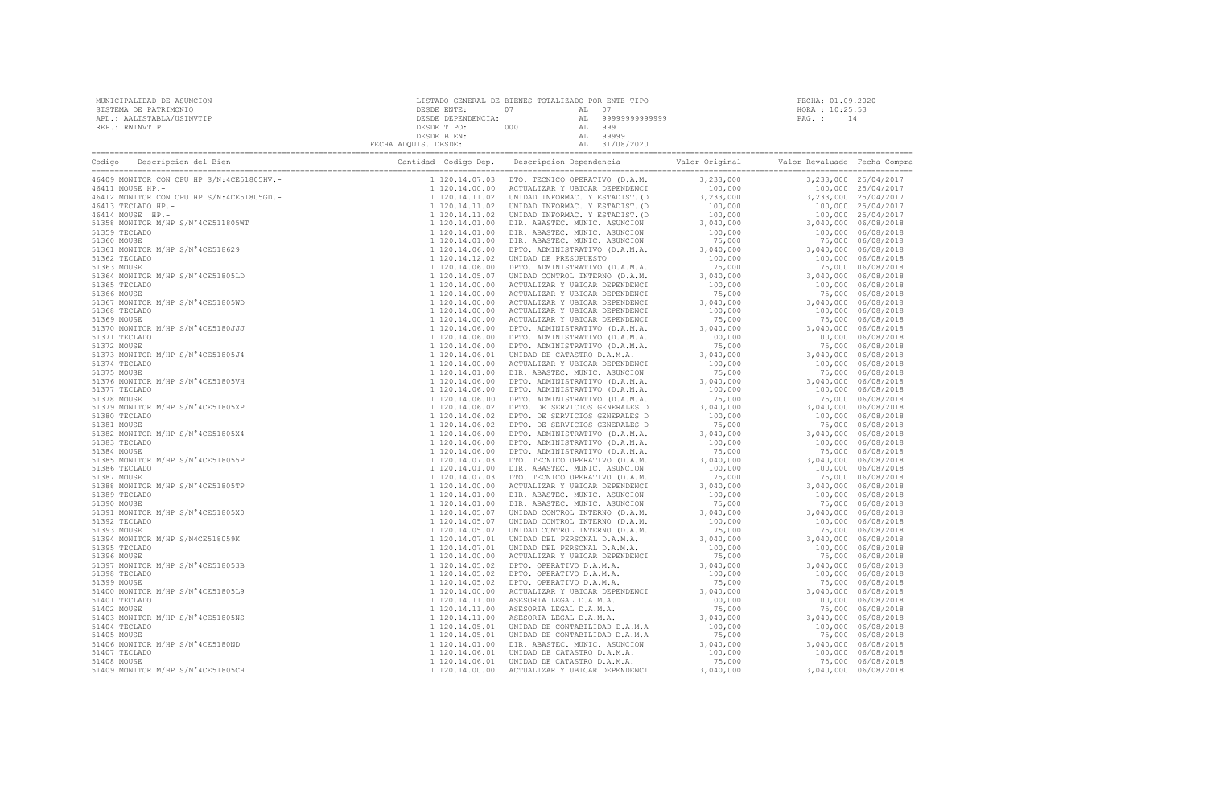MUNICIPALIDAD DE ASUNCION
SISTEMA DE PATRIMONIO
APL.: AALISTABLA/USINVTIP
REP.: RWINVTIP

LISTADO GENERAL DE BIENES TOTALIZADO POR ENTE-TIPO
DESDE ENTE: 07 AL 07
DESDE DEPENDENCIA: AL 99999999999999
DESDE TIPO: 000 AL 999
DESDE BIEN: AL 99999
FECHA ADQUIS. DESDE: AL 31/08/2020

FECHA: 01.09.2020
HORA : 10:25:53

| Codigo | Descripcion del Bien | Cantidad | Codigo Dep. | Descripcion Dependencia | Valor Original | Valor Revaluado | Fecha Compra |
|---|---|---|---|---|---|---|---|
| 46409 | MONITOR CON CPU HP S/N:4CE51805HV.- | 1 | 120.14.07.03 | DTO. TECNICO OPERATIVO (D.A.M. | 3,233,000 | 3,233,000 | 25/04/2017 |
| 46411 | MOUSE HP.- | 1 | 120.14.00.00 | ACTUALIZAR Y UBICAR DEPENDENCI | 100,000 | 100,000 | 25/04/2017 |
| 46412 | MONITOR CON CPU HP S/N:4CE51805GD.- | 1 | 120.14.11.02 | UNIDAD INFORMAC. Y ESTADIST.(D | 3,233,000 | 3,233,000 | 25/04/2017 |
| 46413 | TECLADO HP.- | 1 | 120.14.11.02 | UNIDAD INFORMAC. Y ESTADIST.(D | 100,000 | 100,000 | 25/04/2017 |
| 46414 | MOUSE HP.- | 1 | 120.14.11.02 | UNIDAD INFORMAC. Y ESTADIST.(D | 100,000 | 100,000 | 25/04/2017 |
| 51358 | MONITOR M/HP S/N°4CE511805WT | 1 | 120.14.01.00 | DIR. ABASTEC. MUNIC. ASUNCION | 3,040,000 | 3,040,000 | 06/08/2018 |
| 51359 | TECLADO | 1 | 120.14.01.00 | DIR. ABASTEC. MUNIC. ASUNCION | 100,000 | 100,000 | 06/08/2018 |
| 51360 | MOUSE | 1 | 120.14.01.00 | DIR. ABASTEC. MUNIC. ASUNCION | 75,000 | 75,000 | 06/08/2018 |
| 51361 | MONITOR M/HP S/N°4CE518629 | 1 | 120.14.06.00 | DPTO. ADMINISTRATIVO (D.A.M.A. | 3,040,000 | 3,040,000 | 06/08/2018 |
| 51362 | TECLADO | 1 | 120.14.12.02 | UNIDAD DE PRESUPUESTO | 100,000 | 100,000 | 06/08/2018 |
| 51363 | MOUSE | 1 | 120.14.06.00 | DPTO. ADMINISTRATIVO (D.A.M.A. | 75,000 | 75,000 | 06/08/2018 |
| 51364 | MONITOR M/HP S/N°4CE51805LD | 1 | 120.14.05.07 | UNIDAD CONTROL INTERNO (D.A.M. | 3,040,000 | 3,040,000 | 06/08/2018 |
| 51365 | TECLADO | 1 | 120.14.00.00 | ACTUALIZAR Y UBICAR DEPENDENCI | 100,000 | 100,000 | 06/08/2018 |
| 51366 | MOUSE | 1 | 120.14.00.00 | ACTUALIZAR Y UBICAR DEPENDENCI | 75,000 | 75,000 | 06/08/2018 |
| 51367 | MONITOR M/HP S/N°4CE51805WD | 1 | 120.14.00.00 | ACTUALIZAR Y UBICAR DEPENDENCI | 3,040,000 | 3,040,000 | 06/08/2018 |
| 51368 | TECLADO | 1 | 120.14.00.00 | ACTUALIZAR Y UBICAR DEPENDENCI | 100,000 | 100,000 | 06/08/2018 |
| 51369 | MOUSE | 1 | 120.14.00.00 | ACTUALIZAR Y UBICAR DEPENDENCI | 75,000 | 75,000 | 06/08/2018 |
| 51370 | MONITOR M/HP S/N°4CE5180JJJ | 1 | 120.14.06.00 | DPTO. ADMINISTRATIVO (D.A.M.A. | 3,040,000 | 3,040,000 | 06/08/2018 |
| 51371 | TECLADO | 1 | 120.14.06.00 | DPTO. ADMINISTRATIVO (D.A.M.A. | 100,000 | 100,000 | 06/08/2018 |
| 51372 | MOUSE | 1 | 120.14.06.00 | DPTO. ADMINISTRATIVO (D.A.M.A. | 75,000 | 75,000 | 06/08/2018 |
| 51373 | MONITOR M/HP S/N°4CE51805J4 | 1 | 120.14.06.01 | UNIDAD DE CATASTRO D.A.M.A. | 3,040,000 | 3,040,000 | 06/08/2018 |
| 51374 | TECLADO | 1 | 120.14.00.00 | ACTUALIZAR Y UBICAR DEPENDENCI | 100,000 | 100,000 | 06/08/2018 |
| 51375 | MOUSE | 1 | 120.14.01.00 | DIR. ABASTEC. MUNIC. ASUNCION | 75,000 | 75,000 | 06/08/2018 |
| 51376 | MONITOR M/HP S/N°4CE51805VH | 1 | 120.14.06.00 | DPTO. ADMINISTRATIVO (D.A.M.A. | 3,040,000 | 3,040,000 | 06/08/2018 |
| 51377 | TECLADO | 1 | 120.14.06.00 | DPTO. ADMINISTRATIVO (D.A.M.A. | 100,000 | 100,000 | 06/08/2018 |
| 51378 | MOUSE | 1 | 120.14.06.00 | DPTO. ADMINISTRATIVO (D.A.M.A. | 75,000 | 75,000 | 06/08/2018 |
| 51379 | MONITOR M/HP S/N°4CE51805XP | 1 | 120.14.06.02 | DPTO. DE SERVICIOS GENERALES D | 3,040,000 | 3,040,000 | 06/08/2018 |
| 51380 | TECLADO | 1 | 120.14.06.02 | DPTO. DE SERVICIOS GENERALES D | 100,000 | 100,000 | 06/08/2018 |
| 51381 | MOUSE | 1 | 120.14.06.02 | DPTO. DE SERVICIOS GENERALES D | 75,000 | 75,000 | 06/08/2018 |
| 51382 | MONITOR M/HP S/N°4CE51805X4 | 1 | 120.14.06.00 | DPTO. ADMINISTRATIVO (D.A.M.A. | 3,040,000 | 3,040,000 | 06/08/2018 |
| 51383 | TECLADO | 1 | 120.14.06.00 | DPTO. ADMINISTRATIVO (D.A.M.A. | 100,000 | 100,000 | 06/08/2018 |
| 51384 | MOUSE | 1 | 120.14.06.00 | DPTO. ADMINISTRATIVO (D.A.M.A. | 75,000 | 75,000 | 06/08/2018 |
| 51385 | MONITOR M/HP S/N°4CE518055P | 1 | 120.14.07.03 | DTO. TECNICO OPERATIVO (D.A.M. | 3,040,000 | 3,040,000 | 06/08/2018 |
| 51386 | TECLADO | 1 | 120.14.01.00 | DIR. ABASTEC. MUNIC. ASUNCION | 100,000 | 100,000 | 06/08/2018 |
| 51387 | MOUSE | 1 | 120.14.07.03 | DTO. TECNICO OPERATIVO (D.A.M. | 75,000 | 75,000 | 06/08/2018 |
| 51388 | MONITOR M/HP S/N°4CE51805TP | 1 | 120.14.00.00 | ACTUALIZAR Y UBICAR DEPENDENCI | 3,040,000 | 3,040,000 | 06/08/2018 |
| 51389 | TECLADO | 1 | 120.14.01.00 | DIR. ABASTEC. MUNIC. ASUNCION | 100,000 | 100,000 | 06/08/2018 |
| 51390 | MOUSE | 1 | 120.14.01.00 | DIR. ABASTEC. MUNIC. ASUNCION | 75,000 | 75,000 | 06/08/2018 |
| 51391 | MONITOR M/HP S/N°4CE51805X0 | 1 | 120.14.05.07 | UNIDAD CONTROL INTERNO (D.A.M. | 3,040,000 | 3,040,000 | 06/08/2018 |
| 51392 | TECLADO | 1 | 120.14.05.07 | UNIDAD CONTROL INTERNO (D.A.M. | 100,000 | 100,000 | 06/08/2018 |
| 51393 | MOUSE | 1 | 120.14.05.07 | UNIDAD CONTROL INTERNO (D.A.M. | 75,000 | 75,000 | 06/08/2018 |
| 51394 | MONITOR M/HP S/N4CE518059K | 1 | 120.14.07.01 | UNIDAD DEL PERSONAL D.A.M.A. | 3,040,000 | 3,040,000 | 06/08/2018 |
| 51395 | TECLADO | 1 | 120.14.07.01 | UNIDAD DEL PERSONAL D.A.M.A. | 100,000 | 100,000 | 06/08/2018 |
| 51396 | MOUSE | 1 | 120.14.00.00 | ACTUALIZAR Y UBICAR DEPENDENCI | 75,000 | 75,000 | 06/08/2018 |
| 51397 | MONITOR M/HP S/N°4CE518053B | 1 | 120.14.05.02 | DPTO. OPERATIVO D.A.M.A. | 3,040,000 | 3,040,000 | 06/08/2018 |
| 51398 | TECLADO | 1 | 120.14.05.02 | DPTO. OPERATIVO D.A.M.A. | 100,000 | 100,000 | 06/08/2018 |
| 51399 | MOUSE | 1 | 120.14.05.02 | DPTO. OPERATIVO D.A.M.A. | 75,000 | 75,000 | 06/08/2018 |
| 51400 | MONITOR M/HP S/N°4CE51805L9 | 1 | 120.14.00.00 | ACTUALIZAR Y UBICAR DEPENDENCI | 3,040,000 | 3,040,000 | 06/08/2018 |
| 51401 | TECLADO | 1 | 120.14.11.00 | ASESORIA LEGAL D.A.M.A. | 100,000 | 100,000 | 06/08/2018 |
| 51402 | MOUSE | 1 | 120.14.11.00 | ASESORIA LEGAL D.A.M.A. | 75,000 | 75,000 | 06/08/2018 |
| 51403 | MONITOR M/HP S/N°4CE51805NS | 1 | 120.14.11.00 | ASESORIA LEGAL D.A.M.A. | 3,040,000 | 3,040,000 | 06/08/2018 |
| 51404 | TECLADO | 1 | 120.14.05.01 | UNIDAD DE CONTABILIDAD D.A.M.A | 100,000 | 100,000 | 06/08/2018 |
| 51405 | MOUSE | 1 | 120.14.05.01 | UNIDAD DE CONTABILIDAD D.A.M.A | 75,000 | 75,000 | 06/08/2018 |
| 51406 | MONITOR M/HP S/N°4CE5180ND | 1 | 120.14.01.00 | DIR. ABASTEC. MUNIC. ASUNCION | 3,040,000 | 3,040,000 | 06/08/2018 |
| 51407 | TECLADO | 1 | 120.14.06.01 | UNIDAD DE CATASTRO D.A.M.A. | 100,000 | 100,000 | 06/08/2018 |
| 51408 | MOUSE | 1 | 120.14.06.01 | UNIDAD DE CATASTRO D.A.M.A. | 75,000 | 75,000 | 06/08/2018 |
| 51409 | MONITOR M/HP S/N°4CE51805CH | 1 | 120.14.00.00 | ACTUALIZAR Y UBICAR DEPENDENCI | 3,040,000 | 3,040,000 | 06/08/2018 |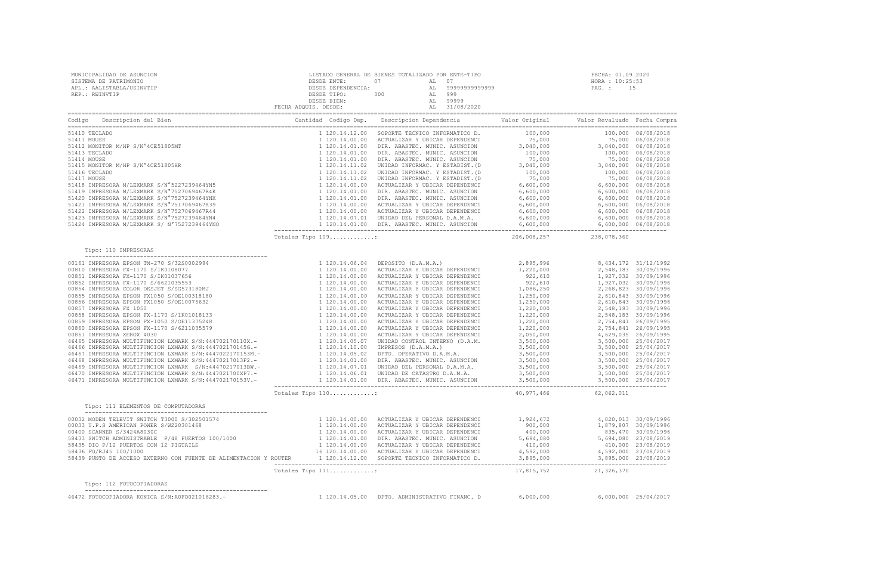MUNICIPALIDAD DE ASUNCION
SISTEMA DE PATRIMONIO
APL.: AALISTABLA/USINVTIP
REP.: RWINVTIP

LISTADO GENERAL DE BIENES TOTALIZADO POR ENTE-TIPO
DESDE ENTE: 07 AL 07
DESDE DEPENDENCIA: AL 99999999999999
DESDE TIPO: 000 AL 999
DESDE BIEN: AL 99999
FECHA ADQUIS. DESDE: AL 31/08/2020

FECHA: 01.09.2020
HORA : 10:25:53
PAG. : 15

| Codigo | Descripcion del Bien | Cantidad | Codigo Dep. | Descripcion Dependencia | Valor Original | Valor Revaluado | Fecha Compra |
|---|---|---|---|---|---|---|---|
| 51410 | TECLADO | 1 | 120.14.12.00 | SOPORTE TECNICO INFORMATICO D. | 100,000 | 100,000 | 06/08/2018 |
| 51411 | MOUSE | 1 | 120.14.00.00 | ACTUALIZAR Y UBICAR DEPENDENCI | 75,000 | 75,000 | 06/08/2018 |
| 51412 | MONITOR M/HP S/N°4CE51805MT | 1 | 120.14.01.00 | DIR. ABASTEC. MUNIC. ASUNCION | 3,040,000 | 3,040,000 | 06/08/2018 |
| 51413 | TECLADO | 1 | 120.14.01.00 | DIR. ABASTEC. MUNIC. ASUNCION | 100,000 | 100,000 | 06/08/2018 |
| 51414 | MOUSE | 1 | 120.14.01.00 | DIR. ABASTEC. MUNIC. ASUNCION | 75,000 | 75,000 | 06/08/2018 |
| 51415 | MONITOR M/HP S/N°4CE51805HR | 1 | 120.14.11.02 | UNIDAD INFORMAC. Y ESTADIST.(D | 3,040,000 | 3,040,000 | 06/08/2018 |
| 51416 | TECLADO | 1 | 120.14.11.02 | UNIDAD INFORMAC. Y ESTADIST.(D | 100,000 | 100,000 | 06/08/2018 |
| 51417 | MOUSE | 1 | 120.14.11.02 | UNIDAD INFORMAC. Y ESTADIST.(D | 75,000 | 75,000 | 06/08/2018 |
| 51418 | IMPRESORA M/LEXMARK S/N°5227239464YN5 | 1 | 120.14.00.00 | ACTUALIZAR Y UBICAR DEPENDENCI | 6,600,000 | 6,600,000 | 06/08/2018 |
| 51419 | IMPRESORA M/LEXMARK S/N°7527069467R4K | 1 | 120.14.01.00 | DIR. ABASTEC. MUNIC. ASUNCION | 6,600,000 | 6,600,000 | 06/08/2018 |
| 51420 | IMPRESORA M/LEXMARK S/N°7527239464YNX | 1 | 120.14.01.00 | DIR. ABASTEC. MUNIC. ASUNCION | 6,600,000 | 6,600,000 | 06/08/2018 |
| 51421 | IMPRESORA M/LEXMARK S/N°7517069467R39 | 1 | 120.14.00.00 | ACTUALIZAR Y UBICAR DEPENDENCI | 6,600,000 | 6,600,000 | 06/08/2018 |
| 51422 | IMPRESORA M/LEXMARK S/N°7527069467R44 | 1 | 120.14.00.00 | ACTUALIZAR Y UBICAR DEPENDENCI | 6,600,000 | 6,600,000 | 06/08/2018 |
| 51423 | IMPRESORA M/LEXMARK S/N°7527239464YN4 | 1 | 120.14.07.01 | UNIDAD DEL PERSONAL D.A.M.A. | 6,600,000 | 6,600,000 | 06/08/2018 |
| 51424 | IMPRESORA M/LEXMARK S/ N°7527239464YNO | 1 | 120.14.01.00 | DIR. ABASTEC. MUNIC. ASUNCION | 6,600,000 | 6,600,000 | 06/08/2018 |
| | Totales Tipo 109............: | | | | 206,008,257 | 238,078,360 | |

Tipo: 110 IMPRESORAS

| Codigo | Descripcion del Bien | Cantidad | Codigo Dep. | Descripcion Dependencia | Valor Original | Valor Revaluado | Fecha Compra |
|---|---|---|---|---|---|---|---|
| 00161 | IMPRESORA EPSON TM-270 S/32S0002994 | 1 | 120.14.06.04 | DEPOSITO (D.A.M.A.) | 2,895,996 | 8,434,172 | 31/12/1992 |
| 00810 | IMPRESORA FX-1170 S/1K0108077 | 1 | 120.14.00.00 | ACTUALIZAR Y UBICAR DEPENDENCI | 1,220,000 | 2,548,183 | 30/09/1996 |
| 00851 | IMPRESORA FX-1170 S/1K01037656 | 1 | 120.14.00.00 | ACTUALIZAR Y UBICAR DEPENDENCI | 922,610 | 1,927,032 | 30/09/1996 |
| 00852 | IMPRESORA FX-1170 S/6621035553 | 1 | 120.14.00.00 | ACTUALIZAR Y UBICAR DEPENDENCI | 922,610 | 1,927,032 | 30/09/1996 |
| 00854 | IMPRESORA COLOR DESJET S/SG573180MJ | 1 | 120.14.00.00 | ACTUALIZAR Y UBICAR DEPENDENCI | 1,086,250 | 2,268,823 | 30/09/1996 |
| 00855 | IMPRESORA EPSON FX1050 S/OE100318180 | 1 | 120.14.00.00 | ACTUALIZAR Y UBICAR DEPENDENCI | 1,250,000 | 2,610,843 | 30/09/1996 |
| 00856 | IMPRESORA EPSON FX1050 S/OE10076632 | 1 | 120.14.00.00 | ACTUALIZAR Y UBICAR DEPENDENCI | 1,250,000 | 2,610,843 | 30/09/1996 |
| 00857 | IMPRESORA FX 1050 | 1 | 120.14.00.00 | ACTUALIZAR Y UBICAR DEPENDENCI | 1,220,000 | 2,548,183 | 30/09/1996 |
| 00858 | IMPRESORA EPSON FX-1170 S/1K01018133 | 1 | 120.14.00.00 | ACTUALIZAR Y UBICAR DEPENDENCI | 1,220,000 | 2,548,183 | 30/09/1996 |
| 00859 | IMPRESORA EPSON FX-1050 S/OE11375248 | 1 | 120.14.00.00 | ACTUALIZAR Y UBICAR DEPENDENCI | 1,220,000 | 2,754,841 | 26/09/1995 |
| 00860 | IMPRESORA EPSON FX-1170 S/6211035579 | 1 | 120.14.00.00 | ACTUALIZAR Y UBICAR DEPENDENCI | 1,220,000 | 2,754,841 | 26/09/1995 |
| 00861 | IMPRESORA XEROX 4030 | 1 | 120.14.00.00 | ACTUALIZAR Y UBICAR DEPENDENCI | 2,050,000 | 4,629,035 | 26/09/1995 |
| 46465 | IMPRESORA MULTIFUNCION LXMARK S/N:444702170110X.- | 1 | 120.14.05.07 | UNIDAD CONTROL INTERNO (D.A.M. | 3,500,000 | 3,500,000 | 25/04/2017 |
| 46466 | IMPRESORA MULTIFUNCION LXMARK S/N:444702170145G.- | 1 | 120.14.10.00 | IMPRESOS (D.A.M.A.) | 3,500,000 | 3,500,000 | 25/04/2017 |
| 46467 | IMPRESORA MULTIFUNCION LXMARK S/N:4447022170153M.- | 1 | 120.14.05.02 | DPTO. OPERATIVO D.A.M.A. | 3,500,000 | 3,500,000 | 25/04/2017 |
| 46468 | IMPRESORA MULTIFUNCION LXMARK S/N:44470217013F2.- | 1 | 120.14.01.00 | DIR. ABASTEC. MUNIC. ASUNCION | 3,500,000 | 3,500,000 | 25/04/2017 |
| 46469 | IMPRESORA MULTIFUNCION LXMARK S/N:44470217013BW.- | 1 | 120.14.07.01 | UNIDAD DEL PERSONAL D.A.M.A. | 3,500,000 | 3,500,000 | 25/04/2017 |
| 46470 | IMPRESORA MULTIFUNCION LXMARK S/N:4447021700XP7.- | 1 | 120.14.06.01 | UNIDAD DE CATASTRO D.A.M.A. | 3,500,000 | 3,500,000 | 25/04/2017 |
| 46471 | IMPRESORA MULTIFUNCION LXMARK S/N:444702170153V.- | 1 | 120.14.01.00 | DIR. ABASTEC. MUNIC. ASUNCION | 3,500,000 | 3,500,000 | 25/04/2017 |
| | Totales Tipo 110............: | | | | 40,977,466 | 62,062,011 | |

Tipo: 111 ELEMENTOS DE COMPUTADORAS

| Codigo | Descripcion del Bien | Cantidad | Codigo Dep. | Descripcion Dependencia | Valor Original | Valor Revaluado | Fecha Compra |
|---|---|---|---|---|---|---|---|
| 00032 | MODEN TELEVIT SWITCH T3000 S/302501574 | 1 | 120.14.00.00 | ACTUALIZAR Y UBICAR DEPENDENCI | 1,924,672 | 4,020,013 | 30/09/1996 |
| 00033 | U.P.S AMERICAN POWER S/W220301468 | 1 | 120.14.00.00 | ACTUALIZAR Y UBICAR DEPENDENCI | 900,000 | 1,879,807 | 30/09/1996 |
| 00400 | SCANNER S/3424A8030C | 1 | 120.14.00.00 | ACTUALIZAR Y UBICAR DEPENDENCI | 400,000 | 835,470 | 30/09/1996 |
| 58433 | SWITCH ADMINISTRABLE P/48 PUERTOS 100/1000 | 1 | 120.14.01.00 | DIR. ABASTEC. MUNIC. ASUNCION | 5,694,080 | 5,694,080 | 23/08/2019 |
| 58435 | DIO P/12 PUERTOS CON 12 PIGTAILS | 1 | 120.14.00.00 | ACTUALIZAR Y UBICAR DEPENDENCI | 410,000 | 410,000 | 23/08/2019 |
| 58436 | FO/RJ45 100/1000 | 16 | 120.14.00.00 | ACTUALIZAR Y UBICAR DEPENDENCI | 4,592,000 | 4,592,000 | 23/08/2019 |
| 58439 | PUNTO DE ACCESO EXTERNO CON FUENTE DE ALIMENTACION Y ROUTER | 1 | 120.14.12.00 | SOPORTE TECNICO INFORMATICO D. | 3,895,000 | 3,895,000 | 23/08/2019 |
| | Totales Tipo 111............: | | | | 17,815,752 | 21,326,370 | |

Tipo: 112 FOTOCOPIADORAS

| Codigo | Descripcion del Bien | Cantidad | Codigo Dep. | Descripcion Dependencia | Valor Original | Valor Revaluado | Fecha Compra |
|---|---|---|---|---|---|---|---|
| 46472 | FOTOCOPIADORA KONICA S/N:A0FD021016283.- | 1 | 120.14.05.00 | DPTO. ADMINISTRATIVO FINANC. D | 6,000,000 | 6,000,000 | 25/04/2017 |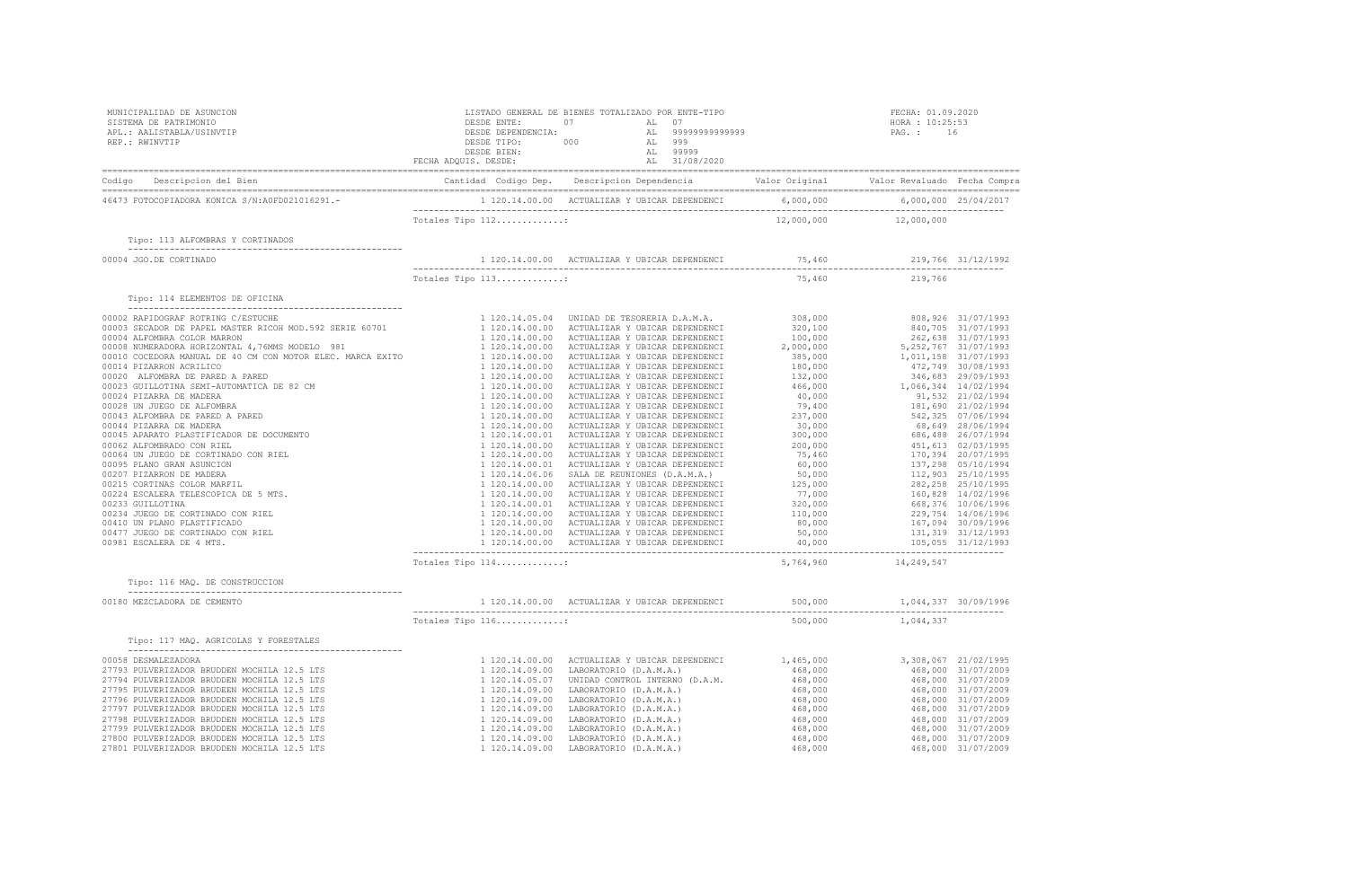MUNICIPALIDAD DE ASUNCION
SISTEMA DE PATRIMONIO
APL.: AALISTABLA/USINVTIP
REP.: RWINVTIP

LISTADO GENERAL DE BIENES TOTALIZADO POR ENTE-TIPO
DESDE ENTE: 07 AL 07
DESDE DEPENDENCIA: AL 99999999999999
DESDE TIPO: 000 AL 999
DESDE BIEN: AL 99999
FECHA ADQUIS. DESDE: AL 31/08/2020

FECHA: 01.09.2020
HORA : 10:25:53

| Codigo Descripcion del Bien | Cantidad | Codigo Dep. | Descripcion Dependencia | Valor Original | Valor Revaluado | Fecha Compra |
|---|---|---|---|---|---|---|
| 46473 FOTOCOPIADORA KONICA S/N:A0FD021016291.- | 1 | 120.14.00.00 | ACTUALIZAR Y UBICAR DEPENDENCI | 6,000,000 | 6,000,000 | 25/04/2017 |
| Totales Tipo 112............: | | | | 12,000,000 | 12,000,000 | |
| **Tipo: 113 ALFOMBRAS Y CORTINADOS** | | | | | | |
| 00004 JGO.DE CORTINADO | 1 | 120.14.00.00 | ACTUALIZAR Y UBICAR DEPENDENCI | 75,460 | 219,766 | 31/12/1992 |
| Totales Tipo 113............: | | | | 75,460 | 219,766 | |
| **Tipo: 114 ELEMENTOS DE OFICINA** | | | | | | |
| 00002 RAPIDOGRAF ROTRING C/ESTUCHE | 1 | 120.14.05.04 | UNIDAD DE TESORERIA D.A.M.A. | 308,000 | 808,926 | 31/07/1993 |
| 00003 SECADOR DE PAPEL MASTER RICOH MOD.592 SERIE 60701 | 1 | 120.14.00.00 | ACTUALIZAR Y UBICAR DEPENDENCI | 320,100 | 840,705 | 31/07/1993 |
| 00004 ALFOMBRA COLOR MARRON | 1 | 120.14.00.00 | ACTUALIZAR Y UBICAR DEPENDENCI | 100,000 | 262,638 | 31/07/1993 |
| 00008 NUMERADORA HORIZONTAL 4,76MMS MODELO 981 | 1 | 120.14.00.00 | ACTUALIZAR Y UBICAR DEPENDENCI | 2,000,000 | 5,252,767 | 31/07/1993 |
| 00010 COCEDORA MANUAL DE 40 CM CON MOTOR ELEC. MARCA EXITO | 1 | 120.14.00.00 | ACTUALIZAR Y UBICAR DEPENDENCI | 385,000 | 1,011,158 | 31/07/1993 |
| 00014 PIZARRON ACRILICO | 1 | 120.14.00.00 | ACTUALIZAR Y UBICAR DEPENDENCI | 180,000 | 472,749 | 30/08/1993 |
| 00020 ALFOMBRA DE PARED A PARED | 1 | 120.14.00.00 | ACTUALIZAR Y UBICAR DEPENDENCI | 132,000 | 346,683 | 29/09/1993 |
| 00023 GUILLOTINA SEMI-AUTOMATICA DE 82 CM | 1 | 120.14.00.00 | ACTUALIZAR Y UBICAR DEPENDENCI | 466,000 | 1,066,344 | 14/02/1994 |
| 00024 PIZARRA DE MADERA | 1 | 120.14.00.00 | ACTUALIZAR Y UBICAR DEPENDENCI | 40,000 | 91,532 | 21/02/1994 |
| 00028 UN JUEGO DE ALFOMBRA | 1 | 120.14.00.00 | ACTUALIZAR Y UBICAR DEPENDENCI | 79,400 | 181,690 | 21/02/1994 |
| 00043 ALFOMBRA DE PARED A PARED | 1 | 120.14.00.00 | ACTUALIZAR Y UBICAR DEPENDENCI | 237,000 | 542,325 | 07/06/1994 |
| 00044 PIZARRA DE MADERA | 1 | 120.14.00.00 | ACTUALIZAR Y UBICAR DEPENDENCI | 30,000 | 68,649 | 28/06/1994 |
| 00045 APARATO PLASTIFICADOR DE DOCUMENTO | 1 | 120.14.00.01 | ACTUALIZAR Y UBICAR DEPENDENCI | 300,000 | 686,488 | 26/07/1994 |
| 00062 ALFOMBRADO CON RIEL | 1 | 120.14.00.00 | ACTUALIZAR Y UBICAR DEPENDENCI | 200,000 | 451,613 | 02/03/1995 |
| 00064 UN JUEGO DE CORTINADO CON RIEL | 1 | 120.14.00.00 | ACTUALIZAR Y UBICAR DEPENDENCI | 75,460 | 170,394 | 20/07/1995 |
| 00095 PLANO GRAN ASUNCION | 1 | 120.14.00.01 | ACTUALIZAR Y UBICAR DEPENDENCI | 60,000 | 137,298 | 05/10/1994 |
| 00207 PIZARRON DE MADERA | 1 | 120.14.06.06 | SALA DE REUNIONES (D.A.M.A.) | 50,000 | 112,903 | 25/10/1995 |
| 00215 CORTINAS COLOR MARFIL | 1 | 120.14.00.00 | ACTUALIZAR Y UBICAR DEPENDENCI | 125,000 | 282,258 | 25/10/1995 |
| 00224 ESCALERA TELESCOPICA DE 5 MTS. | 1 | 120.14.00.00 | ACTUALIZAR Y UBICAR DEPENDENCI | 77,000 | 160,828 | 14/02/1996 |
| 00233 GUILLOTINA | 1 | 120.14.00.01 | ACTUALIZAR Y UBICAR DEPENDENCI | 320,000 | 668,376 | 10/06/1996 |
| 00234 JUEGO DE CORTINADO CON RIEL | 1 | 120.14.00.00 | ACTUALIZAR Y UBICAR DEPENDENCI | 110,000 | 229,754 | 14/06/1996 |
| 00410 UN PLANO PLASTIFICADO | 1 | 120.14.00.00 | ACTUALIZAR Y UBICAR DEPENDENCI | 80,000 | 167,094 | 30/09/1996 |
| 00477 JUEGO DE CORTINADO CON RIEL | 1 | 120.14.00.00 | ACTUALIZAR Y UBICAR DEPENDENCI | 50,000 | 131,319 | 31/12/1993 |
| 00981 ESCALERA DE 4 MTS. | 1 | 120.14.00.00 | ACTUALIZAR Y UBICAR DEPENDENCI | 40,000 | 105,055 | 31/12/1993 |
| Totales Tipo 114............: | | | | 5,764,960 | 14,249,547 | |
| **Tipo: 116 MAQ. DE CONSTRUCCION** | | | | | | |
| 00180 MEZCLADORA DE CEMENTO | 1 | 120.14.00.00 | ACTUALIZAR Y UBICAR DEPENDENCI | 500,000 | 1,044,337 | 30/09/1996 |
| Totales Tipo 116............: | | | | 500,000 | 1,044,337 | |
| **Tipo: 117 MAQ. AGRICOLAS Y FORESTALES** | | | | | | |
| 00058 DESMALEZADORA | 1 | 120.14.00.00 | ACTUALIZAR Y UBICAR DEPENDENCI | 1,465,000 | 3,308,067 | 21/02/1995 |
| 27793 PULVERIZADOR BRUDDEN MOCHILA 12.5 LTS | 1 | 120.14.09.00 | LABORATORIO (D.A.M.A.) | 468,000 | 468,000 | 31/07/2009 |
| 27794 PULVERIZADOR BRUDDEN MOCHILA 12.5 LTS | 1 | 120.14.05.07 | UNIDAD CONTROL INTERNO (D.A.M. | 468,000 | 468,000 | 31/07/2009 |
| 27795 PULVERIZADOR BRUDDEN MOCHILA 12.5 LTS | 1 | 120.14.09.00 | LABORATORIO (D.A.M.A.) | 468,000 | 468,000 | 31/07/2009 |
| 27796 PULVERIZADOR BRUDDEN MOCHILA 12.5 LTS | 1 | 120.14.09.00 | LABORATORIO (D.A.M.A.) | 468,000 | 468,000 | 31/07/2009 |
| 27797 PULVERIZADOR BRUDDEN MOCHILA 12.5 LTS | 1 | 120.14.09.00 | LABORATORIO (D.A.M.A.) | 468,000 | 468,000 | 31/07/2009 |
| 27798 PULVERIZADOR BRUDDEN MOCHILA 12.5 LTS | 1 | 120.14.09.00 | LABORATORIO (D.A.M.A.) | 468,000 | 468,000 | 31/07/2009 |
| 27799 PULVERIZADOR BRUDDEN MOCHILA 12.5 LTS | 1 | 120.14.09.00 | LABORATORIO (D.A.M.A.) | 468,000 | 468,000 | 31/07/2009 |
| 27800 PULVERIZADOR BRUDDEN MOCHILA 12.5 LTS | 1 | 120.14.09.00 | LABORATORIO (D.A.M.A.) | 468,000 | 468,000 | 31/07/2009 |
| 27801 PULVERIZADOR BRUDDEN MOCHILA 12.5 LTS | 1 | 120.14.09.00 | LABORATORIO (D.A.M.A.) | 468,000 | 468,000 | 31/07/2009 |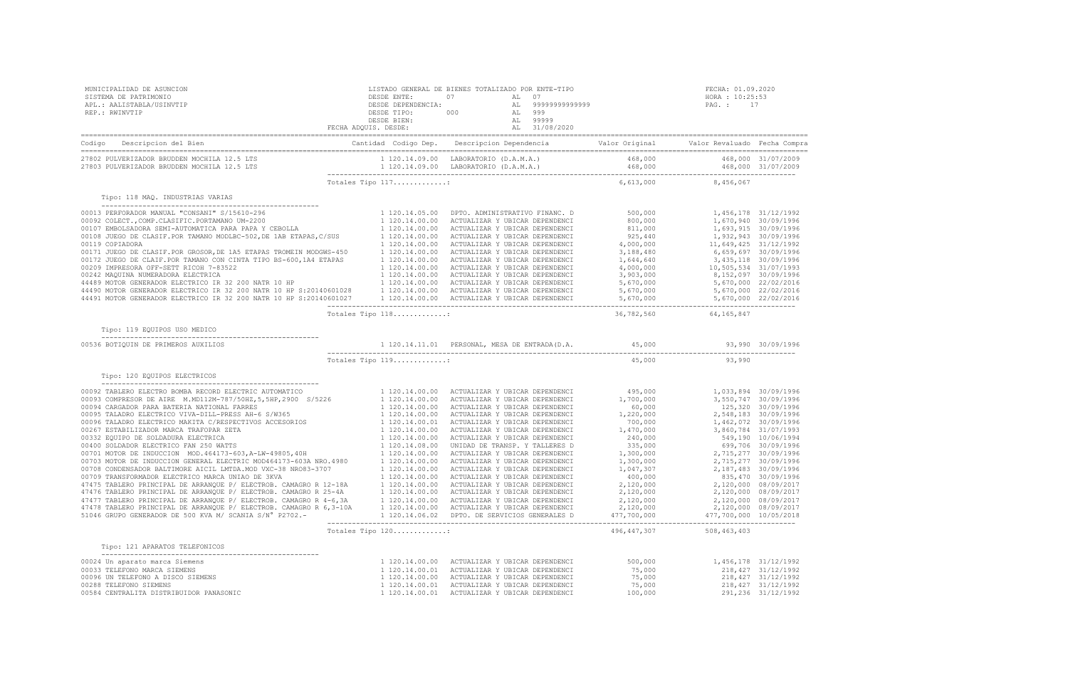MUNICIPALIDAD DE ASUNCION
SISTEMA DE PATRIMONIO
APL.: AALISTABLA/USINVTIP
REP.: RWINVTIP

LISTADO GENERAL DE BIENES TOTALIZADO POR ENTE-TIPO
DESDE ENTE: 07 AL 07
DESDE DEPENDENCIA: AL 99999999999999
DESDE TIPO: 000 AL 999
DESDE BIEN: AL 99999
FECHA ADQUIS. DESDE: AL 31/08/2020

FECHA: 01.09.2020
HORA : 10:25:53

| Codigo | Descripcion del Bien | Cantidad | Codigo Dep. | Descripcion Dependencia | Valor Original | Valor Revaluado | Fecha Compra |
|---|---|---|---|---|---|---|---|
| 27802 | PULVERIZADOR BRUDDEN MOCHILA 12.5 LTS | 1 | 120.14.09.00 | LABORATORIO (D.A.M.A.) | 468,000 | 468,000 | 31/07/2009 |
| 27803 | PULVERIZADOR BRUDDEN MOCHILA 12.5 LTS | 1 | 120.14.09.00 | LABORATORIO (D.A.M.A.) | 468,000 | 468,000 | 31/07/2009 |
| | Totales Tipo 117............: | | | | 6,613,000 | 8,456,067 | |

Tipo: 118 MAQ. INDUSTRIAS VARIAS

| Codigo | Descripcion del Bien | Cantidad | Codigo Dep. | Descripcion Dependencia | Valor Original | Valor Revaluado | Fecha Compra |
|---|---|---|---|---|---|---|---|
| 00013 | PERFORADOR MANUAL "CONSANI" S/15610-296 | 1 | 120.14.05.00 | DPTO. ADMINISTRATIVO FINANC. D | 500,000 | 1,456,178 | 31/12/1992 |
| 00092 | COLECT.,COMP.CLASIFIC.PORTAMANO UM-2200 | 1 | 120.14.00.00 | ACTUALIZAR Y UBICAR DEPENDENCI | 800,000 | 1,670,940 | 30/09/1996 |
| 00107 | EMBOLSADORA SEMI-AUTOMATICA PARA PAPA Y CEBOLLA | 1 | 120.14.00.00 | ACTUALIZAR Y UBICAR DEPENDENCI | 811,000 | 1,693,915 | 30/09/1996 |
| 00108 | JUEGO DE CLASIF.POR TAMANO MODLBC-502,DE 1AB ETAPAS,C/SUS | 1 | 120.14.00.00 | ACTUALIZAR Y UBICAR DEPENDENCI | 925,440 | 1,932,943 | 30/09/1996 |
| 00119 | COPIADORA | 1 | 120.14.00.00 | ACTUALIZAR Y UBICAR DEPENDENCI | 4,000,000 | 11,649,425 | 31/12/1992 |
| 00171 | JUEGO DE CLASIF.POR GROSOR,DE 1A5 ETAPAS TROMEIN MODGWS-450 | 1 | 120.14.00.00 | ACTUALIZAR Y UBICAR DEPENDENCI | 3,188,480 | 6,659,697 | 30/09/1996 |
| 00172 | JUEGO DE CLAIF.POR TAMANO CON CINTA TIPO BS-600,1A4 ETAPAS | 1 | 120.14.00.00 | ACTUALIZAR Y UBICAR DEPENDENCI | 1,644,640 | 3,435,118 | 30/09/1996 |
| 00209 | IMPRESORA OFF-SETT RICOH 7-83522 | 1 | 120.14.00.00 | ACTUALIZAR Y UBICAR DEPENDENCI | 4,000,000 | 10,505,534 | 31/07/1993 |
| 00242 | MAQUINA NUMERADORA ELECTRICA | 1 | 120.14.00.00 | ACTUALIZAR Y UBICAR DEPENDENCI | 3,903,000 | 8,152,097 | 30/09/1996 |
| 44489 | MOTOR GENERADOR ELECTRICO IR 32 200 NATR 10 HP | 1 | 120.14.00.00 | ACTUALIZAR Y UBICAR DEPENDENCI | 5,670,000 | 5,670,000 | 22/02/2016 |
| 44490 | MOTOR GENERADOR ELECTRICO IR 32 200 NATR 10 HP S:20140601028 | 1 | 120.14.00.00 | ACTUALIZAR Y UBICAR DEPENDENCI | 5,670,000 | 5,670,000 | 22/02/2016 |
| 44491 | MOTOR GENERADOR ELECTRICO IR 32 200 NATR 10 HP S:20140601027 | 1 | 120.14.00.00 | ACTUALIZAR Y UBICAR DEPENDENCI | 5,670,000 | 5,670,000 | 22/02/2016 |
| | Totales Tipo 118............: | | | | 36,782,560 | 64,165,847 | |

Tipo: 119 EQUIPOS USO MEDICO

| Codigo | Descripcion del Bien | Cantidad | Codigo Dep. | Descripcion Dependencia | Valor Original | Valor Revaluado | Fecha Compra |
|---|---|---|---|---|---|---|---|
| 00536 | BOTIQUIN DE PRIMEROS AUXILIOS | 1 | 120.14.11.01 | PERSONAL, MESA DE ENTRADA(D.A. | 45,000 | 93,990 | 30/09/1996 |
| | Totales Tipo 119............: | | | | 45,000 | 93,990 | |

Tipo: 120 EQUIPOS ELECTRICOS

| Codigo | Descripcion del Bien | Cantidad | Codigo Dep. | Descripcion Dependencia | Valor Original | Valor Revaluado | Fecha Compra |
|---|---|---|---|---|---|---|---|
| 00092 | TABLERO ELECTRO BOMBA RECORD ELECTRIC AUTOMATICO | 1 | 120.14.00.00 | ACTUALIZAR Y UBICAR DEPENDENCI | 495,000 | 1,033,894 | 30/09/1996 |
| 00093 | COMPRESOR DE AIRE M.MD112M-787/50HZ,5,5HP,2900 S/5226 | 1 | 120.14.00.00 | ACTUALIZAR Y UBICAR DEPENDENCI | 1,700,000 | 3,550,747 | 30/09/1996 |
| 00094 | CARGADOR PARA BATERIA NATIONAL FARRES | 1 | 120.14.00.00 | ACTUALIZAR Y UBICAR DEPENDENCI | 60,000 | 125,320 | 30/09/1996 |
| 00095 | TALADRO ELECTRICO VIVA-DILL-PRESS AH-6 S/W365 | 1 | 120.14.00.00 | ACTUALIZAR Y UBICAR DEPENDENCI | 1,220,000 | 2,548,183 | 30/09/1996 |
| 00096 | TALADRO ELECTRICO MAKITA C/RESPECTIVOS ACCESORIOS | 1 | 120.14.00.01 | ACTUALIZAR Y UBICAR DEPENDENCI | 700,000 | 1,462,072 | 30/09/1996 |
| 00267 | ESTABILIZADOR MARCA TRAFOPAR ZETA | 1 | 120.14.00.00 | ACTUALIZAR Y UBICAR DEPENDENCI | 1,470,000 | 3,860,784 | 31/07/1993 |
| 00332 | EQUIPO DE SOLDADURA ELECTRICA | 1 | 120.14.00.00 | ACTUALIZAR Y UBICAR DEPENDENCI | 240,000 | 549,190 | 10/06/1994 |
| 00400 | SOLDADOR ELECTRICO FAN 250 WATTS | 1 | 120.14.08.00 | UNIDAD DE TRANSP. Y TALLERES D | 335,000 | 699,706 | 30/09/1996 |
| 00701 | MOTOR DE INDUCCION MOD.464173-603,A-LW-49805,40H | 1 | 120.14.00.00 | ACTUALIZAR Y UBICAR DEPENDENCI | 1,300,000 | 2,715,277 | 30/09/1996 |
| 00703 | MOTOR DE INDUCCION GENERAL ELECTRIC MOD464173-603A NRO.4980 | 1 | 120.14.00.00 | ACTUALIZAR Y UBICAR DEPENDENCI | 1,300,000 | 2,715,277 | 30/09/1996 |
| 00708 | CONDENSADOR BALTIMORE AICIL LMTDA.MOD VXC-38 NRO83-3707 | 1 | 120.14.00.00 | ACTUALIZAR Y UBICAR DEPENDENCI | 1,047,307 | 2,187,483 | 30/09/1996 |
| 00709 | TRANSFORMADOR ELECTRICO MARCA UNIAO DE 3KVA | 1 | 120.14.00.00 | ACTUALIZAR Y UBICAR DEPENDENCI | 400,000 | 835,470 | 30/09/1996 |
| 47475 | TABLERO PRINCIPAL DE ARRANQUE P/ ELECTROB. CAMAGRO R 12-18A | 1 | 120.14.00.00 | ACTUALIZAR Y UBICAR DEPENDENCI | 2,120,000 | 2,120,000 | 08/09/2017 |
| 47476 | TABLERO PRINCIPAL DE ARRANQUE P/ ELECTROB. CAMAGRO R 25-4A | 1 | 120.14.00.00 | ACTUALIZAR Y UBICAR DEPENDENCI | 2,120,000 | 2,120,000 | 08/09/2017 |
| 47477 | TABLERO PRINCIPAL DE ARRANQUE P/ ELECTROB. CAMAGRO R 4-6,3A | 1 | 120.14.00.00 | ACTUALIZAR Y UBICAR DEPENDENCI | 2,120,000 | 2,120,000 | 08/09/2017 |
| 47478 | TABLERO PRINCIPAL DE ARRANQUE P/ ELECTROB. CAMAGRO R 6,3-10A | 1 | 120.14.00.00 | ACTUALIZAR Y UBICAR DEPENDENCI | 2,120,000 | 2,120,000 | 08/09/2017 |
| 51046 | GRUPO GENERADOR DE 500 KVA M/ SCANIA S/N° P2702.- | 1 | 120.14.06.02 | DPTO. DE SERVICIOS GENERALES D | 477,700,000 | 477,700,000 | 10/05/2018 |
| | Totales Tipo 120............: | | | | 496,447,307 | 508,463,403 | |

Tipo: 121 APARATOS TELEFONICOS

| Codigo | Descripcion del Bien | Cantidad | Codigo Dep. | Descripcion Dependencia | Valor Original | Valor Revaluado | Fecha Compra |
|---|---|---|---|---|---|---|---|
| 00024 | Un aparato marca Siemens | 1 | 120.14.00.00 | ACTUALIZAR Y UBICAR DEPENDENCI | 500,000 | 1,456,178 | 31/12/1992 |
| 00033 | TELEFONO MARCA SIEMENS | 1 | 120.14.00.01 | ACTUALIZAR Y UBICAR DEPENDENCI | 75,000 | 218,427 | 31/12/1992 |
| 00096 | UN TELEFONO A DISCO SIEMENS | 1 | 120.14.00.00 | ACTUALIZAR Y UBICAR DEPENDENCI | 75,000 | 218,427 | 31/12/1992 |
| 00288 | TELEFONO SIEMENS | 1 | 120.14.00.01 | ACTUALIZAR Y UBICAR DEPENDENCI | 75,000 | 218,427 | 31/12/1992 |
| 00584 | CENTRALITA DISTRIBUIDOR PANASONIC | 1 | 120.14.00.01 | ACTUALIZAR Y UBICAR DEPENDENCI | 100,000 | 291,236 | 31/12/1992 |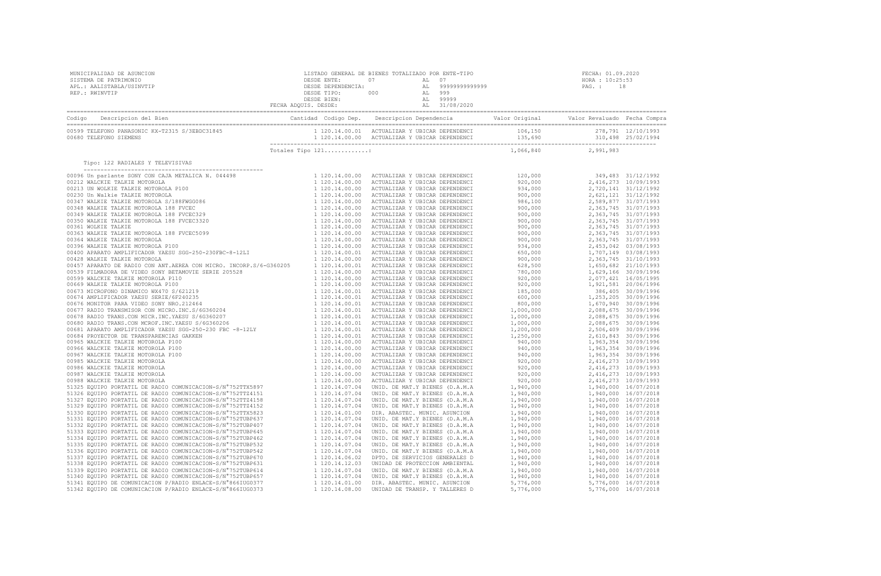MUNICIPALIDAD DE ASUNCION
SISTEMA DE PATRIMONIO
APL.: AALISTABLA/USINVTIP
REP.: RWINVTIP

LISTADO GENERAL DE BIENES TOTALIZADO POR ENTE-TIPO
DESDE ENTE: 07 AL 07
DESDE DEPENDENCIA: AL 99999999999999
DESDE TIPO: 000 AL 999
DESDE BIEN: AL 99999
FECHA ADQUIS. DESDE: AL 31/08/2020

FECHA: 01.09.2020
HORA : 10:25:53

| Codigo | Descripcion del Bien | Cantidad | Codigo Dep. | Descripcion Dependencia | Valor Original | Valor Revaluado | Fecha Compra |
|---|---|---|---|---|---|---|---|
| 00599 | TELEFONO PANASONIC KX-T2315 S/3EBDC31845 | 1 | 120.14.00.01 | ACTUALIZAR Y UBICAR DEPENDENCI | 106,150 | 278,791 | 12/10/1993 |
| 00680 | TELEFONO SIEMENS | 1 | 120.14.00.00 | ACTUALIZAR Y UBICAR DEPENDENCI | 135,690 | 310,498 | 25/02/1994 |
| | Totales Tipo 121............: | | | | 1,066,840 | 2,991,983 | |

Tipo: 122 RADIALES Y TELEVISIVAS

| Codigo | Descripcion del Bien | Cantidad | Codigo Dep. | Descripcion Dependencia | Valor Original | Valor Revaluado | Fecha Compra |
|---|---|---|---|---|---|---|---|
| 00096 | Un parlante SONY CON CAJA METALICA N. 044498 | 1 | 120.14.00.00 | ACTUALIZAR Y UBICAR DEPENDENCI | 120,000 | 349,483 | 31/12/1992 |
| 00212 | WALCKIE TALKIE MOTOROLA | 1 | 120.14.00.00 | ACTUALIZAR Y UBICAR DEPENDENCI | 920,000 | 2,416,273 | 10/09/1993 |
| 00213 | UN WOLKIE TALKIE MOTOROLA P100 | 1 | 120.14.00.00 | ACTUALIZAR Y UBICAR DEPENDENCI | 934,000 | 2,720,141 | 31/12/1992 |
| 00230 | Un Walkie TALKIE MOTOROLA | 1 | 120.14.00.00 | ACTUALIZAR Y UBICAR DEPENDENCI | 900,000 | 2,621,121 | 31/12/1992 |
| 00347 | WALKIE TALKIE MOTOROLA S/188FWGG086 | 1 | 120.14.00.00 | ACTUALIZAR Y UBICAR DEPENDENCI | 986,100 | 2,589,877 | 31/07/1993 |
| 00348 | WALKIE TALKIE MOTOROLA 188 FVCEC | 1 | 120.14.00.00 | ACTUALIZAR Y UBICAR DEPENDENCI | 900,000 | 2,363,745 | 31/07/1993 |
| 00349 | WALKIE TALKIE MOTOROLA 188 FVCEC329 | 1 | 120.14.00.00 | ACTUALIZAR Y UBICAR DEPENDENCI | 900,000 | 2,363,745 | 31/07/1993 |
| 00350 | WALKIE TALKIE MOTOROLA 188 FVCEC3320 | 1 | 120.14.00.00 | ACTUALIZAR Y UBICAR DEPENDENCI | 900,000 | 2,363,745 | 31/07/1993 |
| 00361 | WALKIE TALKIE | 1 | 120.14.00.00 | ACTUALIZAR Y UBICAR DEPENDENCI | 900,000 | 2,363,745 | 31/07/1993 |
| 00363 | WALKIE TALKIE MOTOROLA 188 FVCEC5099 | 1 | 120.14.00.00 | ACTUALIZAR Y UBICAR DEPENDENCI | 900,000 | 2,363,745 | 31/07/1993 |
| 00364 | WALKIE TALKIE MOTOROLA | 1 | 120.14.00.00 | ACTUALIZAR Y UBICAR DEPENDENCI | 900,000 | 2,363,745 | 31/07/1993 |
| 00396 | WALKIE TALKIE MOTOROLA P100 | 1 | 120.14.00.00 | ACTUALIZAR Y UBICAR DEPENDENCI | 934,000 | 2,453,042 | 03/08/1993 |
| 00400 | APARATO AMPLIFICADOR YAESU SGG-250-230FBC-8-12LI | 1 | 120.14.00.01 | ACTUALIZAR Y UBICAR DEPENDENCI | 650,000 | 1,707,149 | 03/08/1993 |
| 00428 | WALKIE TALKIE MOTOROLA | 1 | 120.14.00.00 | ACTUALIZAR Y UBICAR DEPENDENCI | 900,000 | 2,363,745 | 31/10/1993 |
| 00457 | APARATO DE RADIO CON ANT.AEREA CON MICRO. INCORP.S/6-G360205 | 1 | 120.14.00.01 | ACTUALIZAR Y UBICAR DEPENDENCI | 628,500 | 1,650,682 | 21/10/1993 |
| 00539 | FILMADORA DE VIDEO SONY BETAMOVIE SERIE 205528 | 1 | 120.14.00.00 | ACTUALIZAR Y UBICAR DEPENDENCI | 780,000 | 1,629,166 | 30/09/1996 |
| 00599 | WALCKIE TALKIE MOTOROLA P110 | 1 | 120.14.00.00 | ACTUALIZAR Y UBICAR DEPENDENCI | 920,000 | 2,077,421 | 16/05/1995 |
| 00669 | WALKIE TALKIE MOTOROLA P100 | 1 | 120.14.00.00 | ACTUALIZAR Y UBICAR DEPENDENCI | 920,000 | 1,921,581 | 20/06/1996 |
| 00673 | MICROFONO DINAMICO WX470 S/621219 | 1 | 120.14.00.01 | ACTUALIZAR Y UBICAR DEPENDENCI | 185,000 | 386,405 | 30/09/1996 |
| 00674 | AMPLIFICADOR YAESU SERIE/6F240235 | 1 | 120.14.00.01 | ACTUALIZAR Y UBICAR DEPENDENCI | 600,000 | 1,253,205 | 30/09/1996 |
| 00676 | MONITOR PARA VIDEO SONY NRO.212464 | 1 | 120.14.00.01 | ACTUALIZAR Y UBICAR DEPENDENCI | 800,000 | 1,670,940 | 30/09/1996 |
| 00677 | RADIO TRANSMISOR CON MICRO.INC.S/6G360204 | 1 | 120.14.00.01 | ACTUALIZAR Y UBICAR DEPENDENCI | 1,000,000 | 2,088,675 | 30/09/1996 |
| 00678 | RADIO TRANS.CON MICR.INC.YAESU S/6G360207 | 1 | 120.14.00.01 | ACTUALIZAR Y UBICAR DEPENDENCI | 1,000,000 | 2,088,675 | 30/09/1996 |
| 00680 | RADIO TRANS.CON MCROF.INC.YAESU S/6G360206 | 1 | 120.14.00.01 | ACTUALIZAR Y UBICAR DEPENDENCI | 1,000,000 | 2,088,675 | 30/09/1996 |
| 00681 | APARATO AMPLIFICADOR YAESU SGG-250-230 FBC -8-12LY | 1 | 120.14.00.01 | ACTUALIZAR Y UBICAR DEPENDENCI | 1,200,000 | 2,506,409 | 30/09/1996 |
| 00684 | PROYECTOR DE TRANSPARENCIAS GAKKEN | 1 | 120.14.00.01 | ACTUALIZAR Y UBICAR DEPENDENCI | 1,250,000 | 2,610,843 | 30/09/1996 |
| 00965 | WALCKIE TALKIE MOTOROLA P100 | 1 | 120.14.00.00 | ACTUALIZAR Y UBICAR DEPENDENCI | 940,000 | 1,963,354 | 30/09/1996 |
| 00966 | WALCKIE TALKIE MOTOROLA P100 | 1 | 120.14.00.00 | ACTUALIZAR Y UBICAR DEPENDENCI | 940,000 | 1,963,354 | 30/09/1996 |
| 00967 | WALCKIE TALKIE MOTOROLA P100 | 1 | 120.14.00.00 | ACTUALIZAR Y UBICAR DEPENDENCI | 940,000 | 1,963,354 | 30/09/1996 |
| 00985 | WALCKIE TALKIE MOTOROLA | 1 | 120.14.00.00 | ACTUALIZAR Y UBICAR DEPENDENCI | 920,000 | 2,416,273 | 10/09/1993 |
| 00986 | WALCKIE TALKIE MOTOROLA | 1 | 120.14.00.00 | ACTUALIZAR Y UBICAR DEPENDENCI | 920,000 | 2,416,273 | 10/09/1993 |
| 00987 | WALCKIE TALKIE MOTOROLA | 1 | 120.14.00.00 | ACTUALIZAR Y UBICAR DEPENDENCI | 920,000 | 2,416,273 | 10/09/1993 |
| 00988 | WALCKIE TALKIE MOTOROLA | 1 | 120.14.00.00 | ACTUALIZAR Y UBICAR DEPENDENCI | 920,000 | 2,416,273 | 10/09/1993 |
| 51325 | EQUIPO PORTATIL DE RADIO COMUNICACION-S/N°752TTX5897 | 1 | 120.14.07.04 | UNID. DE MAT.Y BIENES (D.A.M.A | 1,940,000 | 1,940,000 | 16/07/2018 |
| 51326 | EQUIPO PORTATIL DE RADIO COMUNICACION-S/N°752TTZ4151 | 1 | 120.14.07.04 | UNID. DE MAT.Y BIENES (D.A.M.A | 1,940,000 | 1,940,000 | 16/07/2018 |
| 51327 | EQUIPO PORTATIL DE RADIO COMUNICACION-S/N°752TTZ4158 | 1 | 120.14.07.04 | UNID. DE MAT.Y BIENES (D.A.M.A | 1,940,000 | 1,940,000 | 16/07/2018 |
| 51329 | EQUIPO PORTATIL DE RADIO COMUNICACION-S/N°752TTZ4152 | 1 | 120.14.07.04 | UNID. DE MAT.Y BIENES (D.A.M.A | 1,940,000 | 1,940,000 | 16/07/2018 |
| 51330 | EQUIPO PORTATIL DE RADIO COMUNICACION-S/N°752TTX5823 | 1 | 120.14.01.00 | DIR. ABASTEC. MUNIC. ASUNCION | 1,940,000 | 1,940,000 | 16/07/2018 |
| 51331 | EQUIPO PORTATIL DE RADIO COMUNICACION-S/N°752TUBP637 | 1 | 120.14.07.04 | UNID. DE MAT.Y BIENES (D.A.M.A | 1,940,000 | 1,940,000 | 16/07/2018 |
| 51332 | EQUIPO PORTATIL DE RADIO COMUNICACION-S/N°752TUBP407 | 1 | 120.14.07.04 | UNID. DE MAT.Y BIENES (D.A.M.A | 1,940,000 | 1,940,000 | 16/07/2018 |
| 51333 | EQUIPO PORTATIL DE RADIO COMUNICACION-S/N°752TUBP645 | 1 | 120.14.07.04 | UNID. DE MAT.Y BIENES (D.A.M.A | 1,940,000 | 1,940,000 | 16/07/2018 |
| 51334 | EQUIPO PORTATIL DE RADIO COMUNICACION-S/N°752TUBP462 | 1 | 120.14.07.04 | UNID. DE MAT.Y BIENES (D.A.M.A | 1,940,000 | 1,940,000 | 16/07/2018 |
| 51335 | EQUIPO PORTATIL DE RADIO COMUNICACION-S/N°752TUBP532 | 1 | 120.14.07.04 | UNID. DE MAT.Y BIENES (D.A.M.A | 1,940,000 | 1,940,000 | 16/07/2018 |
| 51336 | EQUIPO PORTATIL DE RADIO COMUNICACION-S/N°752TUBP542 | 1 | 120.14.07.04 | UNID. DE MAT.Y BIENES (D.A.M.A | 1,940,000 | 1,940,000 | 16/07/2018 |
| 51337 | EQUIPO PORTATIL DE RADIO COMUNICACION-S/N°752TUBP670 | 1 | 120.14.06.02 | DPTO. DE SERVICIOS GENERALES D | 1,940,000 | 1,940,000 | 16/07/2018 |
| 51338 | EQUIPO PORTATIL DE RADIO COMUNICACION-S/N°752TUBP631 | 1 | 120.14.12.03 | UNIDAD DE PROTECCION AMBIENTAL | 1,940,000 | 1,940,000 | 16/07/2018 |
| 51339 | EQUIPO PORTATIL DE RADIO COMUNICACION-S/N°752TUBP614 | 1 | 120.14.07.04 | UNID. DE MAT.Y BIENES (D.A.M.A | 1,940,000 | 1,940,000 | 16/07/2018 |
| 51340 | EQUIPO PORTATIL DE RADIO COMUNICACION-S/N°752TUBP657 | 1 | 120.14.07.04 | UNID. DE MAT.Y BIENES (D.A.M.A | 1,940,000 | 1,940,000 | 16/07/2018 |
| 51341 | EQUIPO DE COMUNICACION P/RADIO ENLACE-S/N°866IUG0377 | 1 | 120.14.01.00 | DIR. ABASTEC. MUNIC. ASUNCION | 5,776,000 | 5,776,000 | 16/07/2018 |
| 51342 | EQUIPO DE COMUNICACION P/RADIO ENLACE-S/N°866IUG0373 | 1 | 120.14.08.00 | UNIDAD DE TRANSP. Y TALLERES D | 5,776,000 | 5,776,000 | 16/07/2018 |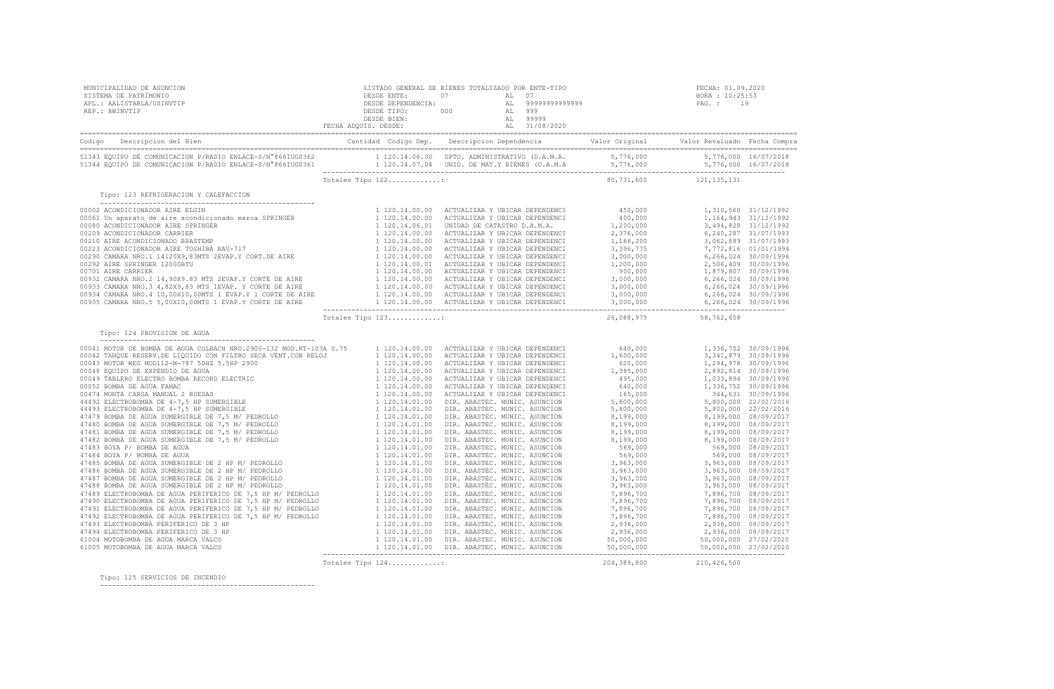MUNICIPALIDAD DE ASUNCION
SISTEMA DE PATRIMONIO
APL.: AALISTABLA/USINVTIP
REP.: RWINVTIP

LISTADO GENERAL DE BIENES TOTALIZADO POR ENTE-TIPO
DESDE ENTE: 07 AL 07
DESDE DEPENDENCIA: AL 99999999999999
DESDE TIPO: 000 AL 999
DESDE BIEN: AL 99999
FECHA ADQUIS. DESDE: AL 31/08/2020

FECHA: 01.09.2020
HORA : 10:25:53
PAG. : 19

| Codigo | Descripcion del Bien | Cantidad | Codigo Dep. | Descripcion Dependencia | Valor Original | Valor Revaluado | Fecha Compra |
|---|---|---|---|---|---|---|---|
| 51343 | EQUIPO DE COMUNICACION P/RADIO ENLACE-S/N°866IUG0362 | 1 | 120.14.06.00 | DPTO. ADMINISTRATIVO (D.A.M.A. | 5,776,000 | 5,776,000 | 16/07/2018 |
| 51344 | EQUIPO DE COMUNICACION P/RADIO ENLACE-S/N°866IUG0361 | 1 | 120.14.07.04 | UNID. DE MAT.Y BIENES (D.A.M.A | 5,776,000 | 5,776,000 | 16/07/2018 |
| | Totales Tipo 122............: | | | | 80,731,600 | 121,135,131 | |
| | **Tipo: 123 REFRIGERACION Y CALEFACCION** | | | | | | |
| 00002 | ACONDICIONADOR AIRE ELGIN | 1 | 120.14.00.00 | ACTUALIZAR Y UBICAR DEPENDENCI | 450,000 | 1,310,560 | 31/12/1992 |
| 00061 | Un aparato de aire acondicionado marca SPRINGER | 1 | 120.14.00.00 | ACTUALIZAR Y UBICAR DEPENDENCI | 400,000 | 1,164,943 | 31/12/1992 |
| 00080 | ACONDICIONADOR AIRE SPRINGER | 1 | 120.14.06.01 | UNIDAD DE CATASTRO D.A.M.A. | 1,200,000 | 3,494,828 | 31/12/1992 |
| 00209 | ACONDICIONADOR CARRIER | 1 | 120.14.00.00 | ACTUALIZAR Y UBICAR DEPENDENCI | 2,376,000 | 6,240,287 | 31/07/1993 |
| 00210 | AIRE ACONDICIONADO BRASTEMP | 1 | 120.14.00.00 | ACTUALIZAR Y UBICAR DEPENDENCI | 1,166,200 | 3,062,889 | 31/07/1993 |
| 00223 | ACONDICIONADOR AIRE TOSHIBA RAV-717 | 1 | 120.14.00.00 | ACTUALIZAR Y UBICAR DEPENDENCI | 3,396,775 | 7,772,816 | 01/01/1994 |
| 00290 | CAMARA NRO.1 14120X9,83MTS 2EVAP.Y CORT.DE AIRE | 1 | 120.14.00.00 | ACTUALIZAR Y UBICAR DEPENDENCI | 3,000,000 | 6,266,024 | 30/09/1996 |
| 00292 | AIRE SPRINGER 12000BTU | 1 | 120.14.00.01 | ACTUALIZAR Y UBICAR DEPENDENCI | 1,200,000 | 2,506,409 | 30/09/1996 |
| 00701 | AIRE CARRIER | 1 | 120.14.00.00 | ACTUALIZAR Y UBICAR DEPENDENCI | 900,000 | 1,879,807 | 30/09/1996 |
| 00932 | CAMARA NRO.2 14,90X9.83 MTS 2EVAP.Y CORTE DE AIRE | 1 | 120.14.00.00 | ACTUALIZAR Y UBICAR DEPENDENCI | 3,000,000 | 6,266,024 | 30/09/1996 |
| 00933 | CAMARA NRO.3 4,82X9,83 MTS 1EVAP. Y CORTE DE AIRE | 1 | 120.14.00.00 | ACTUALIZAR Y UBICAR DEPENDENCI | 3,000,000 | 6,266,024 | 30/09/1996 |
| 00934 | CAMARA NRO.4 10,00X10,00MTS 1 EVAP.Y 1 CORTE DE AIRE | 1 | 120.14.00.00 | ACTUALIZAR Y UBICAR DEPENDENCI | 3,000,000 | 6,266,024 | 30/09/1996 |
| 00935 | CAMARA NRO.5 5,00X10,00MTS 1 EVAP.Y CORTE DE AIRE | 1 | 120.14.00.00 | ACTUALIZAR Y UBICAR DEPENDENCI | 3,000,000 | 6,266,024 | 30/09/1996 |
| | Totales Tipo 123............: | | | | 26,088,975 | 58,762,658 | |
| | **Tipo: 124 PROVISION DE AGUA** | | | | | | |
| 00041 | MOTOR DE BOMBA DE AGUA COLBACH NRO.2900-132 MOD.KT-103A 0.75 | 1 | 120.14.00.00 | ACTUALIZAR Y UBICAR DEPENDENCI | 640,000 | 1,336,752 | 30/09/1996 |
| 00042 | TANQUE RESERV.DE LIQUIDO CON FILTRO SECA VENT.CON RELOJ | 1 | 120.14.00.00 | ACTUALIZAR Y UBICAR DEPENDENCI | 1,600,000 | 3,341,879 | 30/09/1996 |
| 00043 | MOTOR WEG MOD112-M-787 50HZ 5.5HP 2900 | 1 | 120.14.00.00 | ACTUALIZAR Y UBICAR DEPENDENCI | 620,000 | 1,294,978 | 30/09/1996 |
| 00048 | EQUIPO DE EXPENDIO DE AGUA | 1 | 120.14.00.00 | ACTUALIZAR Y UBICAR DEPENDENCI | 1,385,000 | 2,892,814 | 30/09/1996 |
| 00049 | TABLERO ELECTRO BOMBA RECORD ELECTRIC | 1 | 120.14.00.00 | ACTUALIZAR Y UBICAR DEPENDENCI | 495,000 | 1,033,894 | 30/09/1996 |
| 00052 | BOMBA DE AGUA FAMAC | 1 | 120.14.00.00 | ACTUALIZAR Y UBICAR DEPENDENCI | 640,000 | 1,336,752 | 30/09/1996 |
| 00474 | MONTA CARGA MANUAL 2 RUEDAS | 1 | 120.14.00.00 | ACTUALIZAR Y UBICAR DEPENDENCI | 165,000 | 344,631 | 30/09/1996 |
| 44492 | ELECTROBOMBA DE 4-7,5 HP SUMERGIBLE | 1 | 120.14.01.00 | DIR. ABASTEC. MUNIC. ASUNCION | 5,800,000 | 5,800,000 | 22/02/2016 |
| 44493 | ELECTROBOMBA DE 4-7,5 HP SUMERGIBLE | 1 | 120.14.01.00 | DIR. ABASTEC. MUNIC. ASUNCION | 5,800,000 | 5,800,000 | 22/02/2016 |
| 47479 | BOMBA DE AGUA SUMERGIBLE DE 7,5 M/ PEDROLLO | 1 | 120.14.01.00 | DIR. ABASTEC. MUNIC. ASUNCION | 8,199,000 | 8,199,000 | 08/09/2017 |
| 47480 | BOMBA DE AGUA SUMERGIBLE DE 7,5 M/ PEDROLLO | 1 | 120.14.01.00 | DIR. ABASTEC. MUNIC. ASUNCION | 8,199,000 | 8,199,000 | 08/09/2017 |
| 47481 | BOMBA DE AGUA SUMERGIBLE DE 7,5 M/ PEDROLLO | 1 | 120.14.01.00 | DIR. ABASTEC. MUNIC. ASUNCION | 8,199,000 | 8,199,000 | 08/09/2017 |
| 47482 | BOMBA DE AGUA SUMERGIBLE DE 7,5 M/ PEDROLLO | 1 | 120.14.01.00 | DIR. ABASTEC. MUNIC. ASUNCION | 8,199,000 | 8,199,000 | 08/09/2017 |
| 47483 | BOYA P/ BOMBA DE AGUA | 1 | 120.14.01.00 | DIR. ABASTEC. MUNIC. ASUNCION | 569,000 | 569,000 | 08/09/2017 |
| 47484 | BOYA P/ BOMBA DE AGUA | 1 | 120.14.01.00 | DIR. ABASTEC. MUNIC. ASUNCION | 569,000 | 569,000 | 08/09/2017 |
| 47485 | BOMBA DE AGUA SUMERGIBLE DE 2 HP M/ PEDROLLO | 1 | 120.14.01.00 | DIR. ABASTEC. MUNIC. ASUNCION | 3,963,000 | 3,963,000 | 08/09/2017 |
| 47486 | BOMBA DE AGUA SUMERGIBLE DE 2 HP M/ PEDROLLO | 1 | 120.14.01.00 | DIR. ABASTEC. MUNIC. ASUNCION | 3,963,000 | 3,963,000 | 08/09/2017 |
| 47487 | BOMBA DE AGUA SUMERGIBLE DE 2 HP M/ PEDROLLO | 1 | 120.14.01.00 | DIR. ABASTEC. MUNIC. ASUNCION | 3,963,000 | 3,963,000 | 08/09/2017 |
| 47488 | BOMBA DE AGUA SUMERGIBLE DE 2 HP M/ PEDROLLO | 1 | 120.14.01.00 | DIR. ABASTEC. MUNIC. ASUNCION | 3,963,000 | 3,963,000 | 08/09/2017 |
| 47489 | ELECTROBOMBA DE AGUA PERIFERICO DE 7,5 HP M/ PEDROLLO | 1 | 120.14.01.00 | DIR. ABASTEC. MUNIC. ASUNCION | 7,896,700 | 7,896,700 | 08/09/2017 |
| 47490 | ELECTROBOMBA DE AGUA PERIFERICO DE 7,5 HP M/ PEDROLLO | 1 | 120.14.01.00 | DIR. ABASTEC. MUNIC. ASUNCION | 7,896,700 | 7,896,700 | 08/09/2017 |
| 47491 | ELECTROBOMBA DE AGUA PERIFERICO DE 7,5 HP M/ PEDROLLO | 1 | 120.14.01.00 | DIR. ABASTEC. MUNIC. ASUNCION | 7,896,700 | 7,896,700 | 08/09/2017 |
| 47492 | ELECTROBOMBA DE AGUA PERIFERICO DE 7,5 HP M/ PEDROLLO | 1 | 120.14.01.00 | DIR. ABASTEC. MUNIC. ASUNCION | 7,896,700 | 7,896,700 | 08/09/2017 |
| 47493 | ELECTROBOMBA PERIFERICO DE 3 HP | 1 | 120.14.01.00 | DIR. ABASTEC. MUNIC. ASUNCION | 2,936,000 | 2,936,000 | 08/09/2017 |
| 47494 | ELECTROBOMBA PERIFERICO DE 3 HP | 1 | 120.14.01.00 | DIR. ABASTEC. MUNIC. ASUNCION | 2,936,000 | 2,936,000 | 08/09/2017 |
| 61004 | MOTOBOMBA DE AGUA MARCA VALCO | 1 | 120.14.01.00 | DIR. ABASTEC. MUNIC. ASUNCION | 50,000,000 | 50,000,000 | 27/02/2020 |
| 61005 | MOTOBOMBA DE AGUA MARCA VALCO | 1 | 120.14.01.00 | DIR. ABASTEC. MUNIC. ASUNCION | 50,000,000 | 50,000,000 | 27/02/2020 |
| | Totales Tipo 124............: | | | | 204,389,800 | 210,426,500 | |

Tipo: 125 SERVICIOS DE INCENDIO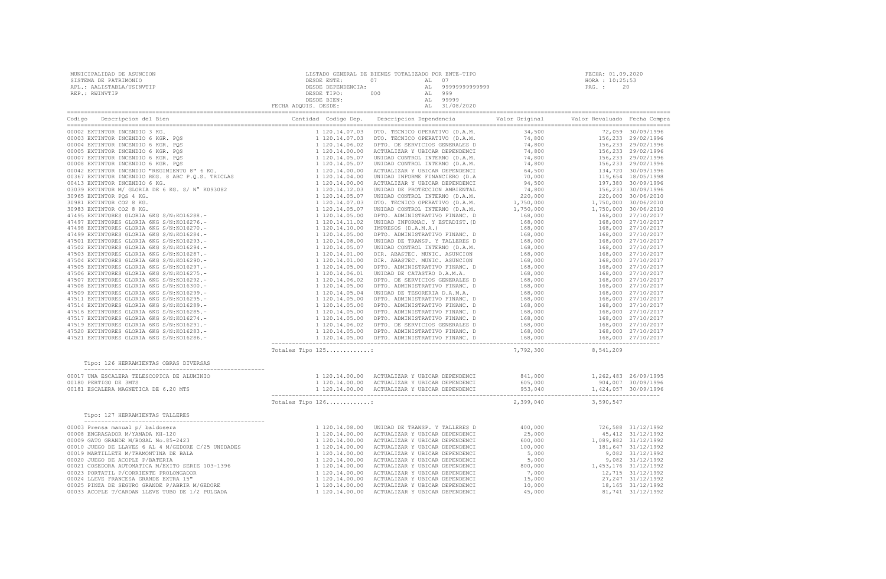MUNICIPALIDAD DE ASUNCION
SISTEMA DE PATRIMONIO
APL.: AALISTABLA/USINVTIP
REP.: RWINVTIP

LISTADO GENERAL DE BIENES TOTALIZADO POR ENTE-TIPO
DESDE ENTE: 07 AL 07
DESDE DEPENDENCIA: AL 99999999999999
DESDE TIPO: 000 AL 999
DESDE BIEN: AL 99999
FECHA ADQUIS. DESDE: AL 31/08/2020

FECHA: 01.09.2020
HORA : 10:25:53
PAG. : 20

| Codigo | Descripcion del Bien | Cantidad | Codigo Dep. | Descripcion Dependencia | Valor Original | Valor Revaluado | Fecha Compra |
|---|---|---|---|---|---|---|---|
| 00002 | EXTINTOR INCENDIO 3 KG. | 1 | 120.14.07.03 | DTO. TECNICO OPERATIVO (D.A.M. | 34,500 | 72,059 | 30/09/1996 |
| 00003 | EXTINTOR INCENDIO 6 KGR. PQS | 1 | 120.14.07.03 | DTO. TECNICO OPERATIVO (D.A.M. | 74,800 | 156,233 | 29/02/1996 |
| 00004 | EXTINTOR INCENDIO 6 KGR. PQS | 1 | 120.14.06.02 | DPTO. DE SERVICIOS GENERALES D | 74,800 | 156,233 | 29/02/1996 |
| 00005 | EXTINTOR INCENDIO 6 KGR. PQS | 1 | 120.14.00.00 | ACTUALIZAR Y UBICAR DEPENDENCI | 74,800 | 156,233 | 29/02/1996 |
| 00007 | EXTINTOR INCENDIO 6 KGR. PQS | 1 | 120.14.05.07 | UNIDAD CONTROL INTERNO (D.A.M. | 74,800 | 156,233 | 29/02/1996 |
| 00008 | EXTINTOR INCENDIO 6 KGR. PQS | 1 | 120.14.05.07 | UNIDAD CONTROL INTERNO (D.A.M. | 74,800 | 156,233 | 29/02/1996 |
| 00042 | EXTINTOR INCENDIO "REGIMIENTO 8" 6 KG. | 1 | 120.14.00.00 | ACTUALIZAR Y UBICAR DEPENDENCI | 64,500 | 134,720 | 30/09/1996 |
| 00367 | EXTINTOR INCENDIO REG. 8 ABC P.Q.S. TRICLAS | 1 | 120.14.04.00 | UNIDAD INFORME FINANCIERO (D.A | 70,000 | 119,654 | 18/05/1998 |
| 00413 | EXTINTOR INCENDIO 6 KG. | 1 | 120.14.00.00 | ACTUALIZAR Y UBICAR DEPENDENCI | 94,500 | 197,380 | 30/09/1996 |
| 03039 | EXTINTOR M/ GLORIA DE 6 KG. S/ N° K093082 | 1 | 120.14.12.03 | UNIDAD DE PROTECCION AMBIENTAL | 74,800 | 156,233 | 30/09/1996 |
| 30965 | EXTINTOR PQS 4 KG. | 1 | 120.14.05.07 | UNIDAD CONTROL INTERNO (D.A.M. | 220,000 | 220,000 | 30/06/2010 |
| 30981 | EXTINTOR CO2 8 KG. | 1 | 120.14.07.03 | DTO. TECNICO OPERATIVO (D.A.M. | 1,750,000 | 1,750,000 | 30/06/2010 |
| 30983 | EXTINTOR CO2 8 KG. | 1 | 120.14.05.07 | UNIDAD CONTROL INTERNO (D.A.M. | 1,750,000 | 1,750,000 | 30/06/2010 |
| 47495 | EXTINTORES GLORIA 6KG S/N:K016288.- | 1 | 120.14.05.00 | DPTO. ADMINISTRATIVO FINANC. D | 168,000 | 168,000 | 27/10/2017 |
| 47497 | EXTINTORES GLORIA 6KG S/N:K016276.- | 1 | 120.14.11.02 | UNIDAD INFORMAC. Y ESTADIST.(D | 168,000 | 168,000 | 27/10/2017 |
| 47498 | EXTINTORES GLORIA 6KG S/N:K016270.- | 1 | 120.14.10.00 | IMPRESOS (D.A.M.A.) | 168,000 | 168,000 | 27/10/2017 |
| 47499 | EXTINTORES GLORIA 6KG S/N:K016284.- | 1 | 120.14.05.00 | DPTO. ADMINISTRATIVO FINANC. D | 168,000 | 168,000 | 27/10/2017 |
| 47501 | EXTINTORES GLORIA 6KG S/N:K016293.- | 1 | 120.14.08.00 | UNIDAD DE TRANSP. Y TALLERES D | 168,000 | 168,000 | 27/10/2017 |
| 47502 | EXTINTORES GLORIA 6KG S/N:K016294.- | 1 | 120.14.05.07 | UNIDAD CONTROL INTERNO (D.A.M. | 168,000 | 168,000 | 27/10/2017 |
| 47503 | EXTINTORES GLORIA 6KG S/N:K016287.- | 1 | 120.14.01.00 | DIR. ABASTEC. MUNIC. ASUNCION | 168,000 | 168,000 | 27/10/2017 |
| 47504 | EXTINTORES GLORIA 6KG S/N:K016290.- | 1 | 120.14.01.00 | DIR. ABASTEC. MUNIC. ASUNCION | 168,000 | 168,000 | 27/10/2017 |
| 47505 | EXTINTORES GLORIA 6KG S/N:K016297.- | 1 | 120.14.05.00 | DPTO. ADMINISTRATIVO FINANC. D | 168,000 | 168,000 | 27/10/2017 |
| 47506 | EXTINTORES GLORIA 6KG S/N:K016275.- | 1 | 120.14.06.01 | UNIDAD DE CATASTRO D.A.M.A. | 168,000 | 168,000 | 27/10/2017 |
| 47507 | EXTINTORES GLORIA 6KG S/N:K016292.- | 1 | 120.14.06.02 | DPTO. DE SERVICIOS GENERALES D | 168,000 | 168,000 | 27/10/2017 |
| 47508 | EXTINTORES GLORIA 6KG S/N:K016300.- | 1 | 120.14.05.00 | DPTO. ADMINISTRATIVO FINANC. D | 168,000 | 168,000 | 27/10/2017 |
| 47509 | EXTINTORES GLORIA 6KG S/N:K016299.- | 1 | 120.14.05.04 | UNIDAD DE TESORERIA D.A.M.A. | 168,000 | 168,000 | 27/10/2017 |
| 47511 | EXTINTORES GLORIA 6KG S/N:K016295.- | 1 | 120.14.05.00 | DPTO. ADMINISTRATIVO FINANC. D | 168,000 | 168,000 | 27/10/2017 |
| 47514 | EXTINTORES GLORIA 6KG S/N:K016289.- | 1 | 120.14.05.00 | DPTO. ADMINISTRATIVO FINANC. D | 168,000 | 168,000 | 27/10/2017 |
| 47516 | EXTINTORES GLORIA 6KG S/N:K016285.- | 1 | 120.14.05.00 | DPTO. ADMINISTRATIVO FINANC. D | 168,000 | 168,000 | 27/10/2017 |
| 47517 | EXTINTORES GLORIA 6KG S/N:K016274.- | 1 | 120.14.05.00 | DPTO. ADMINISTRATIVO FINANC. D | 168,000 | 168,000 | 27/10/2017 |
| 47519 | EXTINTORES GLORIA 6KG S/N:K016291.- | 1 | 120.14.06.02 | DPTO. DE SERVICIOS GENERALES D | 168,000 | 168,000 | 27/10/2017 |
| 47520 | EXTINTORES GLORIA 6KG S/N:K016283.- | 1 | 120.14.05.00 | DPTO. ADMINISTRATIVO FINANC. D | 168,000 | 168,000 | 27/10/2017 |
| 47521 | EXTINTORES GLORIA 6KG S/N:K016286.- | 1 | 120.14.05.00 | DPTO. ADMINISTRATIVO FINANC. D | 168,000 | 168,000 | 27/10/2017 |
| | Totales Tipo 125............: | | | | 7,792,300 | 8,541,209 | |

Tipo: 126 HERRAMIENTAS OBRAS DIVERSAS

| Codigo | Descripcion del Bien | Cantidad | Codigo Dep. | Descripcion Dependencia | Valor Original | Valor Revaluado | Fecha Compra |
|---|---|---|---|---|---|---|---|
| 00017 | UNA ESCALERA TELESCOPICA DE ALUMINIO | 1 | 120.14.00.00 | ACTUALIZAR Y UBICAR DEPENDENCI | 841,000 | 1,262,483 | 26/09/1995 |
| 00180 | PERTIGO DE 3MTS | 1 | 120.14.00.00 | ACTUALIZAR Y UBICAR DEPENDENCI | 605,000 | 904,007 | 30/09/1996 |
| 00181 | ESCALERA MAGNETICA DE 6.20 MTS | 1 | 120.14.00.00 | ACTUALIZAR Y UBICAR DEPENDENCI | 953,040 | 1,424,057 | 30/09/1996 |
| | Totales Tipo 126............: | | | | 2,399,040 | 3,590,547 | |

Tipo: 127 HERRAMIENTAS TALLERES

| Codigo | Descripcion del Bien | Cantidad | Codigo Dep. | Descripcion Dependencia | Valor Original | Valor Revaluado | Fecha Compra |
|---|---|---|---|---|---|---|---|
| 00003 | Prensa manual p/ baldosera | 1 | 120.14.08.00 | UNIDAD DE TRANSP. Y TALLERES D | 400,000 | 726,588 | 31/12/1992 |
| 00008 | ENGRASADOR M/YAMADA KH-120 | 1 | 120.14.00.00 | ACTUALIZAR Y UBICAR DEPENDENCI | 25,000 | 45,412 | 31/12/1992 |
| 00009 | GATO GRANDE M/BOSAL No.85-2423 | 1 | 120.14.00.00 | ACTUALIZAR Y UBICAR DEPENDENCI | 600,000 | 1,089,882 | 31/12/1992 |
| 00010 | JUEGO DE LLAVES 6 AL 4 M/GEDORE C/25 UNIDADES | 1 | 120.14.00.00 | ACTUALIZAR Y UBICAR DEPENDENCI | 100,000 | 181,647 | 31/12/1992 |
| 00019 | MARTILLETE M/TRAMONTINA DE BALA | 1 | 120.14.00.00 | ACTUALIZAR Y UBICAR DEPENDENCI | 5,000 | 9,082 | 31/12/1992 |
| 00020 | JUEGO DE ACOPLE P/BATERIA | 1 | 120.14.00.00 | ACTUALIZAR Y UBICAR DEPENDENCI | 5,000 | 9,082 | 31/12/1992 |
| 00021 | COSEDORA AUTOMATICA M/EXITO SERIE 103-1396 | 1 | 120.14.00.00 | ACTUALIZAR Y UBICAR DEPENDENCI | 800,000 | 1,453,176 | 31/12/1992 |
| 00023 | PORTATIL P/CORRIENTE PROLONGADOR | 1 | 120.14.00.00 | ACTUALIZAR Y UBICAR DEPENDENCI | 7,000 | 12,715 | 31/12/1992 |
| 00024 | LLEVE FRANCESA GRANDE EXTRA 15" | 1 | 120.14.00.00 | ACTUALIZAR Y UBICAR DEPENDENCI | 15,000 | 27,247 | 31/12/1992 |
| 00025 | PINZA DE SEGURO GRANDE P/ABRIR M/GEDORE | 1 | 120.14.00.00 | ACTUALIZAR Y UBICAR DEPENDENCI | 10,000 | 18,165 | 31/12/1992 |
| 00033 | ACOPLE T/CARDAN LLEVE TUBO DE 1/2 PULGADA | 1 | 120.14.00.00 | ACTUALIZAR Y UBICAR DEPENDENCI | 45,000 | 81,741 | 31/12/1992 |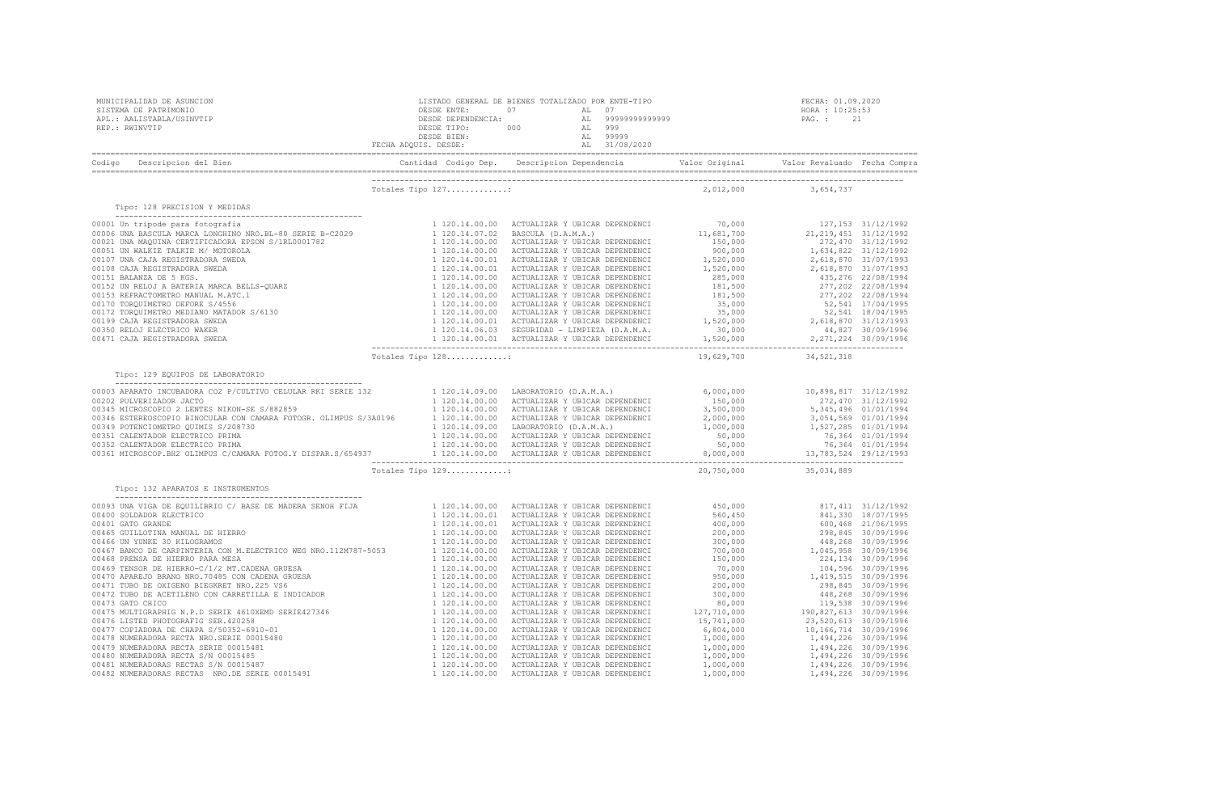MUNICIPALIDAD DE ASUNCION
SISTEMA DE PATRIMONIO
APL.: AALISTABLA/USINVTIP
REP.: RWINVTIP

LISTADO GENERAL DE BIENES TOTALIZADO POR ENTE-TIPO
DESDE ENTE: 07 AL 07
DESDE DEPENDENCIA: AL 99999999999999
DESDE TIPO: 000 AL 999
DESDE BIEN: AL 99999
FECHA ADQUIS. DESDE: AL 31/08/2020

FECHA: 01.09.2020
HORA : 10:25:53

| Codigo | Descripcion del Bien | Cantidad | Codigo Dep. | Descripcion Dependencia | Valor Original | Valor Revaluado | Fecha Compra |
|---|---|---|---|---|---|---|---|
| | Totales Tipo 127............: | | | | 2,012,000 | 3,654,737 | |
| | **Tipo: 128 PRECISION Y MEDIDAS** | | | | | | |
| 00001 | Un tripode para fotografia | 1 | 120.14.00.00 | ACTUALIZAR Y UBICAR DEPENDENCI | 70,000 | 127,153 | 31/12/1992 |
| 00006 | UNA BASCULA MARCA LONGHINO NRO.BL-80 SERIE B-C2029 | 1 | 120.14.07.02 | BASCULA (D.A.M.A.) | 11,681,700 | 21,219,451 | 31/12/1992 |
| 00021 | UNA MAQUINA CERTIFICADORA EPSON S/1RL0001782 | 1 | 120.14.00.00 | ACTUALIZAR Y UBICAR DEPENDENCI | 150,000 | 272,470 | 31/12/1992 |
| 00051 | UN WALKIE TALKIE M/ MOTOROLA | 1 | 120.14.00.00 | ACTUALIZAR Y UBICAR DEPENDENCI | 900,000 | 1,634,822 | 31/12/1992 |
| 00107 | UNA CAJA REGISTRADORA SWEDA | 1 | 120.14.00.01 | ACTUALIZAR Y UBICAR DEPENDENCI | 1,520,000 | 2,618,870 | 31/07/1993 |
| 00108 | CAJA REGISTRADORA SWEDA | 1 | 120.14.00.01 | ACTUALIZAR Y UBICAR DEPENDENCI | 1,520,000 | 2,618,870 | 31/07/1993 |
| 00151 | BALANZA DE 5 KGS. | 1 | 120.14.00.00 | ACTUALIZAR Y UBICAR DEPENDENCI | 285,000 | 435,276 | 22/08/1994 |
| 00152 | UN RELOJ A BATERIA MARCA BELLS-QUARZ | 1 | 120.14.00.00 | ACTUALIZAR Y UBICAR DEPENDENCI | 181,500 | 277,202 | 22/08/1994 |
| 00153 | REFRACTOMETRO MANUAL M.ATC.1 | 1 | 120.14.00.00 | ACTUALIZAR Y UBICAR DEPENDENCI | 181,500 | 277,202 | 22/08/1994 |
| 00170 | TORQUIMETRO DEFORE S/4556 | 1 | 120.14.00.00 | ACTUALIZAR Y UBICAR DEPENDENCI | 35,000 | 52,541 | 17/04/1995 |
| 00172 | TORQUIMETRO MEDIANO MATADOR S/6130 | 1 | 120.14.00.00 | ACTUALIZAR Y UBICAR DEPENDENCI | 35,000 | 52,541 | 18/04/1995 |
| 00199 | CAJA REGISTRADORA SWEDA | 1 | 120.14.00.01 | ACTUALIZAR Y UBICAR DEPENDENCI | 1,520,000 | 2,618,870 | 31/12/1993 |
| 00350 | RELOJ ELECTRICO WAKER | 1 | 120.14.06.03 | SEGURIDAD - LIMPIEZA (D.A.M.A. | 30,000 | 44,827 | 30/09/1996 |
| 00471 | CAJA REGISTRADORA SWEDA | 1 | 120.14.00.01 | ACTUALIZAR Y UBICAR DEPENDENCI | 1,520,000 | 2,271,224 | 30/09/1996 |
| | Totales Tipo 128............: | | | | 19,629,700 | 34,521,318 | |
| | **Tipo: 129 EQUIPOS DE LABORATORIO** | | | | | | |
| 00003 | APARATO INCUBADORA CO2 P/CULTIVO CELULAR RKI SERIE 132 | 1 | 120.14.09.00 | LABORATORIO (D.A.M.A.) | 6,000,000 | 10,898,817 | 31/12/1992 |
| 00202 | PULVERIZADOR JACTO | 1 | 120.14.00.00 | ACTUALIZAR Y UBICAR DEPENDENCI | 150,000 | 272,470 | 31/12/1992 |
| 00345 | MICROSCOPIO 2 LENTES NIKON-SE S/882859 | 1 | 120.14.00.00 | ACTUALIZAR Y UBICAR DEPENDENCI | 3,500,000 | 5,345,496 | 01/01/1994 |
| 00346 | ESTEREOSCOPIO BINOCULAR CON CAMARA FOTOGR. OLIMPUS S/3A0196 | 1 | 120.14.00.00 | ACTUALIZAR Y UBICAR DEPENDENCI | 2,000,000 | 3,054,569 | 01/01/1994 |
| 00349 | POTENCIOMETRO QUIMIS S/208730 | 1 | 120.14.09.00 | LABORATORIO (D.A.M.A.) | 1,000,000 | 1,527,285 | 01/01/1994 |
| 00351 | CALENTADOR ELECTRICO PRIMA | 1 | 120.14.00.00 | ACTUALIZAR Y UBICAR DEPENDENCI | 50,000 | 76,364 | 01/01/1994 |
| 00352 | CALENTADOR ELECTRICO PRIMA | 1 | 120.14.00.00 | ACTUALIZAR Y UBICAR DEPENDENCI | 50,000 | 76,364 | 01/01/1994 |
| 00361 | MICROSCOP.BH2 OLIMPUS C/CAMARA FOTOG.Y DISPAR.S/654937 | 1 | 120.14.00.00 | ACTUALIZAR Y UBICAR DEPENDENCI | 8,000,000 | 13,783,524 | 29/12/1993 |
| | Totales Tipo 129............: | | | | 20,750,000 | 35,034,889 | |
| | **Tipo: 132 APARATOS E INSTRUMENTOS** | | | | | | |
| 00093 | UNA VIGA DE EQUILIBRIO C/ BASE DE MADERA SENOH FIJA | 1 | 120.14.00.00 | ACTUALIZAR Y UBICAR DEPENDENCI | 450,000 | 817,411 | 31/12/1992 |
| 00400 | SOLDADOR ELECTRICO | 1 | 120.14.00.01 | ACTUALIZAR Y UBICAR DEPENDENCI | 560,450 | 841,330 | 18/07/1995 |
| 00401 | GATO GRANDE | 1 | 120.14.00.01 | ACTUALIZAR Y UBICAR DEPENDENCI | 400,000 | 600,468 | 21/06/1995 |
| 00465 | GUILLOTINA MANUAL DE HIERRO | 1 | 120.14.00.00 | ACTUALIZAR Y UBICAR DEPENDENCI | 200,000 | 298,845 | 30/09/1996 |
| 00466 | UN YUNKE 30 KILOGRAMOS | 1 | 120.14.00.00 | ACTUALIZAR Y UBICAR DEPENDENCI | 300,000 | 448,268 | 30/09/1996 |
| 00467 | BANCO DE CARPINTERIA CON M.ELECTRICO WEG NRO.112M787-5053 | 1 | 120.14.00.00 | ACTUALIZAR Y UBICAR DEPENDENCI | 700,000 | 1,045,958 | 30/09/1996 |
| 00468 | PRENSA DE HIERRO PARA MESA | 1 | 120.14.00.00 | ACTUALIZAR Y UBICAR DEPENDENCI | 150,000 | 224,134 | 30/09/1996 |
| 00469 | TENSOR DE HIERRO-C/1/2 MT.CADENA GRUESA | 1 | 120.14.00.00 | ACTUALIZAR Y UBICAR DEPENDENCI | 70,000 | 104,596 | 30/09/1996 |
| 00470 | APAREJO BRANO NRO.70485 CON CADENA GRUESA | 1 | 120.14.00.00 | ACTUALIZAR Y UBICAR DEPENDENCI | 950,000 | 1,419,515 | 30/09/1996 |
| 00471 | TUBO DE OXIGENO BIEGKRET NRO.225 VS6 | 1 | 120.14.00.00 | ACTUALIZAR Y UBICAR DEPENDENCI | 200,000 | 298,845 | 30/09/1996 |
| 00472 | TUBO DE ACETILENO CON CARRETILLA E INDICADOR | 1 | 120.14.00.00 | ACTUALIZAR Y UBICAR DEPENDENCI | 300,000 | 448,268 | 30/09/1996 |
| 00473 | GATO CHICO | 1 | 120.14.00.00 | ACTUALIZAR Y UBICAR DEPENDENCI | 80,000 | 119,538 | 30/09/1996 |
| 00475 | MULTIGRAPHIG N.P.D SERIE 4610XEMD SERIE427346 | 1 | 120.14.00.00 | ACTUALIZAR Y UBICAR DEPENDENCI | 127,710,000 | 190,827,613 | 30/09/1996 |
| 00476 | LISTED PHOTOGRAFIG SER.420258 | 1 | 120.14.00.00 | ACTUALIZAR Y UBICAR DEPENDENCI | 15,741,000 | 23,520,613 | 30/09/1996 |
| 00477 | COPIADORA DE CHAPA S/50352-6910-01 | 1 | 120.14.00.00 | ACTUALIZAR Y UBICAR DEPENDENCI | 6,804,000 | 10,166,714 | 30/09/1996 |
| 00478 | NUMERADORA RECTA NRO.SERIE 00015480 | 1 | 120.14.00.00 | ACTUALIZAR Y UBICAR DEPENDENCI | 1,000,000 | 1,494,226 | 30/09/1996 |
| 00479 | NUMERADORA RECTA SERIE 00015481 | 1 | 120.14.00.00 | ACTUALIZAR Y UBICAR DEPENDENCI | 1,000,000 | 1,494,226 | 30/09/1996 |
| 00480 | NUMERADORA RECTA S/N 00015485 | 1 | 120.14.00.00 | ACTUALIZAR Y UBICAR DEPENDENCI | 1,000,000 | 1,494,226 | 30/09/1996 |
| 00481 | NUMERADORAS RECTAS S/N 00015487 | 1 | 120.14.00.00 | ACTUALIZAR Y UBICAR DEPENDENCI | 1,000,000 | 1,494,226 | 30/09/1996 |
| 00482 | NUMERADORAS RECTAS NRO.DE SERIE 00015491 | 1 | 120.14.00.00 | ACTUALIZAR Y UBICAR DEPENDENCI | 1,000,000 | 1,494,226 | 30/09/1996 |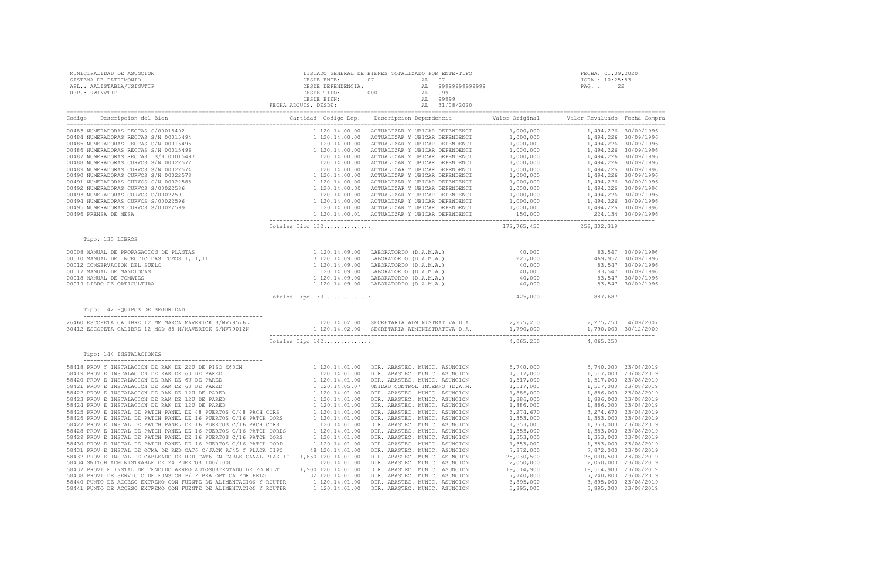MUNICIPALIDAD DE ASUNCION
SISTEMA DE PATRIMONIO
APL.: AALISTABLA/USINVTIP
REP.: RWINVTIP

LISTADO GENERAL DE BIENES TOTALIZADO POR ENTE-TIPO
DESDE ENTE: 07 AL 07
DESDE DEPENDENCIA: AL 99999999999999
DESDE TIPO: 000 AL 999
DESDE BIEN: AL 99999
FECHA ADQUIS. DESDE: AL 31/08/2020

FECHA: 01.09.2020
HORA : 10:25:53

| Codigo | Descripcion del Bien | Cantidad | Codigo Dep. | Descripcion Dependencia | Valor Original | Valor Revaluado | Fecha Compra |
|---|---|---|---|---|---|---|---|
| 00483 | NUMERADORAS RECTAS S/00015492 | 1 | 120.14.00.00 | ACTUALIZAR Y UBICAR DEPENDENCI | 1,000,000 | 1,494,226 | 30/09/1996 |
| 00484 | NUMERADORAS RECTAS S/N 00015494 | 1 | 120.14.00.00 | ACTUALIZAR Y UBICAR DEPENDENCI | 1,000,000 | 1,494,226 | 30/09/1996 |
| 00485 | NUMERADORAS RECTAS S/N 00015495 | 1 | 120.14.00.00 | ACTUALIZAR Y UBICAR DEPENDENCI | 1,000,000 | 1,494,226 | 30/09/1996 |
| 00486 | NUMERADORAS RECTAS S/N 00015496 | 1 | 120.14.00.00 | ACTUALIZAR Y UBICAR DEPENDENCI | 1,000,000 | 1,494,226 | 30/09/1996 |
| 00487 | NUMERADORAS RECTAS S/N 00015497 | 1 | 120.14.00.00 | ACTUALIZAR Y UBICAR DEPENDENCI | 1,000,000 | 1,494,226 | 30/09/1996 |
| 00488 | NUMERADORAS CURVOS S/N 00022572 | 1 | 120.14.00.00 | ACTUALIZAR Y UBICAR DEPENDENCI | 1,000,000 | 1,494,226 | 30/09/1996 |
| 00489 | NUMERADORAS CURVOS S/N 00022574 | 1 | 120.14.00.00 | ACTUALIZAR Y UBICAR DEPENDENCI | 1,000,000 | 1,494,226 | 30/09/1996 |
| 00490 | NUMERADORAS CURVOS S/N 00022578 | 1 | 120.14.00.00 | ACTUALIZAR Y UBICAR DEPENDENCI | 1,000,000 | 1,494,226 | 30/09/1996 |
| 00491 | NUMERADORAS CURVOS S/N 00022585 | 1 | 120.14.00.00 | ACTUALIZAR Y UBICAR DEPENDENCI | 1,000,000 | 1,494,226 | 30/09/1996 |
| 00492 | NUMERADORAS CURVOS S/00022586 | 1 | 120.14.00.00 | ACTUALIZAR Y UBICAR DEPENDENCI | 1,000,000 | 1,494,226 | 30/09/1996 |
| 00493 | NUMERADORAS CURVOS S/00022591 | 1 | 120.14.00.00 | ACTUALIZAR Y UBICAR DEPENDENCI | 1,000,000 | 1,494,226 | 30/09/1996 |
| 00494 | NUMERADORAS CURVOS S/00022596 | 1 | 120.14.00.00 | ACTUALIZAR Y UBICAR DEPENDENCI | 1,000,000 | 1,494,226 | 30/09/1996 |
| 00495 | NUMERADORAS CURVOS S/00022599 | 1 | 120.14.00.00 | ACTUALIZAR Y UBICAR DEPENDENCI | 1,000,000 | 1,494,226 | 30/09/1996 |
| 00496 | PRENSA DE MESA | 1 | 120.14.00.01 | ACTUALIZAR Y UBICAR DEPENDENCI | 150,000 | 224,134 | 30/09/1996 |
| | Totales Tipo 132............: | | | | 172,765,450 | 258,302,319 | |

Tipo: 133 LIBROS

| Codigo | Descripcion del Bien | Cantidad | Codigo Dep. | Descripcion Dependencia | Valor Original | Valor Revaluado | Fecha Compra |
|---|---|---|---|---|---|---|---|
| 00008 | MANUAL DE PROPAGACION DE PLANTAS | 1 | 120.14.09.00 | LABORATORIO (D.A.M.A.) | 40,000 | 83,547 | 30/09/1996 |
| 00010 | MANUAL DE INCECTICIDAS TOMOS I,II,III | 3 | 120.14.09.00 | LABORATORIO (D.A.M.A.) | 225,000 | 469,952 | 30/09/1996 |
| 00012 | CONSERVACION DEL SUELO | 1 | 120.14.09.00 | LABORATORIO (D.A.M.A.) | 40,000 | 83,547 | 30/09/1996 |
| 00017 | MANUAL DE MANDIOCAS | 1 | 120.14.09.00 | LABORATORIO (D.A.M.A.) | 40,000 | 83,547 | 30/09/1996 |
| 00018 | MANUAL DE TOMATES | 1 | 120.14.09.00 | LABORATORIO (D.A.M.A.) | 40,000 | 83,547 | 30/09/1996 |
| 00019 | LIBRO DE ORTICULTURA | 1 | 120.14.09.00 | LABORATORIO (D.A.M.A.) | 40,000 | 83,547 | 30/09/1996 |
| | Totales Tipo 133............: | | | | 425,000 | 887,687 | |

Tipo: 142 EQUIPOS DE SEGURIDAD

| Codigo | Descripcion del Bien | Cantidad | Codigo Dep. | Descripcion Dependencia | Valor Original | Valor Revaluado | Fecha Compra |
|---|---|---|---|---|---|---|---|
| 26460 | ESCOPETA CALIBRE 12 MM MARCA MAVERICK S/MV79576L | 1 | 120.14.02.00 | SECRETARIA ADMINISTRATIVA D.A. | 2,275,250 | 2,275,250 | 14/09/2007 |
| 30412 | ESCOPETA CALIBRE 12 MOD 88 M/MAVERICK S/MV79012N | 1 | 120.14.02.00 | SECRETARIA ADMINISTRATIVA D.A. | 1,790,000 | 1,790,000 | 30/12/2009 |
| | Totales Tipo 142............: | | | | 4,065,250 | 4,065,250 | |

Tipo: 144 INSTALACIONES

| Codigo | Descripcion del Bien | Cantidad | Codigo Dep. | Descripcion Dependencia | Valor Original | Valor Revaluado | Fecha Compra |
|---|---|---|---|---|---|---|---|
| 58418 | PROV Y INSTALACION DE RAK DE 22U DE PISO X60CM | 1 | 120.14.01.00 | DIR. ABASTEC. MUNIC. ASUNCION | 5,740,000 | 5,740,000 | 23/08/2019 |
| 58419 | PROV E INSTALACION DE RAK DE 6U DE PARED | 1 | 120.14.01.00 | DIR. ABASTEC. MUNIC. ASUNCION | 1,517,000 | 1,517,000 | 23/08/2019 |
| 58420 | PROV E INSTALACION DE RAK DE 6U DE PARED | 1 | 120.14.01.00 | DIR. ABASTEC. MUNIC. ASUNCION | 1,517,000 | 1,517,000 | 23/08/2019 |
| 58421 | PROV E INSTALACION DE RAK DE 6U DE PARED | 1 | 120.14.05.07 | UNIDAD CONTROL INTERNO (D.A.M. | 1,517,000 | 1,517,000 | 23/08/2019 |
| 58422 | PROV E INSTALACION DE RAK DE 12U DE PARED | 1 | 120.14.01.00 | DIR. ABASTEC. MUNIC. ASUNCION | 1,886,000 | 1,886,000 | 23/08/2019 |
| 58423 | PROV E INSTALACION DE RAK DE 12U DE PARED | 1 | 120.14.01.00 | DIR. ABASTEC. MUNIC. ASUNCION | 1,886,000 | 1,886,000 | 23/08/2019 |
| 58424 | PROV E INSTALACION DE RAK DE 12U DE PARED | 1 | 120.14.01.00 | DIR. ABASTEC. MUNIC. ASUNCION | 1,886,000 | 1,886,000 | 23/08/2019 |
| 58425 | PROV E INSTAL DE PATCH PANEL DE 48 PUERTOS C/48 PACH CORS | 1 | 120.14.01.00 | DIR. ABASTEC. MUNIC. ASUNCION | 3,274,670 | 3,274,670 | 23/08/2019 |
| 58426 | PROV E INSTAL DE PATCH PANEL DE 16 PUERTOS C/16 PATCH CORS | 1 | 120.14.01.00 | DIR. ABASTEC. MUNIC. ASUNCION | 1,353,000 | 1,353,000 | 23/08/2019 |
| 58427 | PROV E INSTAL DE PATCH PANEL DE 16 PUERTOS C/16 PACH CORS | 1 | 120.14.01.00 | DIR. ABASTEC. MUNIC. ASUNCION | 1,353,000 | 1,353,000 | 23/08/2019 |
| 58428 | PROV E INSTAL DE PATCH PANEL DE 16 PUERTOS C/16 PATCH CORDS | 1 | 120.14.01.00 | DIR. ABASTEC. MUNIC. ASUNCION | 1,353,000 | 1,353,000 | 23/08/2019 |
| 58429 | PROV E INSTAL DE PATCH PANEL DE 16 PUERTOS C/16 PATCH CORS | 1 | 120.14.01.00 | DIR. ABASTEC. MUNIC. ASUNCION | 1,353,000 | 1,353,000 | 23/08/2019 |
| 58430 | PROV E INSTAL DE PATCH PANEL DE 16 PUERTOS C/16 PATCH CORD | 1 | 120.14.01.00 | DIR. ABASTEC. MUNIC. ASUNCION | 1,353,000 | 1,353,000 | 23/08/2019 |
| 58431 | PROV E INSTAL DE OTMA DE RED CAT6 C/JACK RJ45 Y PLACA TIPO | 48 | 120.14.01.00 | DIR. ABASTEC. MUNIC. ASUNCION | 7,872,000 | 7,872,000 | 23/08/2019 |
| 58432 | PROV E INSTAL DE CABLEADO DE RED CAT6 EN CABLE CANAL PLASTIC | 1,850 | 120.14.01.00 | DIR. ABASTEC. MUNIC. ASUNCION | 25,030,500 | 25,030,500 | 23/08/2019 |
| 58434 | SWITCH ADMINISTRABLE DE 24 PUERTOS 100/1000 | 1 | 120.14.01.00 | DIR. ABASTEC. MUNIC. ASUNCION | 2,050,000 | 2,050,000 | 23/08/2019 |
| 58437 | PROVI E INSTAL DE TENDIDO AEREO AUTOSUSTENTADO DE FO MULTI | 1,900 | 120.14.01.00 | DIR. ABASTEC. MUNIC. ASUNCION | 19,514,900 | 19,514,900 | 23/08/2019 |
| 58438 | PROVI DE SERVICIO DE FUNSION P/ FIBRA OPTICA POR PELO | 32 | 120.14.01.00 | DIR. ABASTEC. MUNIC. ASUNCION | 7,740,800 | 7,740,800 | 23/08/2019 |
| 58440 | PUNTO DE ACCESO EXTREMO CON FUENTE DE ALIMENTACION Y ROUTER | 1 | 120.14.01.00 | DIR. ABASTEC. MUNIC. ASUNCION | 3,895,000 | 3,895,000 | 23/08/2019 |
| 58441 | PUNTO DE ACCESO EXTREMO CON FUENTE DE ALIMENTACION Y ROUTER | 1 | 120.14.01.00 | DIR. ABASTEC. MUNIC. ASUNCION | 3,895,000 | 3,895,000 | 23/08/2019 |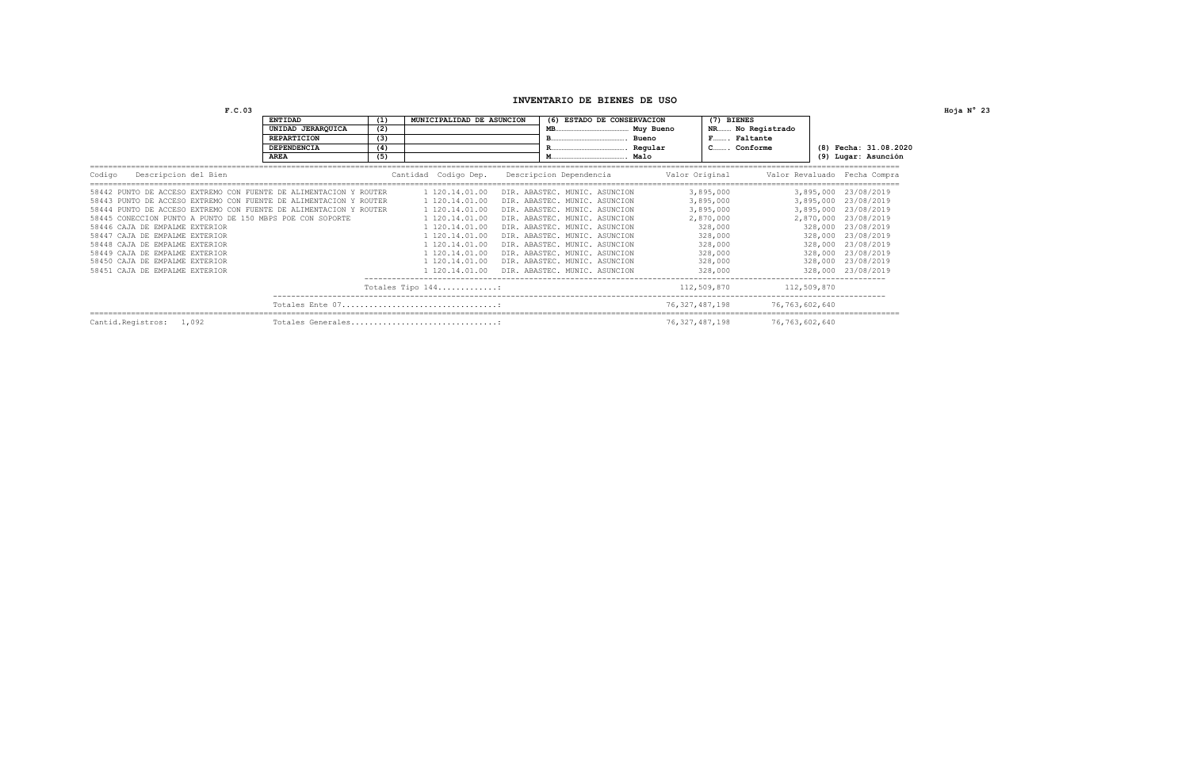# INVENTARIO DE BIENES DE USO

F.C.03

| | | | | | |
|---|---|---|---|---|---|
| ENTIDAD | (1) | MUNICIPALIDAD DE ASUNCION | (6) ESTADO DE CONSERVACION | (7) BIENES | |
| UNIDAD JERARQUICA | (2) | | MB.......... Muy Bueno | NR....... No Registrado | |
| REPARTICION | (3) | | B.......... Bueno | F........ Faltante | |
| DEPENDENCIA | (4) | | R.......... Regular | C........ Conforme | (8) Fecha: 31.08.2020 |
| AREA | (5) | | M.......... Malo | | (9) Lugar: Asunción |

| Codigo | Descripcion del Bien | Cantidad | Codigo Dep. | Descripcion Dependencia | Valor Original | Valor Revaluado | Fecha Compra |
|---|---|---|---|---|---|---|---|
| 58442 | PUNTO DE ACCESO EXTREMO CON FUENTE DE ALIMENTACION Y ROUTER | 1 | 120.14.01.00 | DIR. ABASTEC. MUNIC. ASUNCION | 3,895,000 | 3,895,000 | 23/08/2019 |
| 58443 | PUNTO DE ACCESO EXTREMO CON FUENTE DE ALIMENTACION Y ROUTER | 1 | 120.14.01.00 | DIR. ABASTEC. MUNIC. ASUNCION | 3,895,000 | 3,895,000 | 23/08/2019 |
| 58444 | PUNTO DE ACCESO EXTREMO CON FUENTE DE ALIMENTACION Y ROUTER | 1 | 120.14.01.00 | DIR. ABASTEC. MUNIC. ASUNCION | 3,895,000 | 3,895,000 | 23/08/2019 |
| 58445 | CONECCION PUNTO A PUNTO DE 150 MBPS POE CON SOPORTE | 1 | 120.14.01.00 | DIR. ABASTEC. MUNIC. ASUNCION | 2,870,000 | 2,870,000 | 23/08/2019 |
| 58446 | CAJA DE EMPALME EXTERIOR | 1 | 120.14.01.00 | DIR. ABASTEC. MUNIC. ASUNCION | 328,000 | 328,000 | 23/08/2019 |
| 58447 | CAJA DE EMPALME EXTERIOR | 1 | 120.14.01.00 | DIR. ABASTEC. MUNIC. ASUNCION | 328,000 | 328,000 | 23/08/2019 |
| 58448 | CAJA DE EMPALME EXTERIOR | 1 | 120.14.01.00 | DIR. ABASTEC. MUNIC. ASUNCION | 328,000 | 328,000 | 23/08/2019 |
| 58449 | CAJA DE EMPALME EXTERIOR | 1 | 120.14.01.00 | DIR. ABASTEC. MUNIC. ASUNCION | 328,000 | 328,000 | 23/08/2019 |
| 58450 | CAJA DE EMPALME EXTERIOR | 1 | 120.14.01.00 | DIR. ABASTEC. MUNIC. ASUNCION | 328,000 | 328,000 | 23/08/2019 |
| 58451 | CAJA DE EMPALME EXTERIOR | 1 | 120.14.01.00 | DIR. ABASTEC. MUNIC. ASUNCION | 328,000 | 328,000 | 23/08/2019 |
| | | Totales Tipo 144.............: | | | 112,509,870 | 112,509,870 | |
| | | Totales Ente 07..................................: | | | 76,327,487,198 | 76,763,602,640 | |
| Cantid.Registros: 1,092 | | Totales Generales.................................: | | | 76,327,487,198 | 76,763,602,640 | |